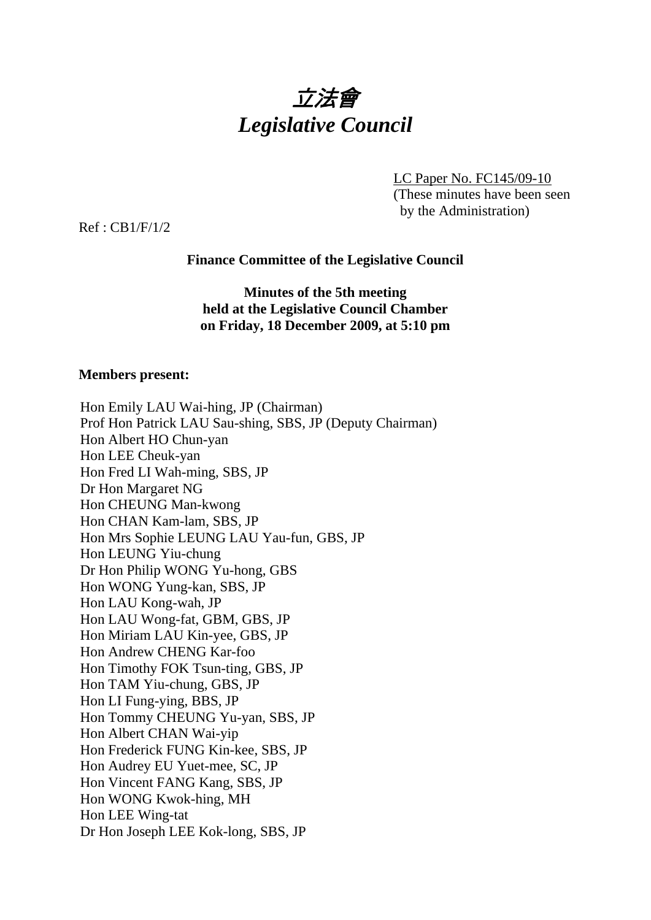# *立法會*
# *Legislative Council*

LC Paper No. FC145/09-10
(These minutes have been seen by the Administration)

Ref : CB1/F/1/2

**Finance Committee of the Legislative Council**

**Minutes of the 5th meeting held at the Legislative Council Chamber on Friday, 18 December 2009, at 5:10 pm**

**Members present:**

Hon Emily LAU Wai-hing, JP (Chairman)
Prof Hon Patrick LAU Sau-shing, SBS, JP (Deputy Chairman)
Hon Albert HO Chun-yan
Hon LEE Cheuk-yan
Hon Fred LI Wah-ming, SBS, JP
Dr Hon Margaret NG
Hon CHEUNG Man-kwong
Hon CHAN Kam-lam, SBS, JP
Hon Mrs Sophie LEUNG LAU Yau-fun, GBS, JP
Hon LEUNG Yiu-chung
Dr Hon Philip WONG Yu-hong, GBS
Hon WONG Yung-kan, SBS, JP
Hon LAU Kong-wah, JP
Hon LAU Wong-fat, GBM, GBS, JP
Hon Miriam LAU Kin-yee, GBS, JP
Hon Andrew CHENG Kar-foo
Hon Timothy FOK Tsun-ting, GBS, JP
Hon TAM Yiu-chung, GBS, JP
Hon LI Fung-ying, BBS, JP
Hon Tommy CHEUNG Yu-yan, SBS, JP
Hon Albert CHAN Wai-yip
Hon Frederick FUNG Kin-kee, SBS, JP
Hon Audrey EU Yuet-mee, SC, JP
Hon Vincent FANG Kang, SBS, JP
Hon WONG Kwok-hing, MH
Hon LEE Wing-tat
Dr Hon Joseph LEE Kok-long, SBS, JP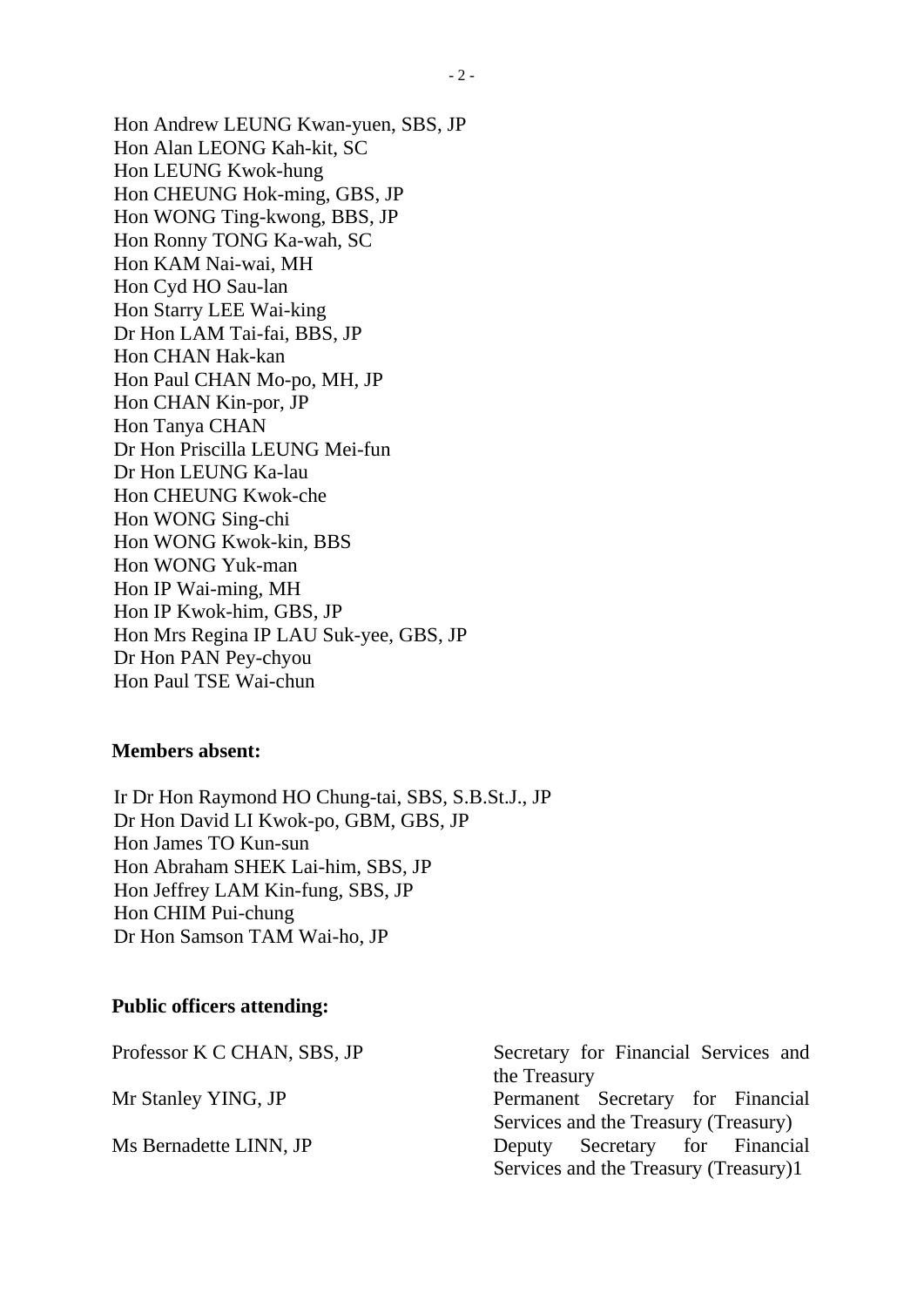Hon Andrew LEUNG Kwan-yuen, SBS, JP
Hon Alan LEONG Kah-kit, SC
Hon LEUNG Kwok-hung
Hon CHEUNG Hok-ming, GBS, JP
Hon WONG Ting-kwong, BBS, JP
Hon Ronny TONG Ka-wah, SC
Hon KAM Nai-wai, MH
Hon Cyd HO Sau-lan
Hon Starry LEE Wai-king
Dr Hon LAM Tai-fai, BBS, JP
Hon CHAN Hak-kan
Hon Paul CHAN Mo-po, MH, JP
Hon CHAN Kin-por, JP
Hon Tanya CHAN
Dr Hon Priscilla LEUNG Mei-fun
Dr Hon LEUNG Ka-lau
Hon CHEUNG Kwok-che
Hon WONG Sing-chi
Hon WONG Kwok-kin, BBS
Hon WONG Yuk-man
Hon IP Wai-ming, MH
Hon IP Kwok-him, GBS, JP
Hon Mrs Regina IP LAU Suk-yee, GBS, JP
Dr Hon PAN Pey-chyou
Hon Paul TSE Wai-chun

**Members absent:**

Ir Dr Hon Raymond HO Chung-tai, SBS, S.B.St.J., JP
Dr Hon David LI Kwok-po, GBM, GBS, JP
Hon James TO Kun-sun
Hon Abraham SHEK Lai-him, SBS, JP
Hon Jeffrey LAM Kin-fung, SBS, JP
Hon CHIM Pui-chung
Dr Hon Samson TAM Wai-ho, JP

**Public officers attending:**

| | |
|---|---|
| Professor K C CHAN, SBS, JP | Secretary for Financial Services and the Treasury |
| Mr Stanley YING, JP | Permanent Secretary for Financial Services and the Treasury (Treasury) |
| Ms Bernadette LINN, JP | Deputy Secretary for Financial Services and the Treasury (Treasury)1 |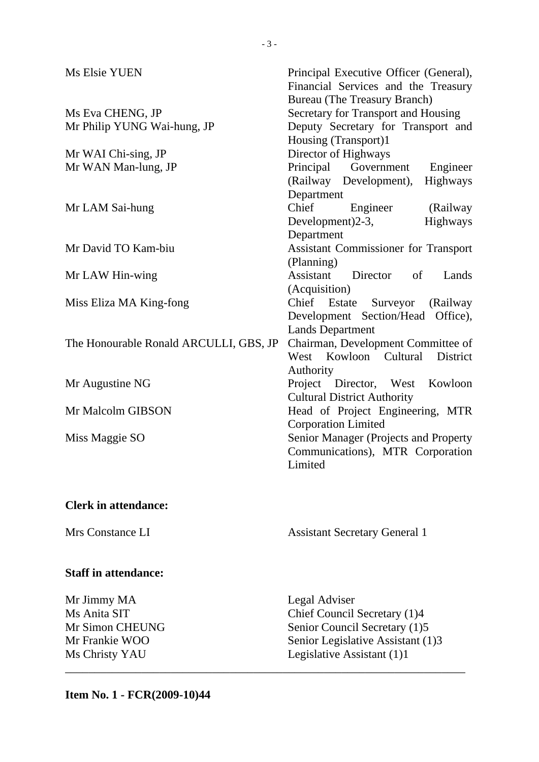| | |
|---|---|
| Ms Elsie YUEN | Principal Executive Officer (General), Financial Services and the Treasury Bureau (The Treasury Branch) |
| Ms Eva CHENG, JP | Secretary for Transport and Housing |
| Mr Philip YUNG Wai-hung, JP | Deputy Secretary for Transport and Housing (Transport)1 |
| Mr WAI Chi-sing, JP | Director of Highways |
| Mr WAN Man-lung, JP | Principal Government Engineer (Railway Development), Highways Department |
| Mr LAM Sai-hung | Chief Engineer (Railway Development)2-3, Highways Department |
| Mr David TO Kam-biu | Assistant Commissioner for Transport (Planning) |
| Mr LAW Hin-wing | Assistant Director of Lands (Acquisition) |
| Miss Eliza MA King-fong | Chief Estate Surveyor (Railway Development Section/Head Office), Lands Department |
| The Honourable Ronald ARCULLI, GBS, JP | Chairman, Development Committee of West Kowloon Cultural District Authority |
| Mr Augustine NG | Project Director, West Kowloon Cultural District Authority |
| Mr Malcolm GIBSON | Head of Project Engineering, MTR Corporation Limited |
| Miss Maggie SO | Senior Manager (Projects and Property Communications), MTR Corporation Limited |

**Clerk in attendance:**

| | |
|---|---|
| Mrs Constance LI | Assistant Secretary General 1 |

**Staff in attendance:**

| | |
|---|---|
| Mr Jimmy MA | Legal Adviser |
| Ms Anita SIT | Chief Council Secretary (1)4 |
| Mr Simon CHEUNG | Senior Council Secretary (1)5 |
| Mr Frankie WOO | Senior Legislative Assistant (1)3 |
| Ms Christy YAU | Legislative Assistant (1)1 |

---

**Item No. 1 - FCR(2009-10)44**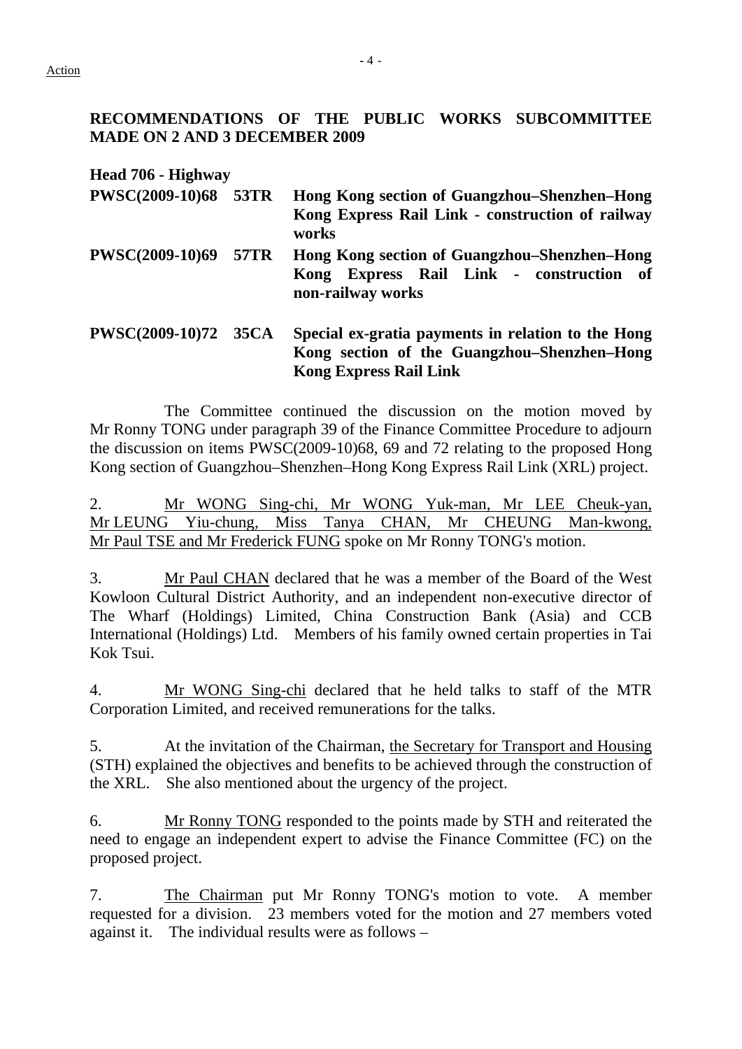Action

**RECOMMENDATIONS OF THE PUBLIC WORKS SUBCOMMITTEE MADE ON 2 AND 3 DECEMBER 2009**

**Head 706 - Highway**

**PWSC(2009-10)68 53TR Hong Kong section of Guangzhou–Shenzhen–Hong Kong Express Rail Link - construction of railway works**

**PWSC(2009-10)69 57TR Hong Kong section of Guangzhou–Shenzhen–Hong Kong Express Rail Link - construction of non-railway works**

**PWSC(2009-10)72 35CA Special ex-gratia payments in relation to the Hong Kong section of the Guangzhou–Shenzhen–Hong Kong Express Rail Link**

The Committee continued the discussion on the motion moved by Mr Ronny TONG under paragraph 39 of the Finance Committee Procedure to adjourn the discussion on items PWSC(2009-10)68, 69 and 72 relating to the proposed Hong Kong section of Guangzhou–Shenzhen–Hong Kong Express Rail Link (XRL) project.

2. Mr WONG Sing-chi, Mr WONG Yuk-man, Mr LEE Cheuk-yan, Mr LEUNG Yiu-chung, Miss Tanya CHAN, Mr CHEUNG Man-kwong, Mr Paul TSE and Mr Frederick FUNG spoke on Mr Ronny TONG's motion.

3. Mr Paul CHAN declared that he was a member of the Board of the West Kowloon Cultural District Authority, and an independent non-executive director of The Wharf (Holdings) Limited, China Construction Bank (Asia) and CCB International (Holdings) Ltd. Members of his family owned certain properties in Tai Kok Tsui.

4. Mr WONG Sing-chi declared that he held talks to staff of the MTR Corporation Limited, and received remunerations for the talks.

5. At the invitation of the Chairman, the Secretary for Transport and Housing (STH) explained the objectives and benefits to be achieved through the construction of the XRL. She also mentioned about the urgency of the project.

6. Mr Ronny TONG responded to the points made by STH and reiterated the need to engage an independent expert to advise the Finance Committee (FC) on the proposed project.

7. The Chairman put Mr Ronny TONG's motion to vote. A member requested for a division. 23 members voted for the motion and 27 members voted against it. The individual results were as follows –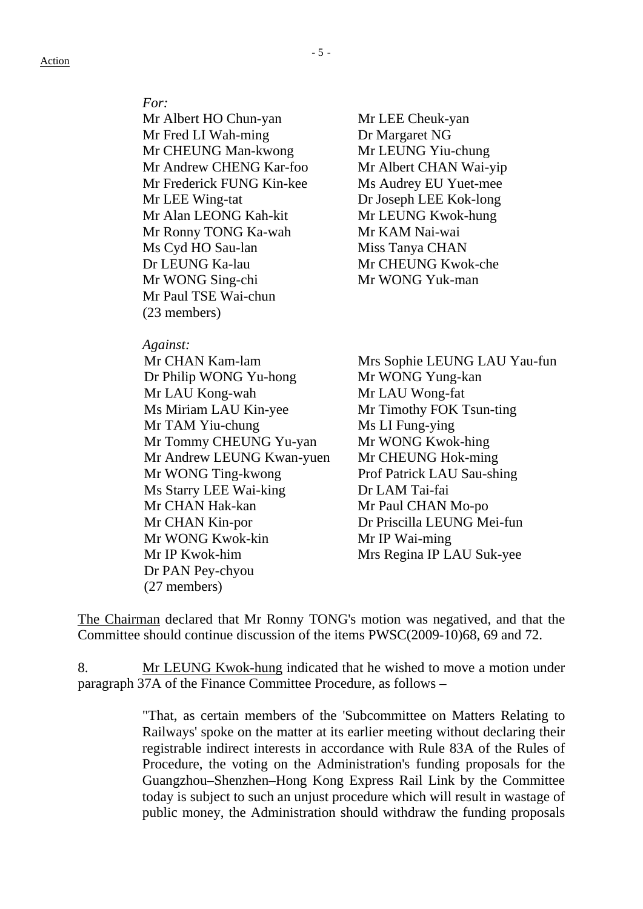*For:*

Mr Albert HO Chun-yan
Mr Fred LI Wah-ming
Mr CHEUNG Man-kwong
Mr Andrew CHENG Kar-foo
Mr Frederick FUNG Kin-kee
Mr LEE Wing-tat
Mr Alan LEONG Kah-kit
Mr Ronny TONG Ka-wah
Ms Cyd HO Sau-lan
Dr LEUNG Ka-lau
Mr WONG Sing-chi
Mr Paul TSE Wai-chun
Mr LEE Cheuk-yan
Dr Margaret NG
Mr LEUNG Yiu-chung
Mr Albert CHAN Wai-yip
Ms Audrey EU Yuet-mee
Dr Joseph LEE Kok-long
Mr LEUNG Kwok-hung
Mr KAM Nai-wai
Miss Tanya CHAN
Mr CHEUNG Kwok-che
Mr WONG Yuk-man
(23 members)

*Against:*

Mr CHAN Kam-lam
Dr Philip WONG Yu-hong
Mr LAU Kong-wah
Ms Miriam LAU Kin-yee
Mr TAM Yiu-chung
Mr Tommy CHEUNG Yu-yan
Mr Andrew LEUNG Kwan-yuen
Mr WONG Ting-kwong
Ms Starry LEE Wai-king
Mr CHAN Hak-kan
Mr CHAN Kin-por
Mr WONG Kwok-kin
Mr IP Kwok-him
Dr PAN Pey-chyou
Mrs Sophie LEUNG LAU Yau-fun
Mr WONG Yung-kan
Mr LAU Wong-fat
Mr Timothy FOK Tsun-ting
Ms LI Fung-ying
Mr WONG Kwok-hing
Mr CHEUNG Hok-ming
Prof Patrick LAU Sau-shing
Dr LAM Tai-fai
Mr Paul CHAN Mo-po
Dr Priscilla LEUNG Mei-fun
Mr IP Wai-ming
Mrs Regina IP LAU Suk-yee
(27 members)

The Chairman declared that Mr Ronny TONG's motion was negatived, and that the Committee should continue discussion of the items PWSC(2009-10)68, 69 and 72.

8. Mr LEUNG Kwok-hung indicated that he wished to move a motion under paragraph 37A of the Finance Committee Procedure, as follows –

> "That, as certain members of the 'Subcommittee on Matters Relating to Railways' spoke on the matter at its earlier meeting without declaring their registrable indirect interests in accordance with Rule 83A of the Rules of Procedure, the voting on the Administration's funding proposals for the Guangzhou–Shenzhen–Hong Kong Express Rail Link by the Committee today is subject to such an unjust procedure which will result in wastage of public money, the Administration should withdraw the funding proposals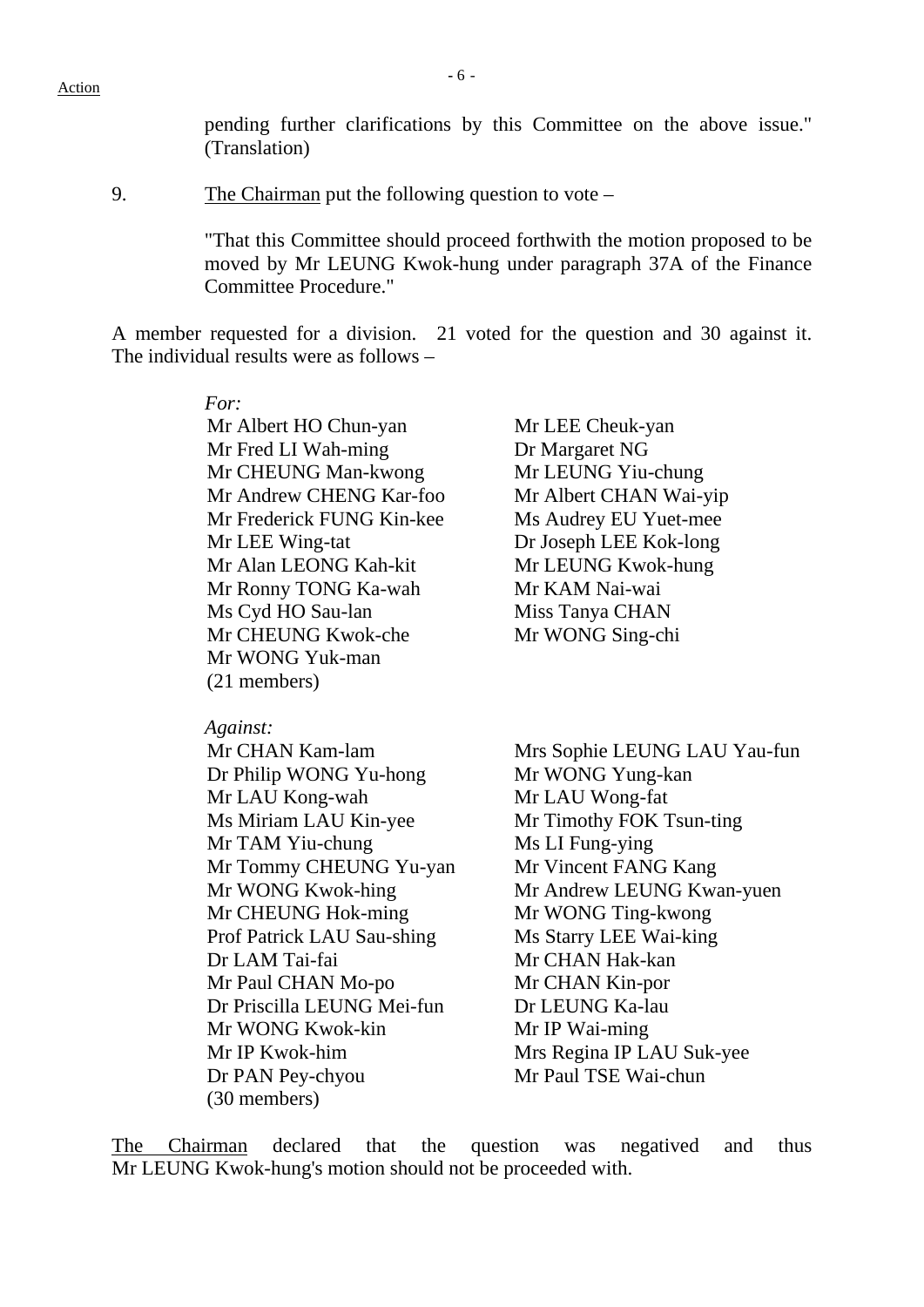Action

pending further clarifications by this Committee on the above issue." (Translation)

9. The Chairman put the following question to vote –

"That this Committee should proceed forthwith the motion proposed to be moved by Mr LEUNG Kwok-hung under paragraph 37A of the Finance Committee Procedure."

A member requested for a division. 21 voted for the question and 30 against it. The individual results were as follows –

*For:*

| | |
|---|---|
| Mr Albert HO Chun-yan | Mr LEE Cheuk-yan |
| Mr Fred LI Wah-ming | Dr Margaret NG |
| Mr CHEUNG Man-kwong | Mr LEUNG Yiu-chung |
| Mr Andrew CHENG Kar-foo | Mr Albert CHAN Wai-yip |
| Mr Frederick FUNG Kin-kee | Ms Audrey EU Yuet-mee |
| Mr LEE Wing-tat | Dr Joseph LEE Kok-long |
| Mr Alan LEONG Kah-kit | Mr LEUNG Kwok-hung |
| Mr Ronny TONG Ka-wah | Mr KAM Nai-wai |
| Ms Cyd HO Sau-lan | Miss Tanya CHAN |
| Mr CHEUNG Kwok-che | Mr WONG Sing-chi |
| Mr WONG Yuk-man | |
| (21 members) | |

*Against:*

| | |
|---|---|
| Mr CHAN Kam-lam | Mrs Sophie LEUNG LAU Yau-fun |
| Dr Philip WONG Yu-hong | Mr WONG Yung-kan |
| Mr LAU Kong-wah | Mr LAU Wong-fat |
| Ms Miriam LAU Kin-yee | Mr Timothy FOK Tsun-ting |
| Mr TAM Yiu-chung | Ms LI Fung-ying |
| Mr Tommy CHEUNG Yu-yan | Mr Vincent FANG Kang |
| Mr WONG Kwok-hing | Mr Andrew LEUNG Kwan-yuen |
| Mr CHEUNG Hok-ming | Mr WONG Ting-kwong |
| Prof Patrick LAU Sau-shing | Ms Starry LEE Wai-king |
| Dr LAM Tai-fai | Mr CHAN Hak-kan |
| Mr Paul CHAN Mo-po | Mr CHAN Kin-por |
| Dr Priscilla LEUNG Mei-fun | Dr LEUNG Ka-lau |
| Mr WONG Kwok-kin | Mr IP Wai-ming |
| Mr IP Kwok-him | Mrs Regina IP LAU Suk-yee |
| Dr PAN Pey-chyou | Mr Paul TSE Wai-chun |
| (30 members) | |

The Chairman declared that the question was negatived and thus Mr LEUNG Kwok-hung's motion should not be proceeded with.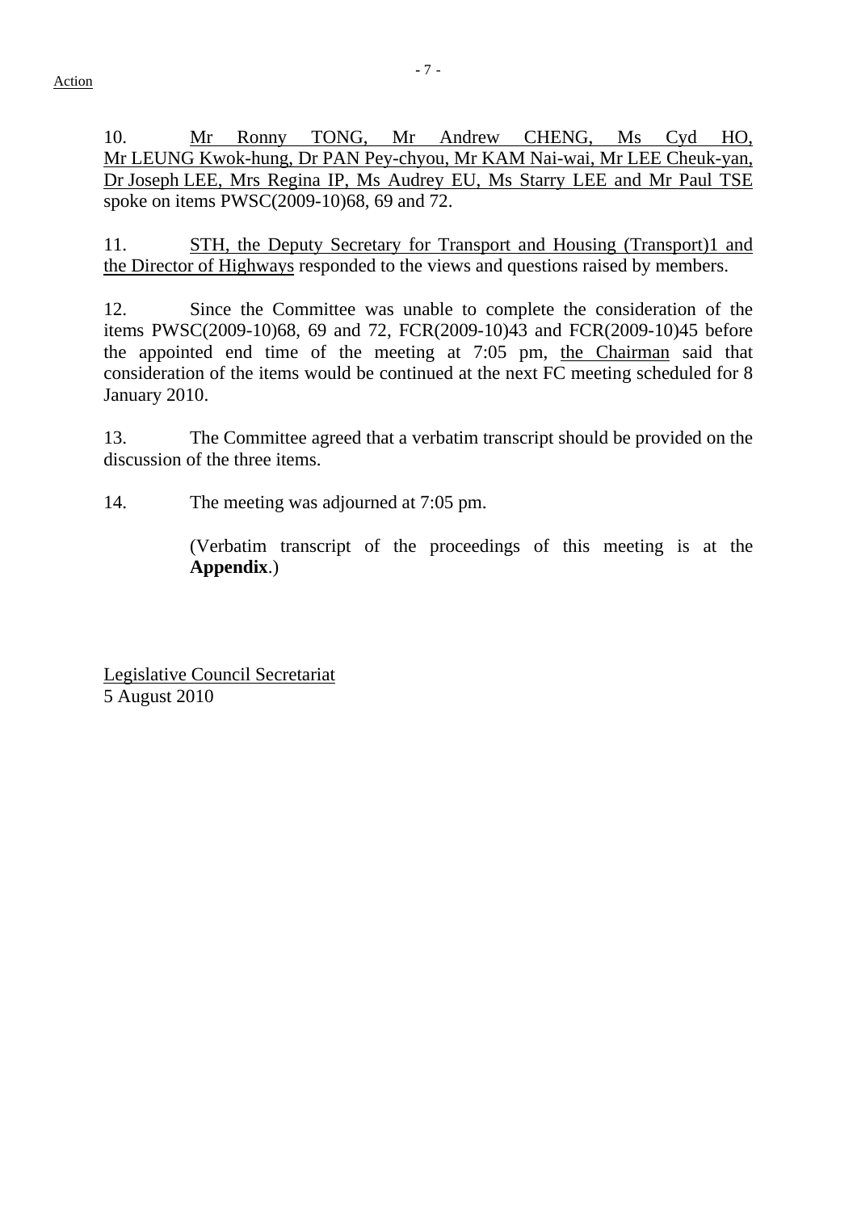Action

10. Mr Ronny TONG, Mr Andrew CHENG, Ms Cyd HO, Mr LEUNG Kwok-hung, Dr PAN Pey-chyou, Mr KAM Nai-wai, Mr LEE Cheuk-yan, Dr Joseph LEE, Mrs Regina IP, Ms Audrey EU, Ms Starry LEE and Mr Paul TSE spoke on items PWSC(2009-10)68, 69 and 72.

11. STH, the Deputy Secretary for Transport and Housing (Transport)1 and the Director of Highways responded to the views and questions raised by members.

12. Since the Committee was unable to complete the consideration of the items PWSC(2009-10)68, 69 and 72, FCR(2009-10)43 and FCR(2009-10)45 before the appointed end time of the meeting at 7:05 pm, the Chairman said that consideration of the items would be continued at the next FC meeting scheduled for 8 January 2010.

13. The Committee agreed that a verbatim transcript should be provided on the discussion of the three items.

14. The meeting was adjourned at 7:05 pm.

(Verbatim transcript of the proceedings of this meeting is at the **Appendix**.)

Legislative Council Secretariat
5 August 2010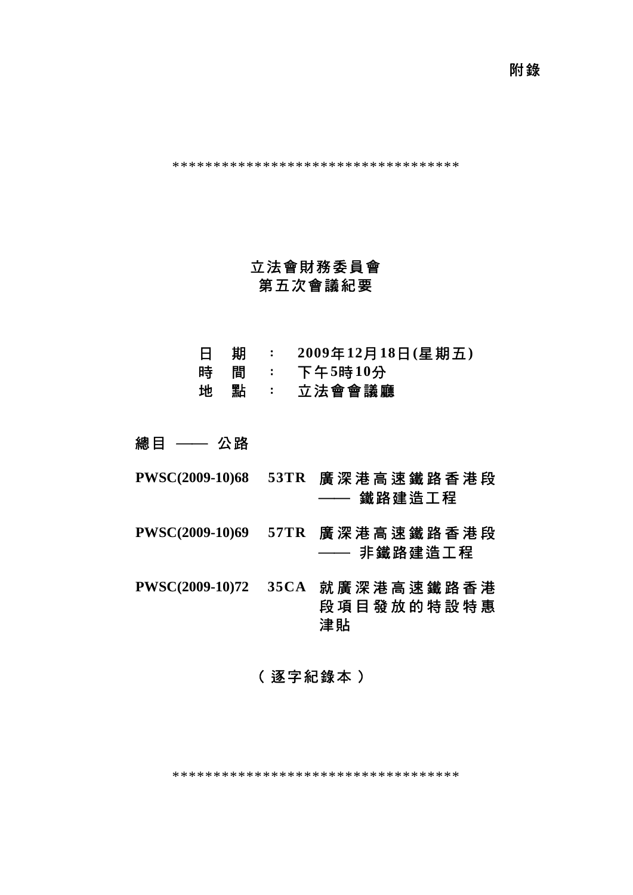附錄

************************************

# 立法會財務委員會
# 第五次會議紀要

日　期　：　2009年12月18日(星期五)
時　間　：　下午5時10分
地　點　：　立法會會議廳

**總目 —— 公路**

**PWSC(2009-10)68　53TR　廣深港高速鐵路香港段 —— 鐵路建造工程**

**PWSC(2009-10)69　57TR　廣深港高速鐵路香港段 —— 非鐵路建造工程**

**PWSC(2009-10)72　35CA　就廣深港高速鐵路香港段項目發放的特設特惠津貼**

（逐字紀錄本）

************************************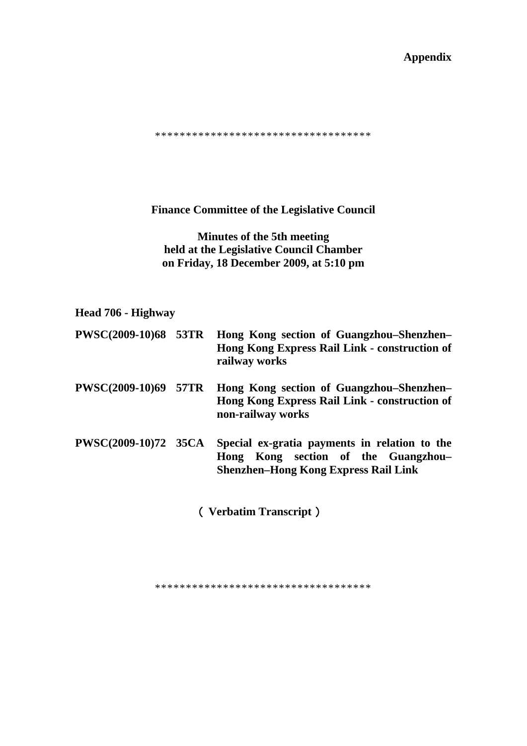**Appendix**

\*\*\*\*\*\*\*\*\*\*\*\*\*\*\*\*\*\*\*\*\*\*\*\*\*\*\*\*\*\*\*\*\*\*

**Finance Committee of the Legislative Council**

**Minutes of the 5th meeting held at the Legislative Council Chamber on Friday, 18 December 2009, at 5:10 pm**

**Head 706 - Highway**

| | | |
|---|---|---|
| **PWSC(2009-10)68** | **53TR** | **Hong Kong section of Guangzhou–Shenzhen–Hong Kong Express Rail Link - construction of railway works** |
| **PWSC(2009-10)69** | **57TR** | **Hong Kong section of Guangzhou–Shenzhen–Hong Kong Express Rail Link - construction of non-railway works** |
| **PWSC(2009-10)72** | **35CA** | **Special ex-gratia payments in relation to the Hong Kong section of the Guangzhou–Shenzhen–Hong Kong Express Rail Link** |

**（ Verbatim Transcript ）**

\*\*\*\*\*\*\*\*\*\*\*\*\*\*\*\*\*\*\*\*\*\*\*\*\*\*\*\*\*\*\*\*\*\*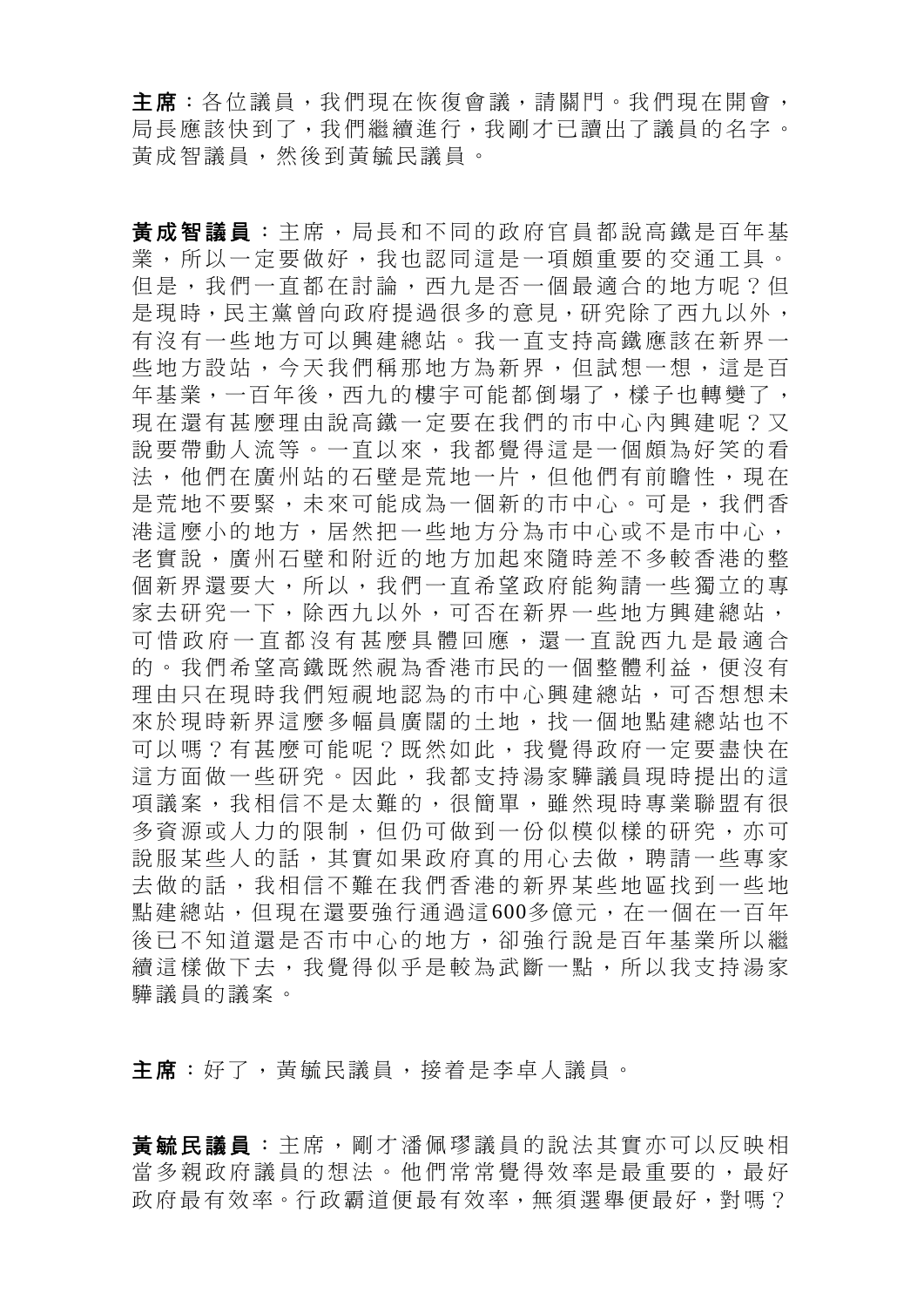**主席**：各位議員，我們現在恢復會議，請關門。我們現在開會，局長應該快到了，我們繼續進行，我剛才已讀出了議員的名字。黃成智議員，然後到黃毓民議員。

**黃成智議員**：主席，局長和不同的政府官員都說高鐵是百年基業，所以一定要做好，我也認同這是一項頗重要的交通工具。但是，我們一直都在討論，西九是否一個最適合的地方呢？但是現時，民主黨曾向政府提過很多的意見，研究除了西九以外，有沒有一些地方可以興建總站。我一直支持高鐵應該在新界一些地方設站，今天我們稱那地方為新界，但試想一想，這是百年基業，一百年後，西九的樓宇可能都倒塌了，樣子也轉變了，現在還有甚麼理由說高鐵一定要在我們的市中心內興建呢？又說要帶動人流等。一直以來，我都覺得這是一個頗為好笑的看法，他們在廣州站的石壁是荒地一片，但他們有前瞻性，現在是荒地不要緊，未來可能成為一個新的市中心。可是，我們香港這麼小的地方，居然把一些地方分為市中心或不是市中心，老實說，廣州石壁和附近的地方加起來隨時差不多較香港的整個新界還要大，所以，我們一直希望政府能夠請一些獨立的專家去研究一下，除西九以外，可否在新界一些地方興建總站，可惜政府一直都沒有甚麼具體回應，還一直說西九是最適合的。我們希望高鐵既然視為香港市民的一個整體利益，便沒有理由只在現時我們短視地認為的市中心興建總站，可否想想未來於現時新界這麼多幅員廣闊的土地，找一個地點建總站也不可以嗎？有甚麼可能呢？既然如此，我覺得政府一定要盡快在這方面做一些研究。因此，我都支持湯家驊議員現時提出的這項議案，我相信不是太難的，很簡單，雖然現時專業聯盟有很多資源或人力的限制，但仍可做到一份似模似樣的研究，亦可說服某些人的話，其實如果政府真的用心去做，聘請一些專家去做的話，我相信不難在我們香港的新界某些地區找到一些地點建總站，但現在還要強行通過這600多億元，在一個在一百年後已不知道還是否市中心的地方，卻強行說是百年基業所以繼續這樣做下去，我覺得似乎是較為武斷一點，所以我支持湯家驊議員的議案。

**主席**：好了，黃毓民議員，接着是李卓人議員。

**黃毓民議員**：主席，剛才潘佩璆議員的說法其實亦可以反映相當多親政府議員的想法。他們常常覺得效率是最重要的，最好政府最有效率。行政霸道便最有效率，無須選舉便最好，對嗎？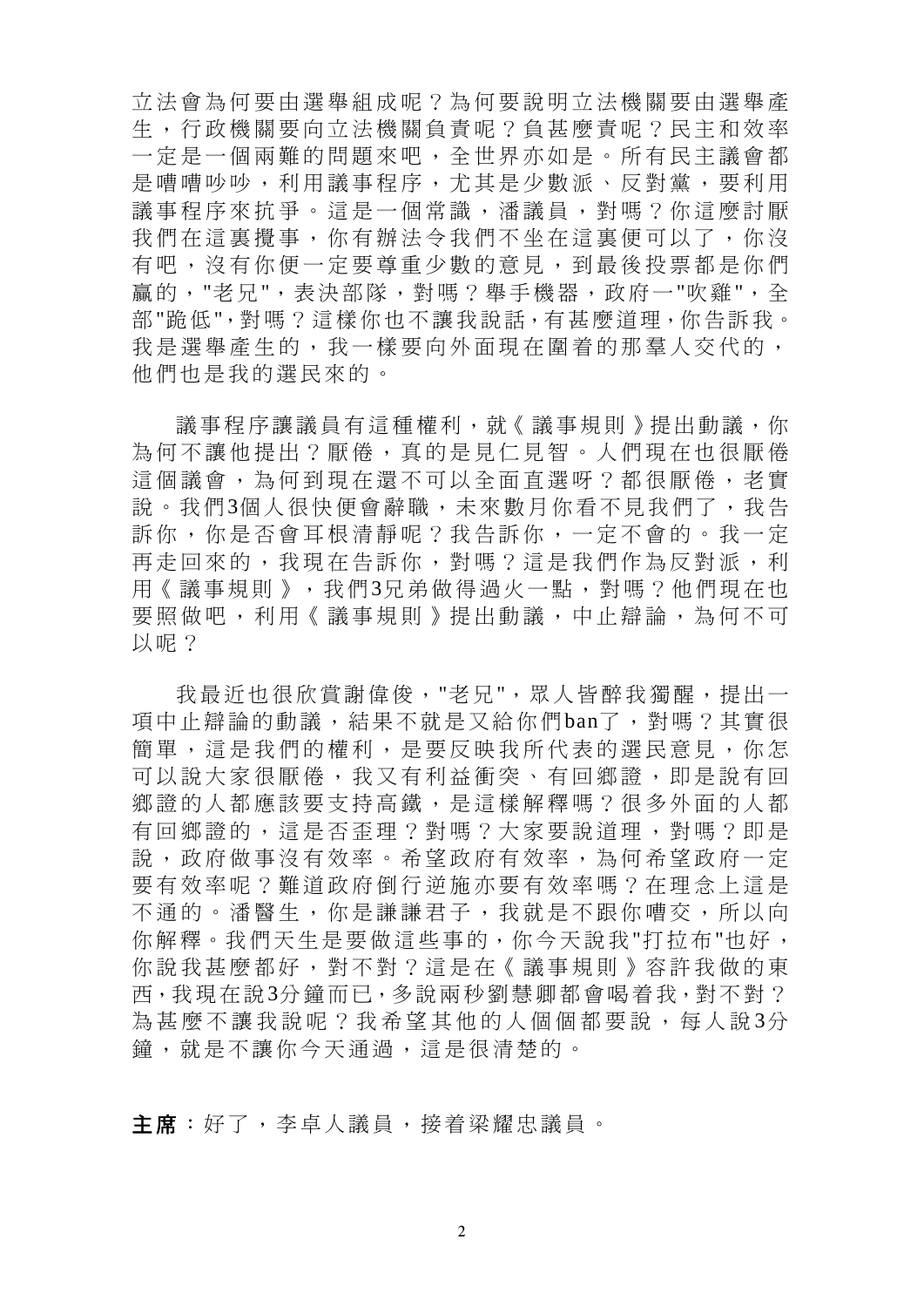立法會為何要由選舉組成呢？為何要說明立法機關要由選舉產生，行政機關要向立法機關負責呢？負甚麼責呢？民主和效率一定是一個兩難的問題來吧，全世界亦如是。所有民主議會都是嘈嘈吵吵，利用議事程序，尤其是少數派、反對黨，要利用議事程序來抗爭。這是一個常識，潘議員，對嗎？你這麼討厭我們在這裏攪事，你有辦法令我們不坐在這裏便可以了，你沒有吧，沒有你便一定要尊重少數的意見，到最後投票都是你們贏的，"老兄"，表決部隊，對嗎？舉手機器，政府一"吹雞"，全部"跪低"，對嗎？這樣你也不讓我說話，有甚麼道理，你告訴我。我是選舉產生的，我一樣要向外面現在圍着的那羣人交代的，他們也是我的選民來的。

議事程序讓議員有這種權利，就《議事規則》提出動議，你為何不讓他提出？厭倦，真的是見仁見智。人們現在也很厭倦這個議會，為何到現在還不可以全面直選呀？都很厭倦，老實說。我們3個人很快便會辭職，未來數月你看不見我們了，我告訴你，你是否會耳根清靜呢？我告訴你，一定不會的。我一定再走回來的，我現在告訴你，對嗎？這是我們作為反對派，利用《議事規則》，我們3兄弟做得過火一點，對嗎？他們現在也要照做吧，利用《議事規則》提出動議，中止辯論，為何不可以呢？

我最近也很欣賞謝偉俊，"老兄"，眾人皆醉我獨醒，提出一項中止辯論的動議，結果不就是又給你們ban了，對嗎？其實很簡單，這是我們的權利，是要反映我所代表的選民意見，你怎可以說大家很厭倦，我又有利益衝突、有回鄉證，即是說有回鄉證的人都應該要支持高鐵，是這樣解釋嗎？很多外面的人都有回鄉證的，這是否歪理？對嗎？大家要說道理，對嗎？即是說，政府做事沒有效率。希望政府有效率，為何希望政府一定要有效率呢？難道政府倒行逆施亦要有效率嗎？在理念上這是不通的。潘醫生，你是謙謙君子，我就是不跟你嘈交，所以向你解釋。我們天生是要做這些事的，你今天說我"打拉布"也好，你說我甚麼都好，對不對？這是在《議事規則》容許我做的東西，我現在說3分鐘而已，多說兩秒劉慧卿都會喝着我，對不對？為甚麼不讓我說呢？我希望其他的人個個都要說，每人說3分鐘，就是不讓你今天通過，這是很清楚的。

**主席**：好了，李卓人議員，接着梁耀忠議員。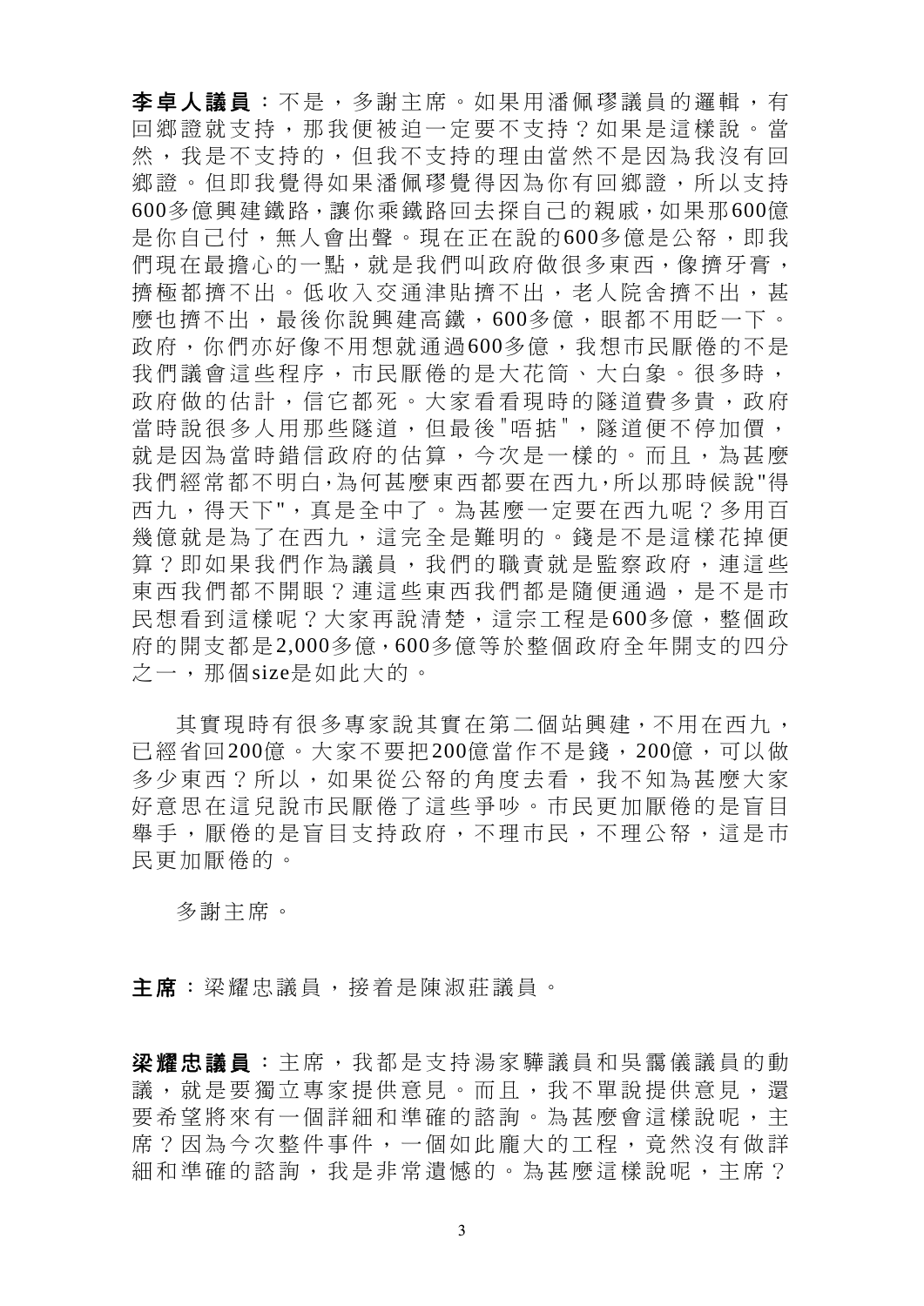**李卓人議員**：不是，多謝主席。如果用潘佩璆議員的邏輯，有回鄉證就支持，那我便被迫一定要不支持？如果是這樣說。當然，我是不支持的，但我不支持的理由當然不是因為我沒有回鄉證。但即我覺得如果潘佩璆覺得因為你有回鄉證，所以支持600多億興建鐵路，讓你乘鐵路回去探自己的親戚，如果那600億是你自己付，無人會出聲。現在正在說的600多億是公帑，即我們現在最擔心的一點，就是我們叫政府做很多東西，像擠牙膏，擠極都擠不出。低收入交通津貼擠不出，老人院舍擠不出，甚麼也擠不出，最後你說興建高鐵，600多億，眼都不用眨一下。政府，你們亦好像不用想就通過600多億，我想市民厭倦的不是我們議會這些程序，市民厭倦的是大花筒、大白象。很多時，政府做的估計，信它都死。大家看看現時的隧道費多貴，政府當時說很多人用那些隧道，但最後"唔掂"，隧道便不停加價，就是因為當時錯信政府的估算，今次是一樣的。而且，為甚麼我們經常都不明白，為何甚麼東西都要在西九，所以那時候說"得西九，得天下"，真是全中了。為甚麼一定要在西九呢？多用百幾億就是為了在西九，這完全是難明的。錢是不是這樣花掉便算？即如果我們作為議員，我們的職責就是監察政府，連這些東西我們都不開眼？連這些東西我們都是隨便通過，是不是市民想看到這樣呢？大家再說清楚，這宗工程是600多億，整個政府的開支都是2,000多億，600多億等於整個政府全年開支的四分之一，那個size是如此大的。

其實現時有很多專家說其實在第二個站興建，不用在西九，已經省回200億。大家不要把200億當作不是錢，200億，可以做多少東西？所以，如果從公帑的角度去看，我不知為甚麼大家好意思在這兒說市民厭倦了這些爭吵。市民更加厭倦的是盲目舉手，厭倦的是盲目支持政府，不理市民，不理公帑，這是市民更加厭倦的。

多謝主席。

**主席**：梁耀忠議員，接着是陳淑莊議員。

**梁耀忠議員**：主席，我都是支持湯家驊議員和吳靄儀議員的動議，就是要獨立專家提供意見。而且，我不單說提供意見，還要希望將來有一個詳細和準確的諮詢。為甚麼會這樣說呢，主席？因為今次整件事件，一個如此龐大的工程，竟然沒有做詳細和準確的諮詢，我是非常遺憾的。為甚麼這樣說呢，主席？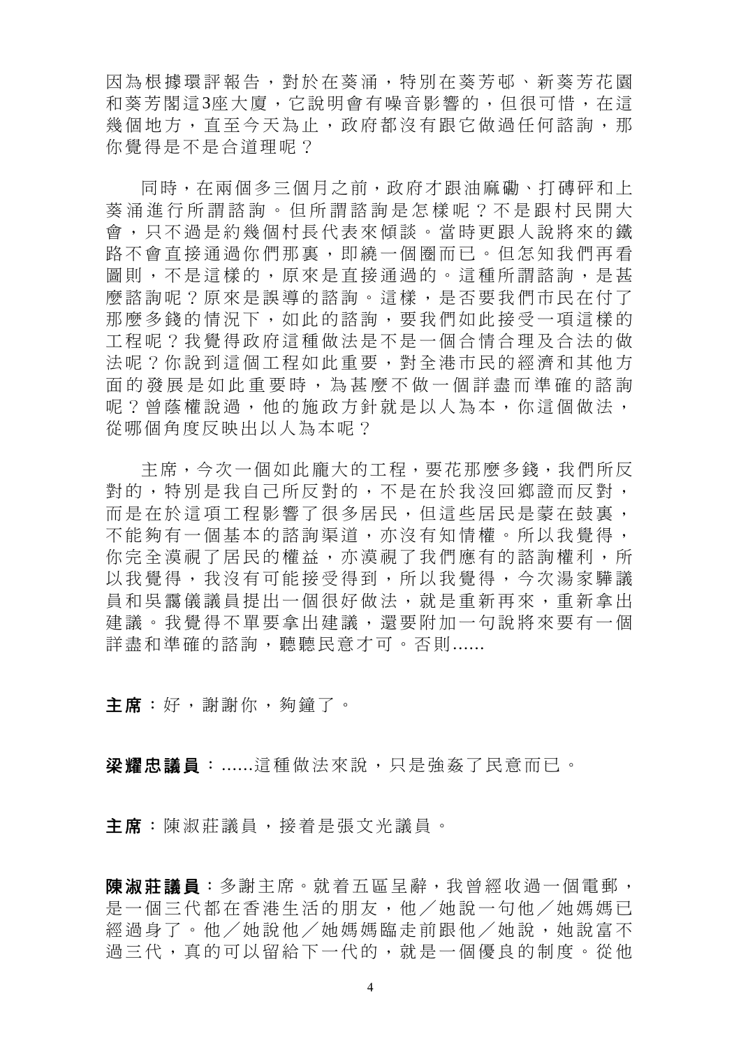因為根據環評報告，對於在葵涌，特別在葵芳邨、新葵芳花園和葵芳閣這3座大廈，它說明會有噪音影響的，但很可惜，在這幾個地方，直至今天為止，政府都沒有跟它做過任何諮詢，那你覺得是不是合道理呢？

同時，在兩個多三個月之前，政府才跟油麻磡、打磚砰和上葵涌進行所謂諮詢。但所謂諮詢是怎樣呢？不是跟村民開大會，只不過是約幾個村長代表來傾談。當時更跟人說將來的鐵路不會直接通過你們那裏，即繞一個圈而已。但怎知我們再看圖則，不是這樣的，原來是直接通過的。這種所謂諮詢，是甚麼諮詢呢？原來是誤導的諮詢。這樣，是否要我們市民在付了那麼多錢的情況下，如此的諮詢，要我們如此接受一項這樣的工程呢？我覺得政府這種做法是不是一個合情合理及合法的做法呢？你說到這個工程如此重要，對全港市民的經濟和其他方面的發展是如此重要時，為甚麼不做一個詳盡而準確的諮詢呢？曾蔭權說過，他的施政方針就是以人為本，你這個做法，從哪個角度反映出以人為本呢？

主席，今次一個如此龐大的工程，要花那麼多錢，我們所反對的，特別是我自己所反對的，不是在於我沒回鄉證而反對，而是在於這項工程影響了很多居民，但這些居民是蒙在鼓裏，不能夠有一個基本的諮詢渠道，亦沒有知情權。所以我覺得，你完全漠視了居民的權益，亦漠視了我們應有的諮詢權利，所以我覺得，我沒有可能接受得到，所以我覺得，今次湯家驊議員和吳靄儀議員提出一個很好做法，就是重新再來，重新拿出建議。我覺得不單要拿出建議，還要附加一句說將來要有一個詳盡和準確的諮詢，聽聽民意才可。否則......

**主席**：好，謝謝你，夠鐘了。

**梁耀忠議員**：......這種做法來說，只是強姦了民意而已。

**主席**：陳淑莊議員，接着是張文光議員。

**陳淑莊議員**：多謝主席。就着五區呈辭，我曾經收過一個電郵，是一個三代都在香港生活的朋友，他／她說一句他／她媽媽已經過身了。他／她說他／她媽媽臨走前跟他／她說，她說富不過三代，真的可以留給下一代的，就是一個優良的制度。從他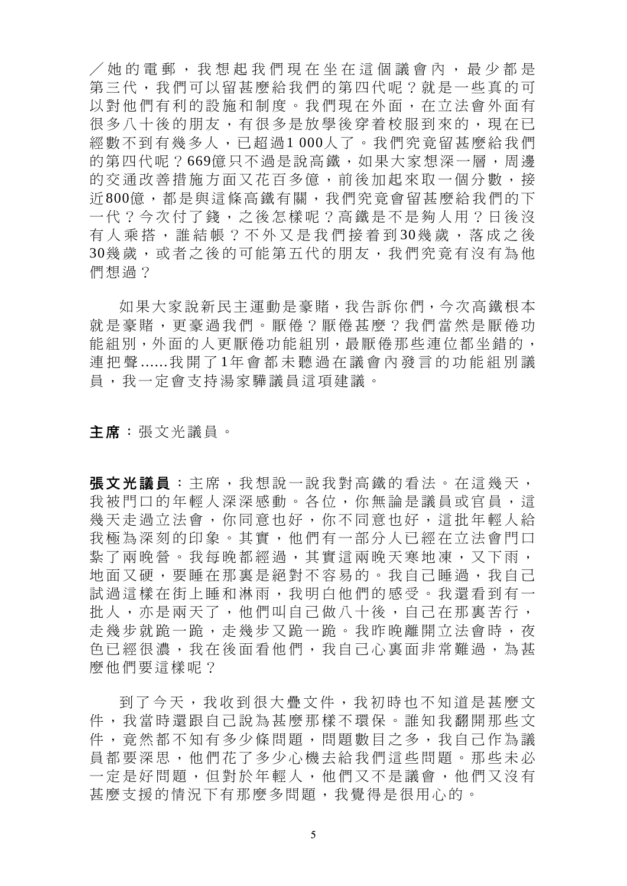╱她的電郵，我想起我們現在坐在這個議會內，最少都是第三代，我們可以留甚麼給我們的第四代呢？就是一些真的可以對他們有利的設施和制度。我們現在外面，在立法會外面有很多八十後的朋友，有很多是放學後穿着校服到來的，現在已經數不到有幾多人，已超過1 000人了。我們究竟留甚麼給我們的第四代呢？669億只不過是說高鐵，如果大家想深一層，周邊的交通改善措施方面又花百多億，前後加起來取一個分數，接近800億，都是與這條高鐵有關，我們究竟會留甚麼給我們的下一代？今次付了錢，之後怎樣呢？高鐵是不是夠人用？日後沒有人乘搭，誰結帳？不外又是我們接着到30幾歲，落成之後30幾歲，或者之後的可能第五代的朋友，我們究竟有沒有為他們想過？

如果大家說新民主運動是豪賭，我告訴你們，今次高鐵根本就是豪賭，更豪過我們。厭倦？厭倦甚麼？我們當然是厭倦功能組別，外面的人更厭倦功能組別，最厭倦那些連位都坐錯的，連把聲......我開了1年會都未聽過在議會內發言的功能組別議員，我一定會支持湯家驊議員這項建議。

**主席**：張文光議員。

**張文光議員**：主席，我想說一說我對高鐵的看法。在這幾天，我被門口的年輕人深深感動。各位，你無論是議員或官員，這幾天走過立法會，你同意也好，你不同意也好，這批年輕人給我極為深刻的印象。其實，他們有一部分人已經在立法會門口紮了兩晚營。我每晚都經過，其實這兩晚天寒地凍，又下雨，地面又硬，要睡在那裏是絕對不容易的。我自己睡過，我自己試過這樣在街上睡和淋雨，我明白他們的感受。我還看到有一批人，亦是兩天了，他們叫自己做八十後，自己在那裏苦行，走幾步就跪一跪，走幾步又跪一跪。我昨晚離開立法會時，夜色已經很濃，我在後面看他們，我自己心裏面非常難過，為甚麼他們要這樣呢？

到了今天，我收到很大疊文件，我初時也不知道是甚麼文件，我當時還跟自己說為甚麼那樣不環保。誰知我翻開那些文件，竟然都不知有多少條問題，問題數目之多，我自己作為議員都要深思，他們花了多少心機去給我們這些問題。那些未必一定是好問題，但對於年輕人，他們又不是議會，他們又沒有甚麼支援的情況下有那麼多問題，我覺得是很用心的。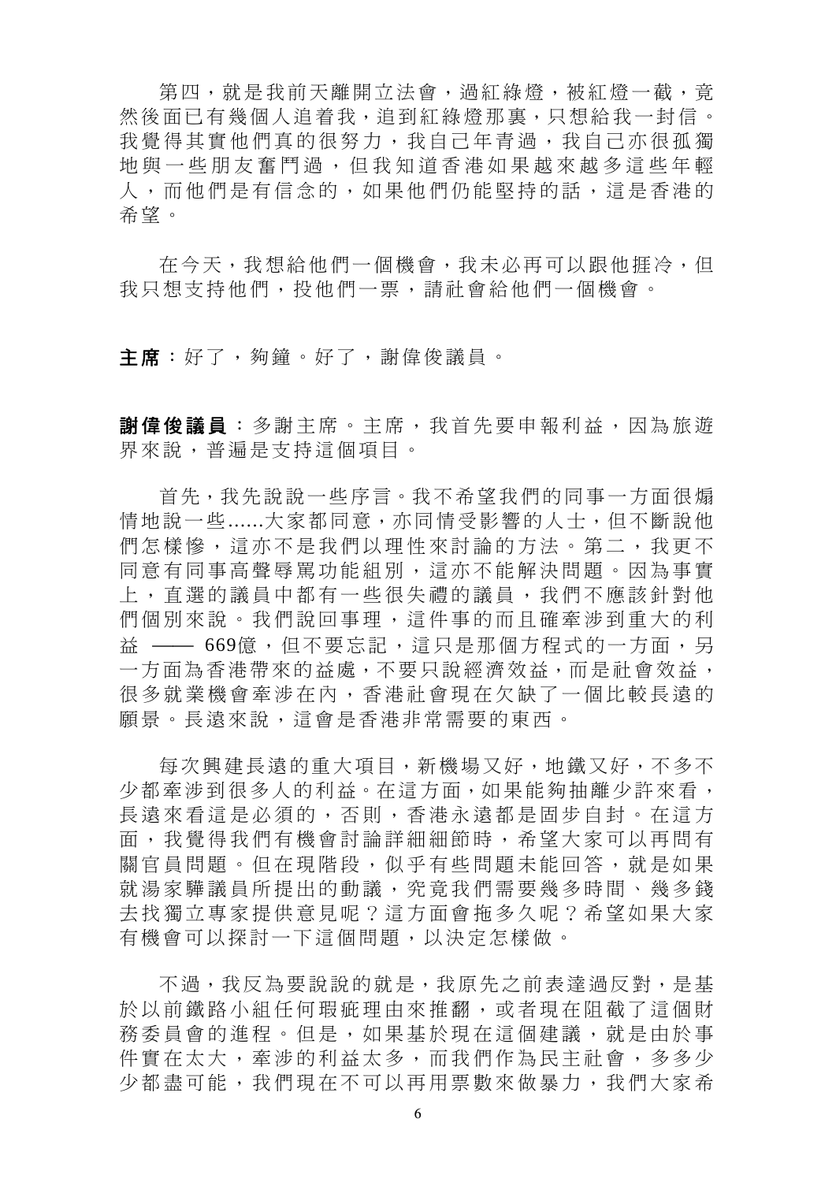第四，就是我前天離開立法會，過紅綠燈，被紅燈一截，竟然後面已有幾個人追着我，追到紅綠燈那裏，只想給我一封信。我覺得其實他們真的很努力，我自己年青過，我自己亦很孤獨地與一些朋友奮鬥過，但我知道香港如果越來越多這些年輕人，而他們是有信念的，如果他們仍能堅持的話，這是香港的希望。

在今天，我想給他們一個機會，我未必再可以跟他捱冷，但我只想支持他們，投他們一票，請社會給他們一個機會。

**主席**：好了，夠鐘。好了，謝偉俊議員。

**謝偉俊議員**：多謝主席。主席，我首先要申報利益，因為旅遊界來說，普遍是支持這個項目。

首先，我先說說一些序言。我不希望我們的同事一方面很煽情地說一些......大家都同意，亦同情受影響的人士，但不斷說他們怎樣慘，這亦不是我們以理性來討論的方法。第二，我更不同意有同事高聲辱罵功能組別，這亦不能解決問題。因為事實上，直選的議員中都有一些很失禮的議員，我們不應該針對他們個別來說。我們說回事理，這件事的而且確牽涉到重大的利益 —— 669億，但不要忘記，這只是那個方程式的一方面，另一方面為香港帶來的益處，不要只說經濟效益，而是社會效益，很多就業機會牽涉在內，香港社會現在欠缺了一個比較長遠的願景。長遠來說，這會是香港非常需要的東西。

每次興建長遠的重大項目，新機場又好，地鐵又好，不多不少都牽涉到很多人的利益。在這方面，如果能夠抽離少許來看，長遠來看這是必須的，否則，香港永遠都是固步自封。在這方面，我覺得我們有機會討論詳細細節時，希望大家可以再問有關官員問題。但在現階段，似乎有些問題未能回答，就是如果就湯家驊議員所提出的動議，究竟我們需要幾多時間、幾多錢去找獨立專家提供意見呢？這方面會拖多久呢？希望如果大家有機會可以探討一下這個問題，以決定怎樣做。

不過，我反為要說說的就是，我原先之前表達過反對，是基於以前鐵路小組任何瑕疵理由來推翻，或者現在阻截了這個財務委員會的進程。但是，如果基於現在這個建議，就是由於事件實在太大，牽涉的利益太多，而我們作為民主社會，多多少少都盡可能，我們現在不可以再用票數來做暴力，我們大家希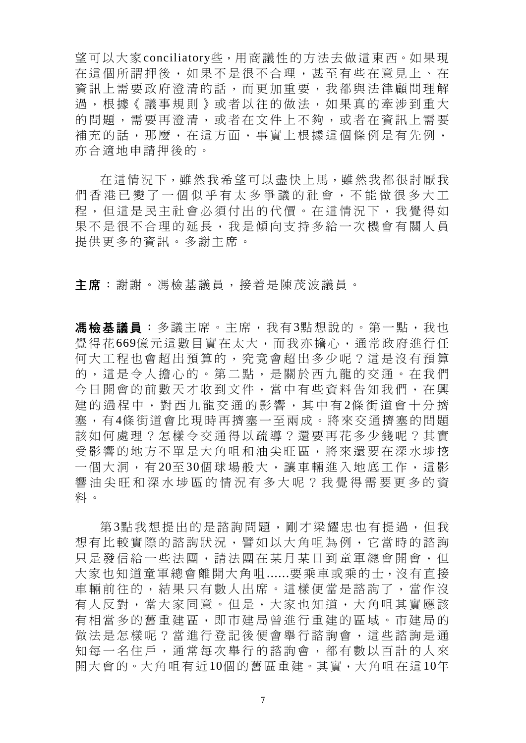望可以大家conciliatory些，用商議性的方法去做這東西。如果現在這個所謂押後，如果不是很不合理，甚至有些在意見上、在資訊上需要政府澄清的話，而更加重要，我都與法律顧問理解過，根據《議事規則》或者以往的做法，如果真的牽涉到重大的問題，需要再澄清，或者在文件上不夠，或者在資訊上需要補充的話，那麼，在這方面，事實上根據這個條例是有先例，亦合適地申請押後的。

在這情況下，雖然我希望可以盡快上馬，雖然我都很討厭我們香港已變了一個似乎有太多爭議的社會，不能做很多大工程，但這是民主社會必須付出的代價。在這情況下，我覺得如果不是很不合理的延長，我是傾向支持多給一次機會有關人員提供更多的資訊。多謝主席。

**主席**：謝謝。馮檢基議員，接着是陳茂波議員。

**馮檢基議員**：多議主席。主席，我有3點想說的。第一點，我也覺得花669億元這數目實在太大，而我亦擔心，通常政府進行任何大工程也會超出預算的，究竟會超出多少呢？這是沒有預算的，這是令人擔心的。第二點，是關於西九龍的交通。在我們今日開會的前數天才收到文件，當中有些資料告知我們，在興建的過程中，對西九龍交通的影響，其中有2條街道會十分擠塞，有4條街道會比現時再擠塞一至兩成。將來交通擠塞的問題該如何處理？怎樣令交通得以疏導？還要再花多少錢呢？其實受影響的地方不單是大角咀和油尖旺區，將來還要在深水埗挖一個大洞，有20至30個球場般大，讓車輛進入地底工作，這影響油尖旺和深水埗區的情況有多大呢？我覺得需要更多的資料。

第3點我想提出的是諮詢問題，剛才梁耀忠也有提過，但我想有比較實際的諮詢狀況，譬如以大角咀為例，它當時的諮詢只是發信給一些法團，請法團在某月某日到童軍總會開會，但大家也知道童軍總會離開大角咀......要乘車或乘的士，沒有直接車輛前往的，結果只有數人出席。這樣便當是諮詢了，當作沒有人反對，當大家同意。但是，大家也知道，大角咀其實應該有相當多的舊重建區，即市建局曾進行重建的區域。市建局的做法是怎樣呢？當進行登記後便會舉行諮詢會，這些諮詢是通知每一名住戶，通常每次舉行的諮詢會，都有數以百計的人來開大會的。大角咀有近10個的舊區重建。其實，大角咀在這10年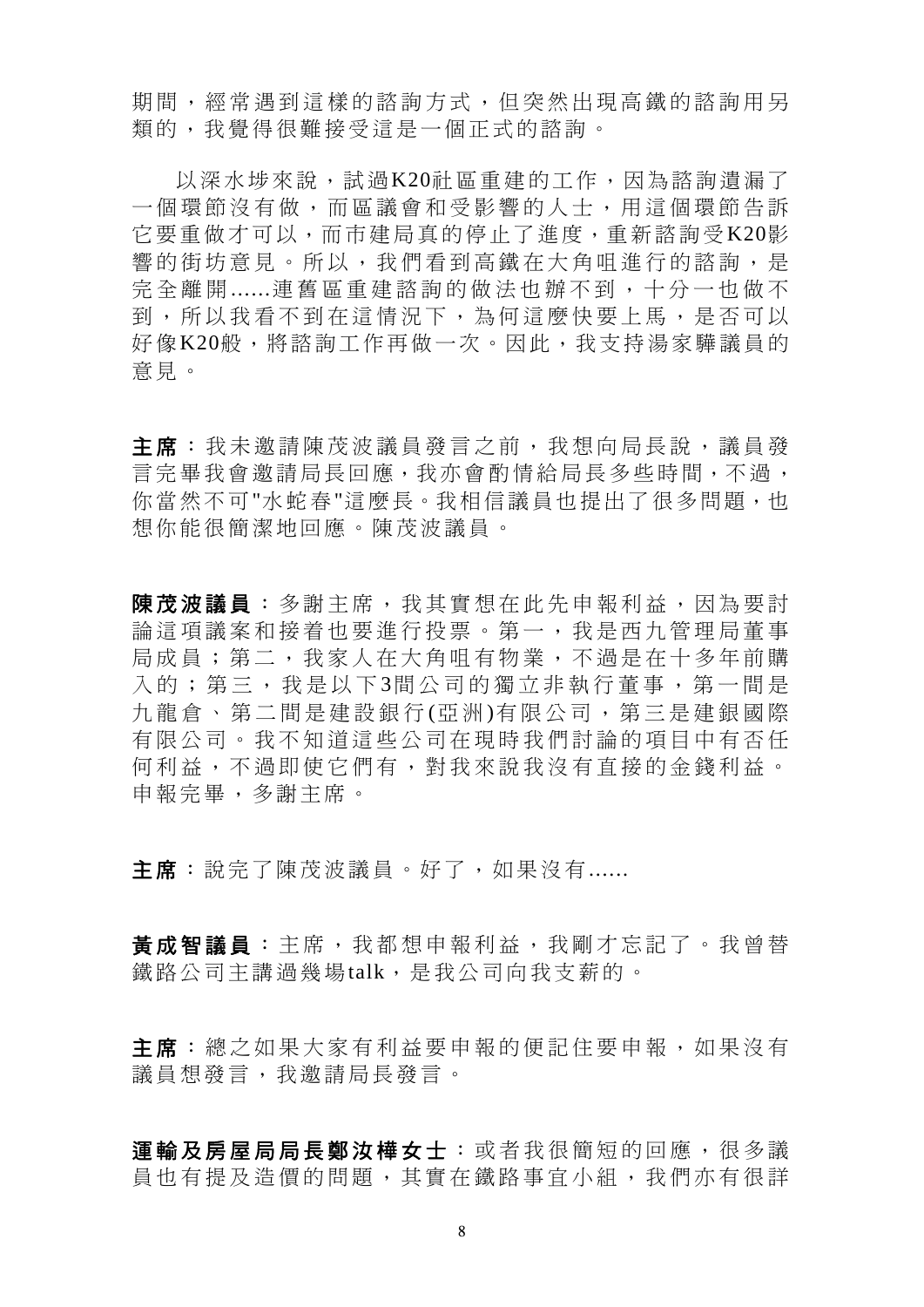期間，經常遇到這樣的諮詢方式，但突然出現高鐵的諮詢用另類的，我覺得很難接受這是一個正式的諮詢。

以深水埗來說，試過K20社區重建的工作，因為諮詢遺漏了一個環節沒有做，而區議會和受影響的人士，用這個環節告訴它要重做才可以，而市建局真的停止了進度，重新諮詢受K20影響的街坊意見。所以，我們看到高鐵在大角咀進行的諮詢，是完全離開......連舊區重建諮詢的做法也辦不到，十分一也做不到，所以我看不到在這情況下，為何這麼快要上馬，是否可以好像K20般，將諮詢工作再做一次。因此，我支持湯家驊議員的意見。

**主席**：我未邀請陳茂波議員發言之前，我想向局長說，議員發言完畢我會邀請局長回應，我亦會酌情給局長多些時間，不過，你當然不可"水蛇春"這麼長。我相信議員也提出了很多問題，也想你能很簡潔地回應。陳茂波議員。

**陳茂波議員**：多謝主席，我其實想在此先申報利益，因為要討論這項議案和接着也要進行投票。第一，我是西九管理局董事局成員；第二，我家人在大角咀有物業，不過是在十多年前購入的；第三，我是以下3間公司的獨立非執行董事，第一間是九龍倉、第二間是建設銀行(亞洲)有限公司，第三是建銀國際有限公司。我不知道這些公司在現時我們討論的項目中有否任何利益，不過即使它們有，對我來說我沒有直接的金錢利益。申報完畢，多謝主席。

**主席**：說完了陳茂波議員。好了，如果沒有......

**黃成智議員**：主席，我都想申報利益，我剛才忘記了。我曾替鐵路公司主講過幾場talk，是我公司向我支薪的。

**主席**：總之如果大家有利益要申報的便記住要申報，如果沒有議員想發言，我邀請局長發言。

**運輸及房屋局局長鄭汝樺女士**：或者我很簡短的回應，很多議員也有提及造價的問題，其實在鐵路事宜小組，我們亦有很詳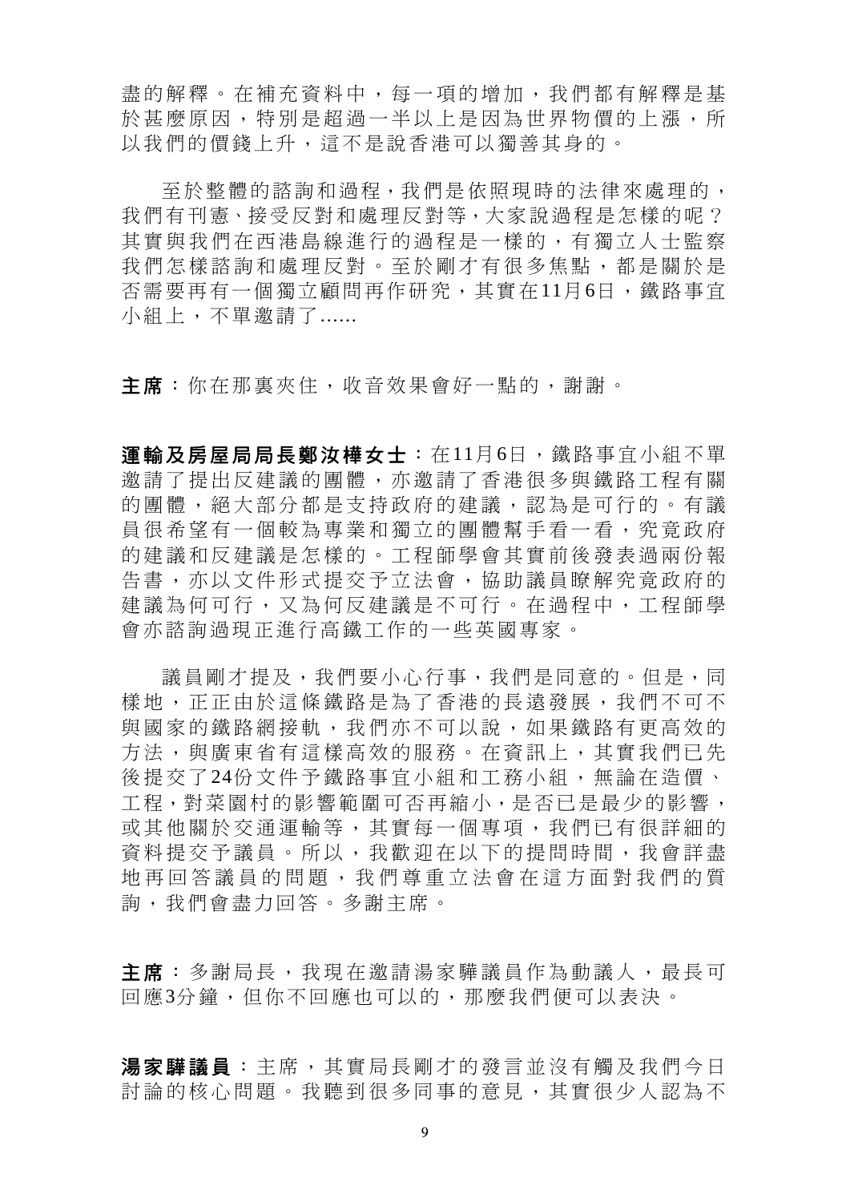盡的解釋。在補充資料中，每一項的增加，我們都有解釋是基於甚麼原因，特別是超過一半以上是因為世界物價的上漲，所以我們的價錢上升，這不是說香港可以獨善其身的。

至於整體的諮詢和過程，我們是依照現時的法律來處理的，我們有刊憲、接受反對和處理反對等，大家說過程是怎樣的呢？其實與我們在西港島線進行的過程是一樣的，有獨立人士監察我們怎樣諮詢和處理反對。至於剛才有很多焦點，都是關於是否需要再有一個獨立顧問再作研究，其實在11月6日，鐵路事宜小組上，不單邀請了......

**主席**：你在那裏夾住，收音效果會好一點的，謝謝。

**運輸及房屋局局長鄭汝樺女士**：在11月6日，鐵路事宜小組不單邀請了提出反建議的團體，亦邀請了香港很多與鐵路工程有關的團體，絕大部分都是支持政府的建議，認為是可行的。有議員很希望有一個較為專業和獨立的團體幫手看一看，究竟政府的建議和反建議是怎樣的。工程師學會其實前後發表過兩份報告書，亦以文件形式提交予立法會，協助議員瞭解究竟政府的建議為何可行，又為何反建議是不可行。在過程中，工程師學會亦諮詢過現正進行高鐵工作的一些英國專家。

議員剛才提及，我們要小心行事，我們是同意的。但是，同樣地，正正由於這條鐵路是為了香港的長遠發展，我們不可不與國家的鐵路網接軌，我們亦不可以說，如果鐵路有更高效的方法，與廣東省有這樣高效的服務。在資訊上，其實我們已先後提交了24份文件予鐵路事宜小組和工務小組，無論在造價、工程，對菜園村的影響範圍可否再縮小，是否已是最少的影響，或其他關於交通運輸等，其實每一個專項，我們已有很詳細的資料提交予議員。所以，我歡迎在以下的提問時間，我會詳盡地再回答議員的問題，我們尊重立法會在這方面對我們的質詢，我們會盡力回答。多謝主席。

**主席**：多謝局長，我現在邀請湯家驊議員作為動議人，最長可回應3分鐘，但你不回應也可以的，那麼我們便可以表決。

**湯家驊議員**：主席，其實局長剛才的發言並沒有觸及我們今日討論的核心問題。我聽到很多同事的意見，其實很少人認為不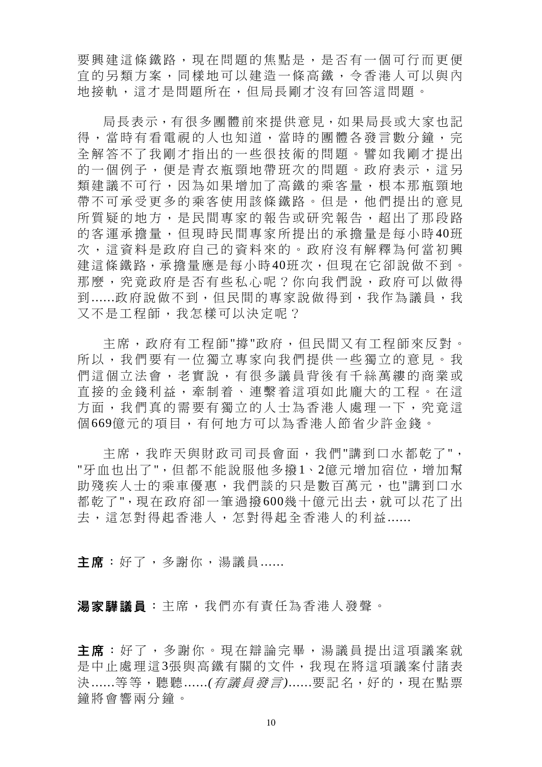要興建這條鐵路，現在問題的焦點是，是否有一個可行而更便宜的另類方案，同樣地可以建造一條高鐵，令香港人可以與內地接軌，這才是問題所在，但局長剛才沒有回答這問題。

局長表示，有很多團體前來提供意見，如果局長或大家也記得，當時有看電視的人也知道，當時的團體各發言數分鐘，完全解答不了我剛才指出的一些很技術的問題。譬如我剛才提出的一個例子，便是青衣瓶頸地帶班次的問題。政府表示，這另類建議不可行，因為如果增加了高鐵的乘客量，根本那瓶頸地帶不可承受更多的乘客使用該條鐵路。但是，他們提出的意見所質疑的地方，是民間專家的報告或研究報告，超出了那段路的客運承擔量，但現時民間專家所提出的承擔量是每小時40班次，這資料是政府自己的資料來的。政府沒有解釋為何當初興建這條鐵路，承擔量應是每小時40班次，但現在它卻說做不到。那麼，究竟政府是否有些私心呢？你向我們說，政府可以做得到......政府說做不到，但民間的專家說做得到，我作為議員，我又不是工程師，我怎樣可以決定呢？

主席，政府有工程師"撐"政府，但民間又有工程師來反對。所以，我們要有一位獨立專家向我們提供一些獨立的意見。我們這個立法會，老實說，有很多議員背後有千絲萬縷的商業或直接的金錢利益，牽制着、連繫着這項如此龐大的工程。在這方面，我們真的需要有獨立的人士為香港人處理一下，究竟這個669億元的項目，有何地方可以為香港人節省少許金錢。

主席，我昨天與財政司司長會面，我們"講到口水都乾了"，"牙血也出了"，但都不能說服他多撥1、2億元增加宿位，增加幫助殘疾人士的乘車優惠，我們談的只是數百萬元，也"講到口水都乾了"，現在政府卻一筆過撥600幾十億元出去，就可以花了出去，這怎對得起香港人，怎對得起全香港人的利益......

**主席**：好了，多謝你，湯議員......

**湯家驊議員**：主席，我們亦有責任為香港人發聲。

**主席**：好了，多謝你。現在辯論完畢，湯議員提出這項議案就是中止處理這3張與高鐵有關的文件，我現在將這項議案付諸表決......等等，聽聽......(*有議員發言*)......要記名，好的，現在點票鐘將會響兩分鐘。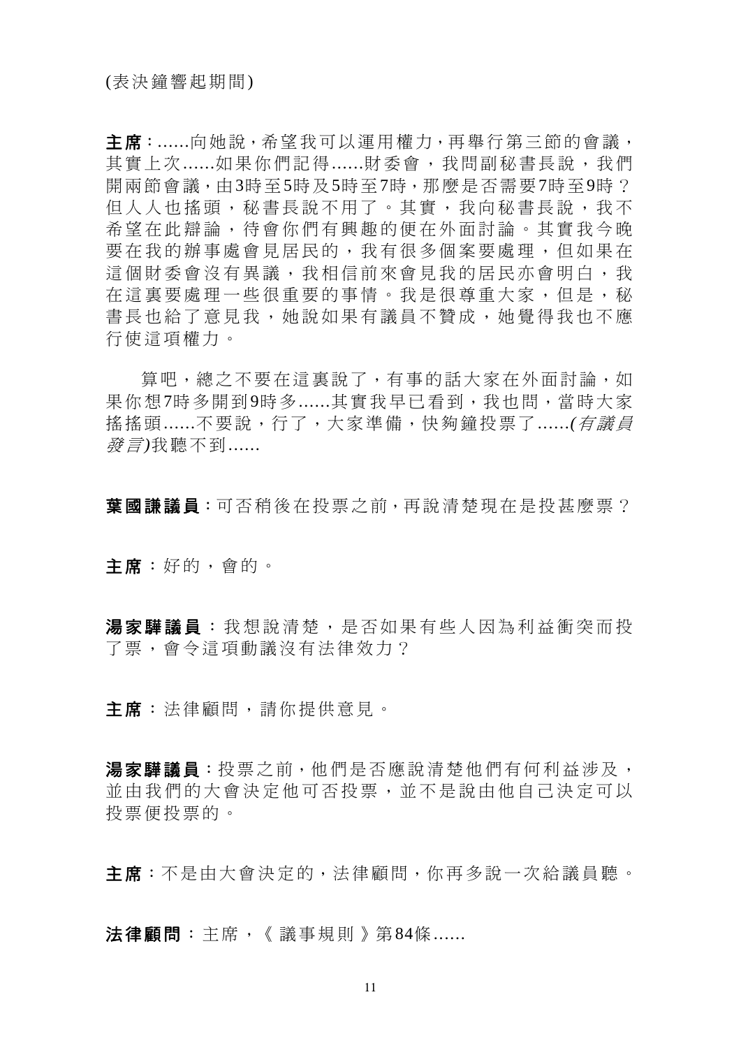(表決鐘響起期間)

**主席**：......向她說，希望我可以運用權力，再舉行第三節的會議，其實上次......如果你們記得......財委會，我問副秘書長說，我們開兩節會議，由3時至5時及5時至7時，那麼是否需要7時至9時？但人人也搖頭，秘書長說不用了。其實，我向秘書長說，我不希望在此辯論，待會你們有興趣的便在外面討論。其實我今晚要在我的辦事處會見居民的，我有很多個案要處理，但如果在這個財委會沒有異議，我相信前來會見我的居民亦會明白，我在這裏要處理一些很重要的事情。我是很尊重大家，但是，秘書長也給了意見我，她說如果有議員不贊成，她覺得我也不應行使這項權力。

算吧，總之不要在這裏說了，有事的話大家在外面討論，如果你想7時多開到9時多......其實我早已看到，我也問，當時大家搖搖頭......不要說，行了，大家準備，快夠鐘投票了......*(有議員發言)*我聽不到......

**葉國謙議員**：可否稍後在投票之前，再說清楚現在是投甚麼票？

**主席**：好的，會的。

**湯家驊議員**：我想說清楚，是否如果有些人因為利益衝突而投了票，會令這項動議沒有法律效力？

**主席**：法律顧問，請你提供意見。

**湯家驊議員**：投票之前，他們是否應說清楚他們有何利益涉及，並由我們的大會決定他可否投票，並不是說由他自己決定可以投票便投票的。

**主席**：不是由大會決定的，法律顧問，你再多說一次給議員聽。

**法律顧問**：主席，《議事規則》第84條......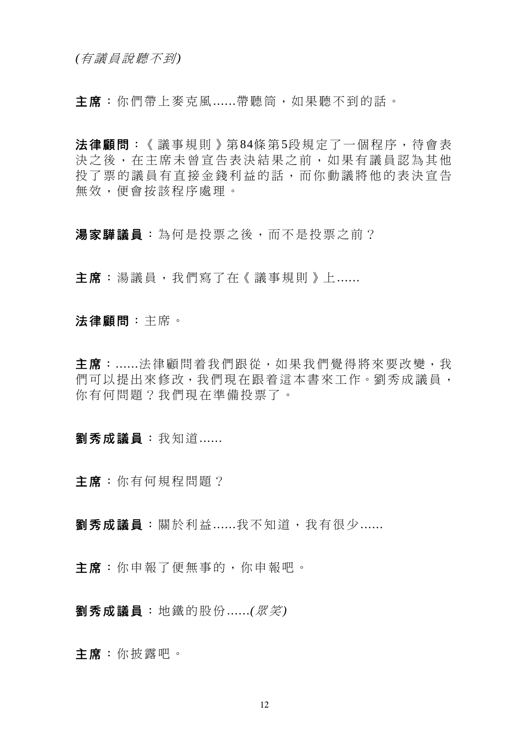*(有議員說聽不到)*

**主席**：你們帶上麥克風......帶聽筒，如果聽不到的話。

**法律顧問**：《議事規則》第84條第5段規定了一個程序，待會表決之後，在主席未曾宣告表決結果之前，如果有議員認為其他投了票的議員有直接金錢利益的話，而你動議將他的表決宣告無效，便會按該程序處理。

**湯家驊議員**：為何是投票之後，而不是投票之前？

**主席**：湯議員，我們寫了在《議事規則》上......

**法律顧問**：主席。

**主席**：......法律顧問着我們跟從，如果我們覺得將來要改變，我們可以提出來修改，我們現在跟着這本書來工作。劉秀成議員，你有何問題？我們現在準備投票了。

**劉秀成議員**：我知道......

**主席**：你有何規程問題？

**劉秀成議員**：關於利益......我不知道，我有很少......

**主席**：你申報了便無事的，你申報吧。

**劉秀成議員**：地鐵的股份......*(眾笑)*

**主席**：你披露吧。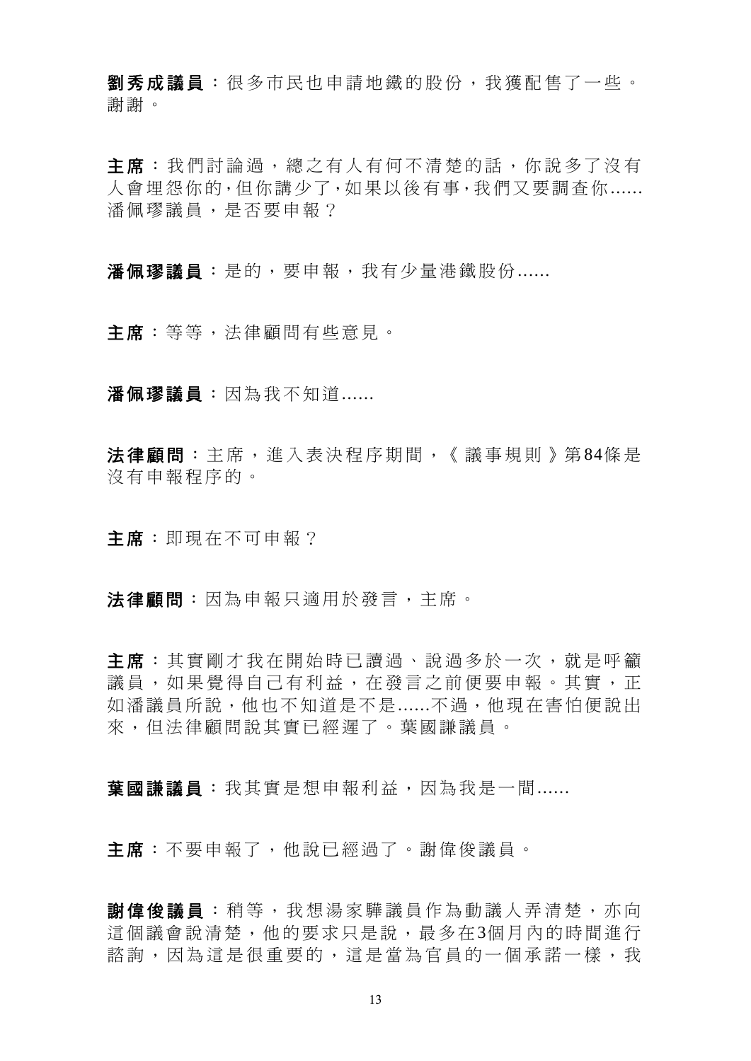**劉秀成議員**：很多市民也申請地鐵的股份，我獲配售了一些。謝謝。

**主席**：我們討論過，總之有人有何不清楚的話，你說多了沒有人會埋怨你的，但你講少了，如果以後有事，我們又要調查你......潘佩璆議員，是否要申報？

**潘佩璆議員**：是的，要申報，我有少量港鐵股份......

**主席**：等等，法律顧問有些意見。

**潘佩璆議員**：因為我不知道......

**法律顧問**：主席，進入表決程序期間，《議事規則》第84條是沒有申報程序的。

**主席**：即現在不可申報？

**法律顧問**：因為申報只適用於發言，主席。

**主席**：其實剛才我在開始時已讀過、說過多於一次，就是呼籲議員，如果覺得自己有利益，在發言之前便要申報。其實，正如潘議員所說，他也不知道是不是......不過，他現在害怕便說出來，但法律顧問說其實已經遲了。葉國謙議員。

**葉國謙議員**：我其實是想申報利益，因為我是一間......

**主席**：不要申報了，他說已經過了。謝偉俊議員。

**謝偉俊議員**：稍等，我想湯家驊議員作為動議人弄清楚，亦向這個議會說清楚，他的要求只是說，最多在3個月內的時間進行諮詢，因為這是很重要的，這是當為官員的一個承諾一樣，我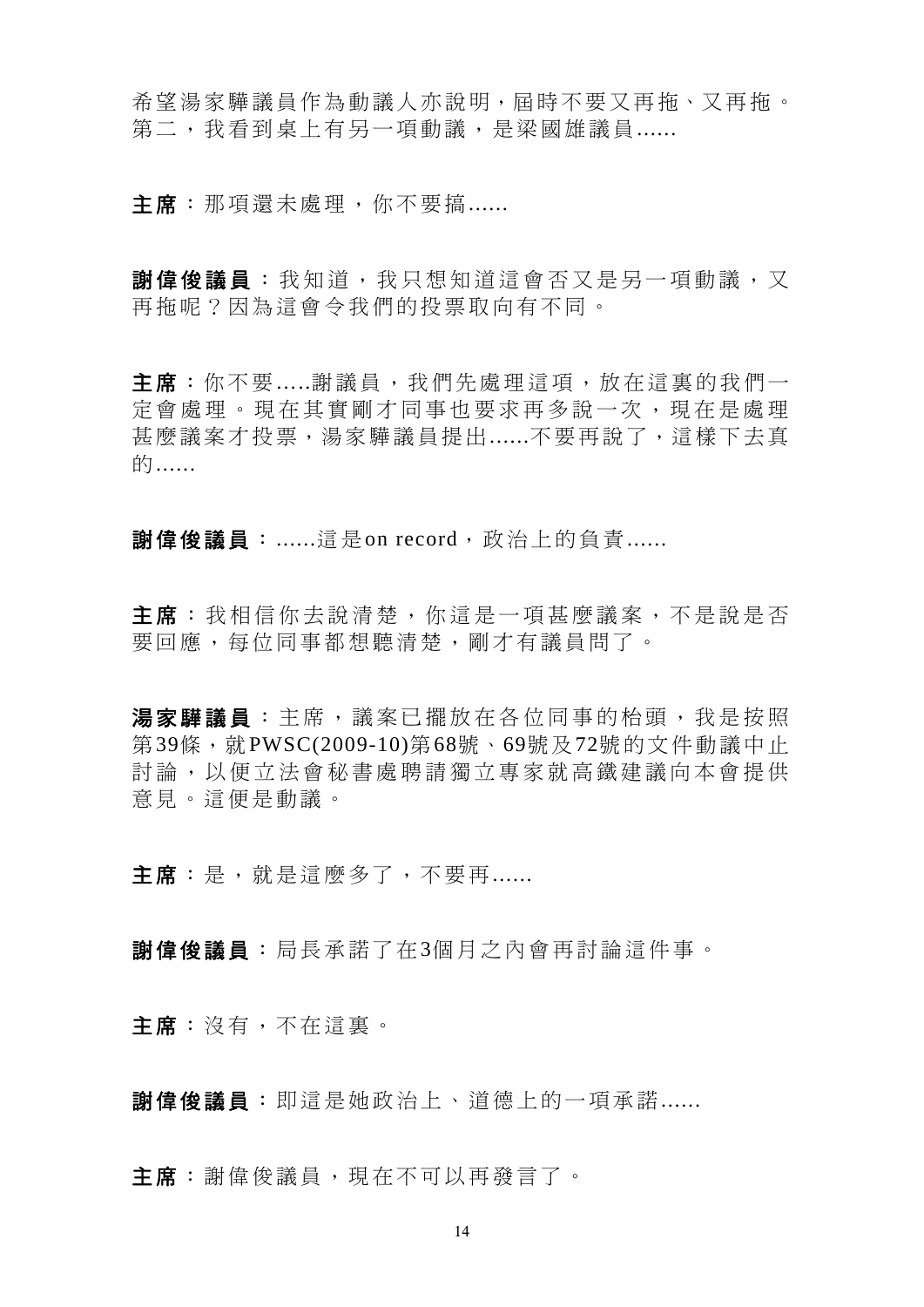希望湯家驊議員作為動議人亦說明，屆時不要又再拖、又再拖。第二，我看到桌上有另一項動議，是梁國雄議員......

**主席**：那項還未處理，你不要搞......

**謝偉俊議員**：我知道，我只想知道這會否又是另一項動議，又再拖呢？因為這會令我們的投票取向有不同。

**主席**：你不要.....謝議員，我們先處理這項，放在這裏的我們一定會處理。現在其實剛才同事也要求再多說一次，現在是處理甚麼議案才投票，湯家驊議員提出......不要再說了，這樣下去真的......

**謝偉俊議員**：......這是on record，政治上的負責......

**主席**：我相信你去說清楚，你這是一項甚麼議案，不是說是否要回應，每位同事都想聽清楚，剛才有議員問了。

**湯家驊議員**：主席，議案已擺放在各位同事的枱頭，我是按照第39條，就PWSC(2009-10)第68號、69號及72號的文件動議中止討論，以便立法會秘書處聘請獨立專家就高鐵建議向本會提供意見。這便是動議。

**主席**：是，就是這麼多了，不要再......

**謝偉俊議員**：局長承諾了在3個月之內會再討論這件事。

**主席**：沒有，不在這裏。

**謝偉俊議員**：即這是她政治上、道德上的一項承諾......

**主席**：謝偉俊議員，現在不可以再發言了。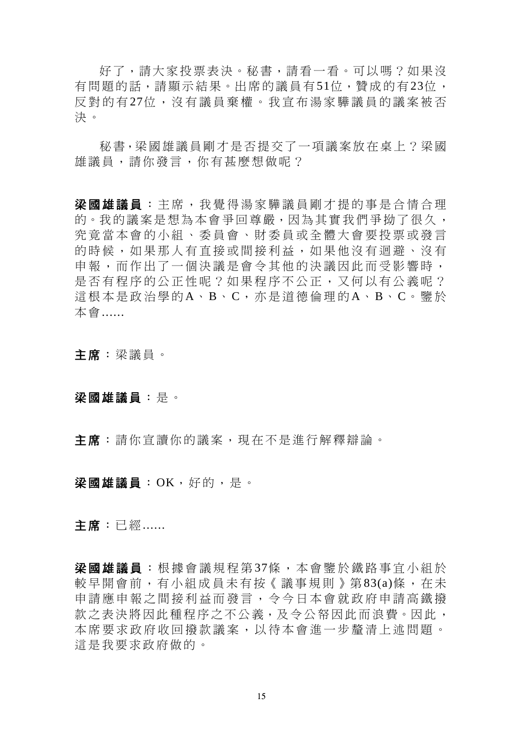好了，請大家投票表決。秘書，請看一看。可以嗎？如果沒有問題的話，請顯示結果。出席的議員有51位，贊成的有23位，反對的有27位，沒有議員棄權。我宣布湯家驊議員的議案被否決。

秘書，梁國雄議員剛才是否提交了一項議案放在桌上？梁國雄議員，請你發言，你有甚麼想做呢？

**梁國雄議員**：主席，我覺得湯家驊議員剛才提的事是合情合理的。我的議案是想為本會爭回尊嚴，因為其實我們爭拗了很久，究竟當本會的小組、委員會、財委員或全體大會要投票或發言的時候，如果那人有直接或間接利益，如果他沒有迴避、沒有申報，而作出了一個決議是會令其他的決議因此而受影響時，是否有程序的公正性呢？如果程序不公正，又何以有公義呢？這根本是政治學的A、B、C，亦是道德倫理的A、B、C。鑒於本會......

**主席**：梁議員。

**梁國雄議員**：是。

**主席**：請你宣讀你的議案，現在不是進行解釋辯論。

**梁國雄議員**：OK，好的，是。

**主席**：已經......

**梁國雄議員**：根據會議規程第37條，本會鑒於鐵路事宜小組於較早開會前，有小組成員未有按《議事規則》第83(a)條，在未申請應申報之間接利益而發言，令今日本會就政府申請高鐵撥款之表決將因此種程序之不公義，及令公帑因此而浪費。因此，本席要求政府收回撥款議案，以待本會進一步釐清上述問題。這是我要求政府做的。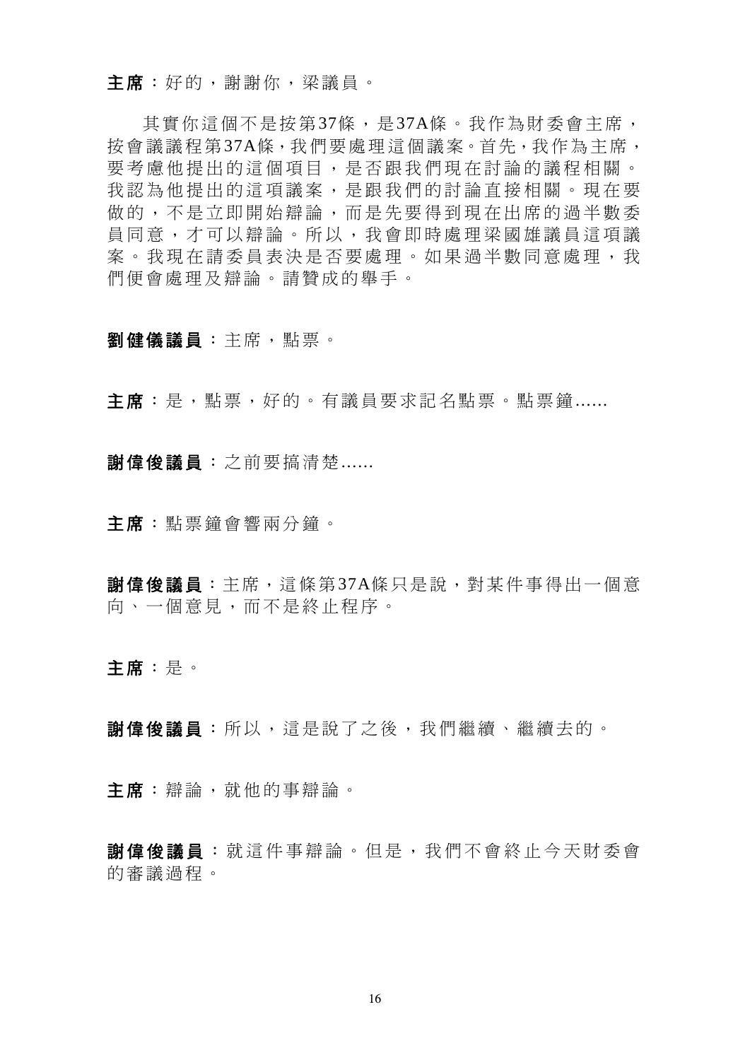**主席**：好的，謝謝你，梁議員。

其實你這個不是按第37條，是37A條。我作為財委會主席，按會議議程第37A條，我們要處理這個議案。首先，我作為主席，要考慮他提出的這個項目，是否跟我們現在討論的議程相關。我認為他提出的這項議案，是跟我們的討論直接相關。現在要做的，不是立即開始辯論，而是先要得到現在出席的過半數委員同意，才可以辯論。所以，我會即時處理梁國雄議員這項議案。我現在請委員表決是否要處理。如果過半數同意處理，我們便會處理及辯論。請贊成的舉手。

**劉健儀議員**：主席，點票。

**主席**：是，點票，好的。有議員要求記名點票。點票鐘......

**謝偉俊議員**：之前要搞清楚......

**主席**：點票鐘會響兩分鐘。

**謝偉俊議員**：主席，這條第37A條只是說，對某件事得出一個意向、一個意見，而不是終止程序。

**主席**：是。

**謝偉俊議員**：所以，這是說了之後，我們繼續、繼續去的。

**主席**：辯論，就他的事辯論。

**謝偉俊議員**：就這件事辯論。但是，我們不會終止今天財委會的審議過程。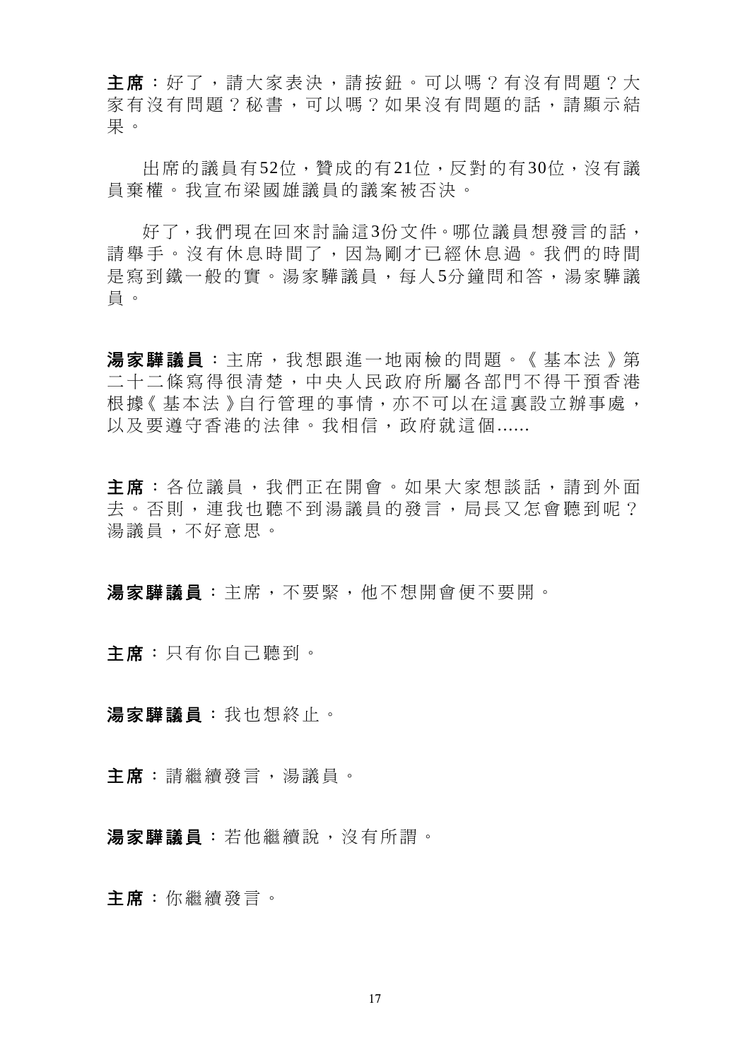**主席**：好了，請大家表決，請按鈕。可以嗎？有沒有問題？大家有沒有問題？秘書，可以嗎？如果沒有問題的話，請顯示結果。

出席的議員有52位，贊成的有21位，反對的有30位，沒有議員棄權。我宣布梁國雄議員的議案被否決。

好了，我們現在回來討論這3份文件。哪位議員想發言的話，請舉手。沒有休息時間了，因為剛才已經休息過。我們的時間是寫到鐵一般的實。湯家驊議員，每人5分鐘問和答，湯家驊議員。

**湯家驊議員**：主席，我想跟進一地兩檢的問題。《基本法》第二十二條寫得很清楚，中央人民政府所屬各部門不得干預香港根據《基本法》自行管理的事情，亦不可以在這裏設立辦事處，以及要遵守香港的法律。我相信，政府就這個......

**主席**：各位議員，我們正在開會。如果大家想談話，請到外面去。否則，連我也聽不到湯議員的發言，局長又怎會聽到呢？湯議員，不好意思。

**湯家驊議員**：主席，不要緊，他不想開會便不要開。

**主席**：只有你自己聽到。

**湯家驊議員**：我也想終止。

**主席**：請繼續發言，湯議員。

**湯家驊議員**：若他繼續說，沒有所謂。

**主席**：你繼續發言。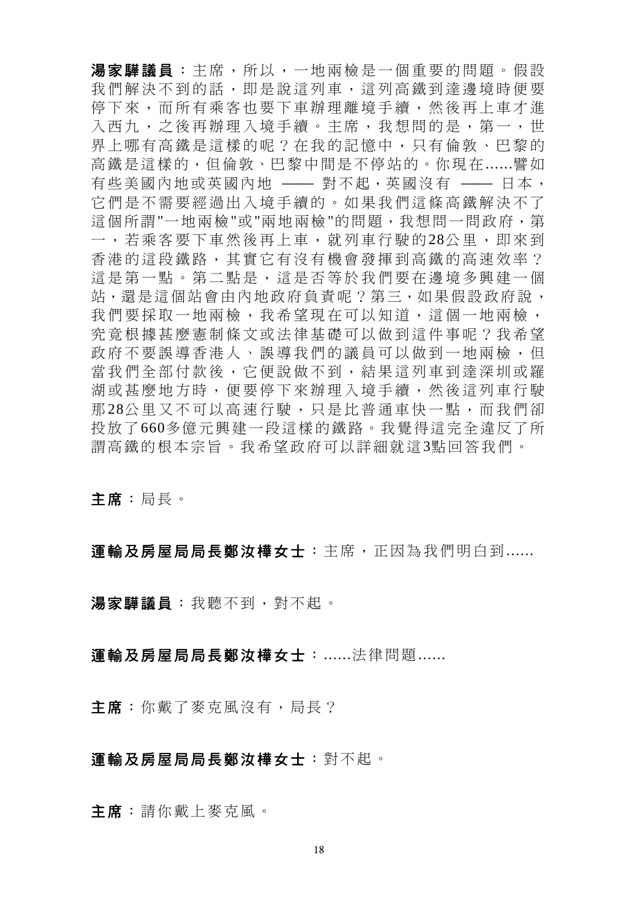**湯家驊議員**：主席，所以，一地兩檢是一個重要的問題。假設我們解決不到的話，即是說這列車，這列高鐵到達邊境時便要停下來，而所有乘客也要下車辦理離境手續，然後再上車才進入西九，之後再辦理入境手續。主席，我想問的是，第一，世界上哪有高鐵是這樣的呢？在我的記憶中，只有倫敦、巴黎的高鐵是這樣的，但倫敦、巴黎中間是不停站的。你現在......譬如有些美國內地或英國內地 —— 對不起，英國沒有 —— 日本，它們是不需要經過出入境手續的。如果我們這條高鐵解決不了這個所謂"一地兩檢"或"兩地兩檢"的問題，我想問一問政府，第一，若乘客要下車然後再上車，就列車行駛的28公里，即來到香港的這段鐵路，其實它有沒有機會發揮到高鐵的高速效率？這是第一點。第二點是，這是否等於我們要在邊境多興建一個站，還是這個站會由內地政府負責呢？第三，如果假設政府說，我們要採取一地兩檢，我希望現在可以知道，這個一地兩檢，究竟根據甚麼憲制條文或法律基礎可以做到這件事呢？我希望政府不要誤導香港人、誤導我們的議員可以做到一地兩檢，但當我們全部付款後，它便說做不到，結果這列車到達深圳或羅湖或甚麼地方時，便要停下來辦理入境手續，然後這列車行駛那28公里又不可以高速行駛，只是比普通車快一點，而我們卻投放了660多億元興建一段這樣的鐵路。我覺得這完全違反了所謂高鐵的根本宗旨。我希望政府可以詳細就這3點回答我們。

**主席**：局長。

**運輸及房屋局局長鄭汝樺女士**：主席，正因為我們明白到......

**湯家驊議員**：我聽不到，對不起。

**運輸及房屋局局長鄭汝樺女士**：......法律問題......

**主席**：你戴了麥克風沒有，局長？

**運輸及房屋局局長鄭汝樺女士**：對不起。

**主席**：請你戴上麥克風。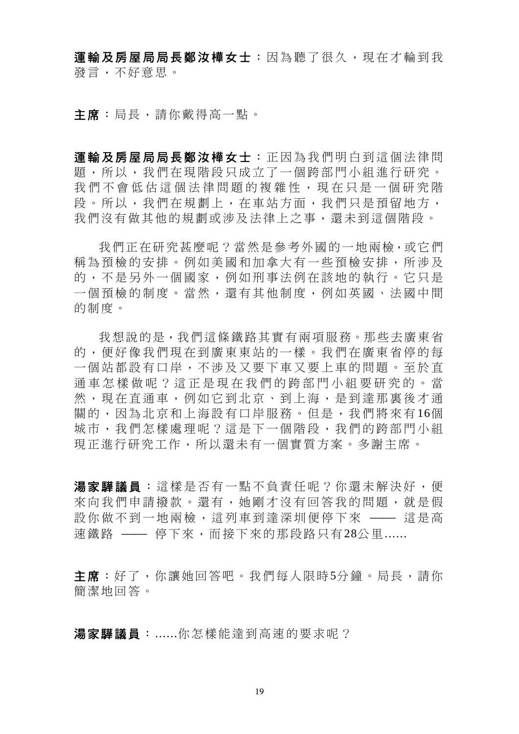**運輸及房屋局局長鄭汝樺女士**：因為聽了很久，現在才輪到我發言，不好意思。

**主席**：局長，請你戴得高一點。

**運輸及房屋局局長鄭汝樺女士**：正因為我們明白到這個法律問題，所以，我們在現階段只成立了一個跨部門小組進行研究。我們不會低估這個法律問題的複雜性，現在只是一個研究階段。所以，我們在規劃上，在車站方面，我們只是預留地方，我們沒有做其他的規劃或涉及法律上之事，還未到這個階段。

我們正在研究甚麼呢？當然是參考外國的一地兩檢，或它們稱為預檢的安排。例如美國和加拿大有一些預檢安排，所涉及的，不是另外一個國家，例如刑事法例在該地的執行。它只是一個預檢的制度。當然，還有其他制度，例如英國、法國中間的制度。

我想說的是，我們這條鐵路其實有兩項服務。那些去廣東省的，便好像我們現在到廣東東站的一樣。我們在廣東省停的每一個站都設有口岸，不涉及又要下車又要上車的問題。至於直通車怎樣做呢？這正是現在我們的跨部門小組要研究的。當然，現在直通車，例如它到北京、到上海，是到達那裏後才通關的，因為北京和上海設有口岸服務。但是，我們將來有16個城市，我們怎樣處理呢？這是下一個階段，我們的跨部門小組現正進行研究工作，所以還未有一個實質方案。多謝主席。

**湯家驊議員**：這樣是否有一點不負責任呢？你還未解決好，便來向我們申請撥款。還有，她剛才沒有回答我的問題，就是假設你做不到一地兩檢，這列車到達深圳便停下來 —— 這是高速鐵路 —— 停下來，而接下來的那段路只有28公里......

**主席**：好了，你讓她回答吧。我們每人限時5分鐘。局長，請你簡潔地回答。

**湯家驊議員**：......你怎樣能達到高速的要求呢？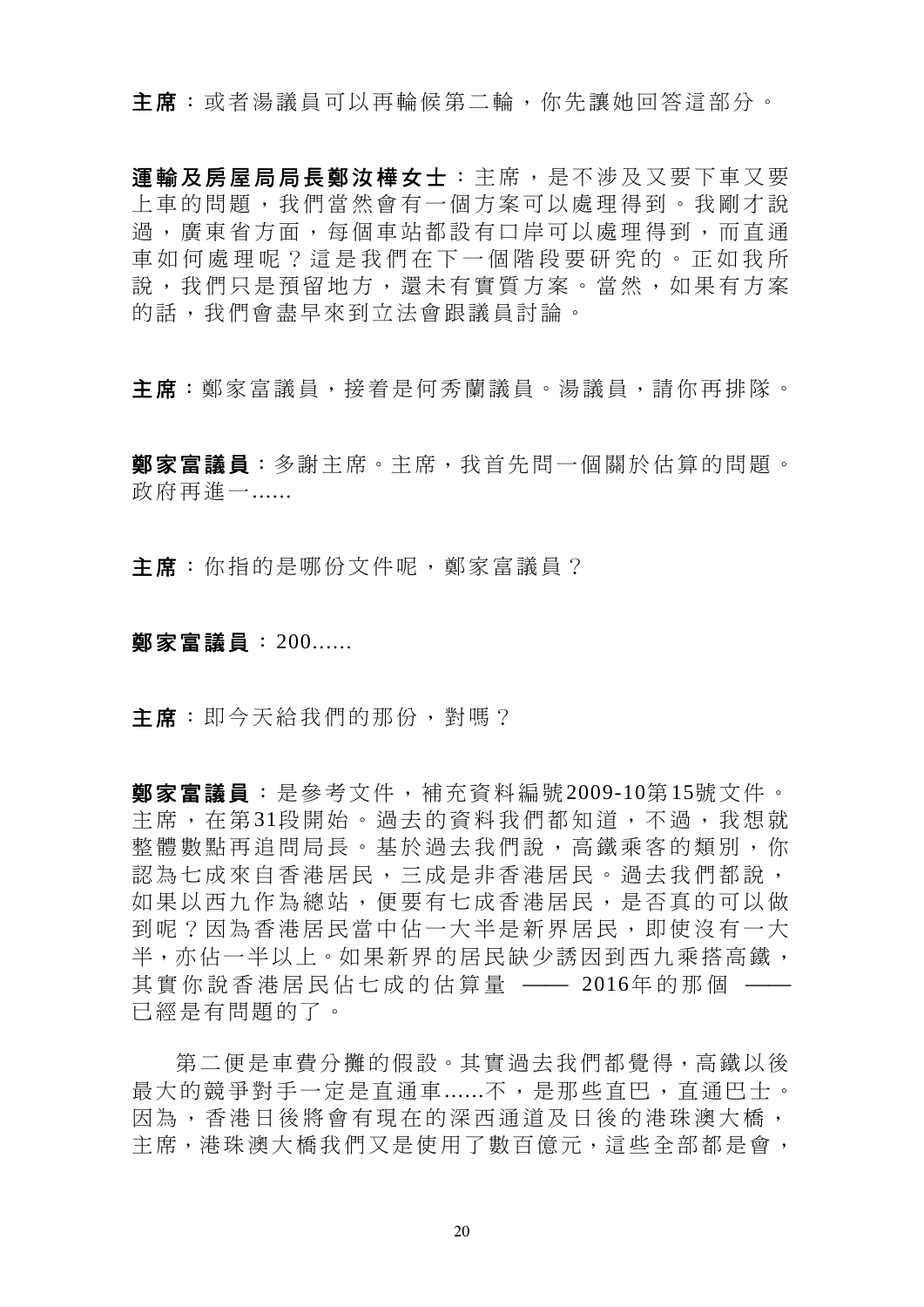**主席**：或者湯議員可以再輪候第二輪，你先讓她回答這部分。

**運輸及房屋局局長鄭汝樺女士**：主席，是不涉及又要下車又要上車的問題，我們當然會有一個方案可以處理得到。我剛才說過，廣東省方面，每個車站都設有口岸可以處理得到，而直通車如何處理呢？這是我們在下一個階段要研究的。正如我所說，我們只是預留地方，還未有實質方案。當然，如果有方案的話，我們會盡早來到立法會跟議員討論。

**主席**：鄭家富議員，接着是何秀蘭議員。湯議員，請你再排隊。

**鄭家富議員**：多謝主席。主席，我首先問一個關於估算的問題。政府再進一......

**主席**：你指的是哪份文件呢，鄭家富議員？

**鄭家富議員**：200......

**主席**：即今天給我們的那份，對嗎？

**鄭家富議員**：是參考文件，補充資料編號2009-10第15號文件。主席，在第31段開始。過去的資料我們都知道，不過，我想就整體數點再追問局長。基於過去我們說，高鐵乘客的類別，你認為七成來自香港居民，三成是非香港居民。過去我們都說，如果以西九作為總站，便要有七成香港居民，是否真的可以做到呢？因為香港居民當中佔一大半是新界居民，即使沒有一大半，亦佔一半以上。如果新界的居民缺少誘因到西九乘搭高鐵，其實你說香港居民佔七成的估算量 —— 2016年的那個 —— 已經是有問題的了。

第二便是車費分攤的假設。其實過去我們都覺得，高鐵以後最大的競爭對手一定是直通車......不，是那些直巴，直通巴士。因為，香港日後將會有現在的深西通道及日後的港珠澳大橋，主席，港珠澳大橋我們又是使用了數百億元，這些全部都是會，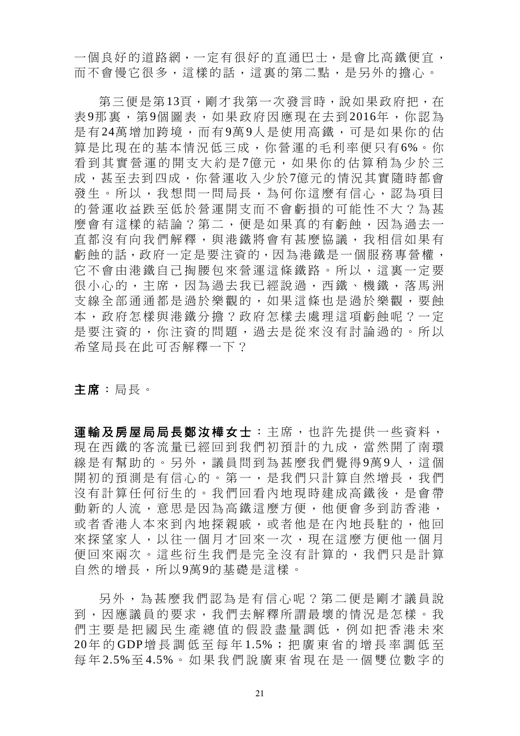一個良好的道路網，一定有很好的直通巴士，是會比高鐵便宜，而不會慢它很多，這樣的話，這裏的第二點，是另外的擔心。

第三便是第13頁，剛才我第一次發言時，說如果政府把，在表9那裏，第9個圖表，如果政府因應現在去到2016年，你認為是有24萬增加跨境，而有9萬9人是使用高鐵，可是如果你的估算是比現在的基本情況低三成，你營運的毛利率便只有6%。你看到其實營運的開支大約是7億元，如果你的估算稍為少於三成，甚至去到四成，你營運收入少於7億元的情況其實隨時都會發生。所以，我想問一問局長，為何你這麼有信心，認為項目的營運收益跌至低於營運開支而不會虧損的可能性不大？為甚麼會有這樣的結論？第二，便是如果真的有虧蝕，因為過去一直都沒有向我們解釋，與港鐵將會有甚麼協議，我相信如果有虧蝕的話，政府一定是要注資的，因為港鐵是一個服務專營權，它不會由港鐵自己掏腰包來營運這條鐵路。所以，這裏一定要很小心的，主席，因為過去我已經說過，西鐵、機鐵，落馬洲支線全部通通都是過於樂觀的，如果這條也是過於樂觀，要蝕本，政府怎樣與港鐵分擔？政府怎樣去處理這項虧蝕呢？一定是要注資的，你注資的問題，過去是從來沒有討論過的。所以希望局長在此可否解釋一下？

**主席**：局長。

**運輸及房屋局局長鄭汝樺女士**：主席，也許先提供一些資料，現在西鐵的客流量已經回到我們初預計的九成，當然開了南環線是有幫助的。另外，議員問到為甚麼我們覺得9萬9人，這個開初的預測是有信心的。第一，是我們只計算自然增長，我們沒有計算任何衍生的。我們回看內地現時建成高鐵後，是會帶動新的人流，意思是因為高鐵這麼方便，他便會多到訪香港，或者香港人本來到內地探親戚，或者他是在內地長駐的，他回來探望家人，以往一個月才回來一次，現在這麼方便他一個月便回來兩次。這些衍生我們是完全沒有計算的，我們只是計算自然的增長，所以9萬9的基礎是這樣。

另外，為甚麼我們認為是有信心呢？第二便是剛才議員說到，因應議員的要求，我們去解釋所謂最壞的情況是怎樣。我們主要是把國民生產總值的假設盡量調低，例如把香港未來20年的GDP增長調低至每年1.5%；把廣東省的增長率調低至每年2.5%至4.5%。如果我們說廣東省現在是一個雙位數字的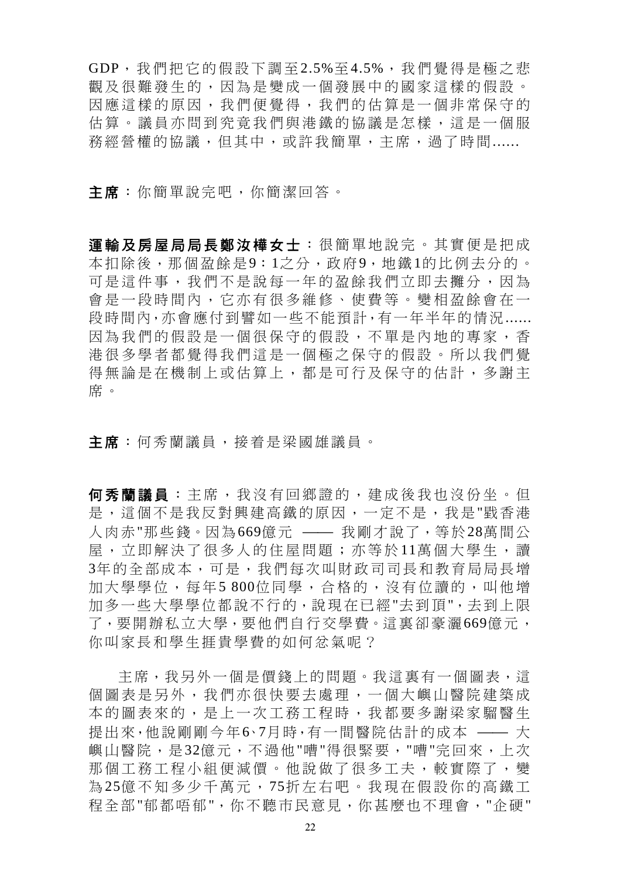GDP，我們把它的假設下調至2.5%至4.5%，我們覺得是極之悲觀及很難發生的，因為是變成一個發展中的國家這樣的假設。因應這樣的原因，我們便覺得，我們的估算是一個非常保守的估算。議員亦問到究竟我們與港鐵的協議是怎樣，這是一個服務經營權的協議，但其中，或許我簡單，主席，過了時間......

**主席**：你簡單說完吧，你簡潔回答。

**運輸及房屋局局長鄭汝樺女士**：很簡單地說完。其實便是把成本扣除後，那個盈餘是9：1之分，政府9，地鐵1的比例去分的。可是這件事，我們不是說每一年的盈餘我們立即去攤分，因為會是一段時間內，它亦有很多維修、使費等。變相盈餘會在一段時間內，亦會應付到譬如一些不能預計，有一年半年的情況......因為我們的假設是一個很保守的假設，不單是內地的專家，香港很多學者都覺得我們這是一個極之保守的假設。所以我們覺得無論是在機制上或估算上，都是可行及保守的估計，多謝主席。

**主席**：何秀蘭議員，接着是梁國雄議員。

**何秀蘭議員**：主席，我沒有回鄉證的，建成後我也沒份坐。但是，這個不是我反對興建高鐵的原因，一定不是，我是"戳香港人肉赤"那些錢。因為669億元 —— 我剛才說了，等於28萬間公屋，立即解決了很多人的住屋問題；亦等於11萬個大學生，讀3年的全部成本，可是，我們每次叫財政司司長和教育局局長增加大學學位，每年5 800位同學，合格的，沒有位讀的，叫他增加多一些大學學位都說不行的，說現在已經"去到頂"，去到上限了，要開辦私立大學，要他們自行交學費。這裏卻豪灑669億元，你叫家長和學生捱貴學費的如何忿氣呢？

主席，我另外一個是價錢上的問題。我這裏有一個圖表，這個圖表是另外，我們亦很快要去處理，一個大嶼山醫院建築成本的圖表來的，是上一次工務工程時，我都要多謝梁家騮醫生提出來，他說剛剛今年6、7月時，有一間醫院估計的成本 —— 大嶼山醫院，是32億元，不過他"嘈"得很緊要，"嘈"完回來，上次那個工務工程小組便減價。他說做了很多工夫，較實際了，變為25億不知多少千萬元，75折左右吧。我現在假設你的高鐵工程全部"郁都唔郁"，你不聽市民意見，你甚麼也不理會，"企硬"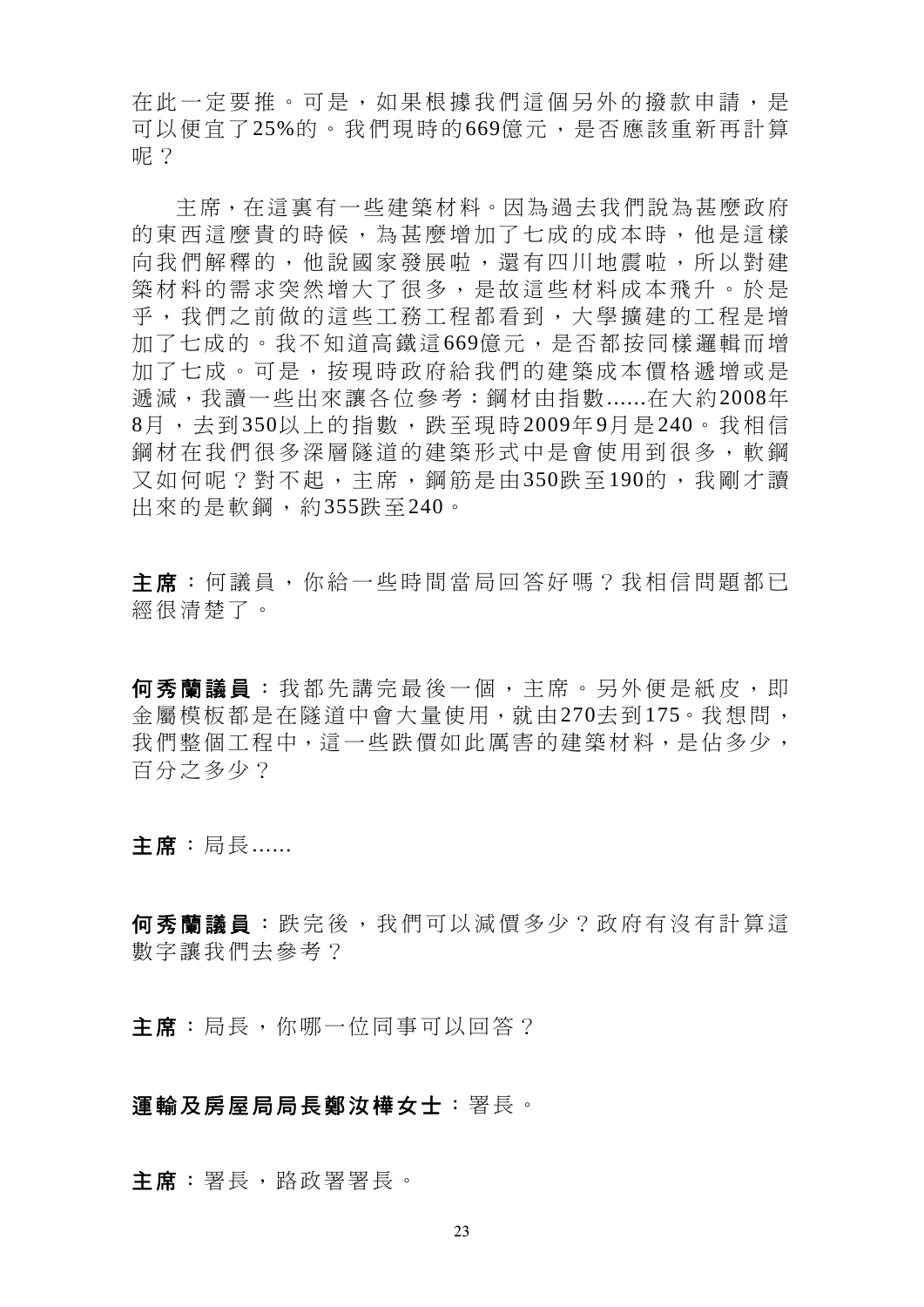在此一定要推。可是，如果根據我們這個另外的撥款申請，是可以便宜了25%的。我們現時的669億元，是否應該重新再計算呢？

主席，在這裏有一些建築材料。因為過去我們說為甚麼政府的東西這麼貴的時候，為甚麼增加了七成的成本時，他是這樣向我們解釋的，他說國家發展啦，還有四川地震啦，所以對建築材料的需求突然增大了很多，是故這些材料成本飛升。於是乎，我們之前做的這些工務工程都看到，大學擴建的工程是增加了七成的。我不知道高鐵這669億元，是否都按同樣邏輯而增加了七成。可是，按現時政府給我們的建築成本價格遞增或是遞減，我讀一些出來讓各位參考：鋼材由指數......在大約2008年8月，去到350以上的指數，跌至現時2009年9月是240。我相信鋼材在我們很多深層隧道的建築形式中是會使用到很多，軟鋼又如何呢？對不起，主席，鋼筋是由350跌至190的，我剛才讀出來的是軟鋼，約355跌至240。

**主席**：何議員，你給一些時間當局回答好嗎？我相信問題都已經很清楚了。

**何秀蘭議員**：我都先講完最後一個，主席。另外便是紙皮，即金屬模板都是在隧道中會大量使用，就由270去到175。我想問，我們整個工程中，這一些跌價如此厲害的建築材料，是佔多少，百分之多少？

**主席**：局長......

**何秀蘭議員**：跌完後，我們可以減價多少？政府有沒有計算這數字讓我們去參考？

**主席**：局長，你哪一位同事可以回答？

**運輸及房屋局局長鄭汝樺女士**：署長。

**主席**：署長，路政署署長。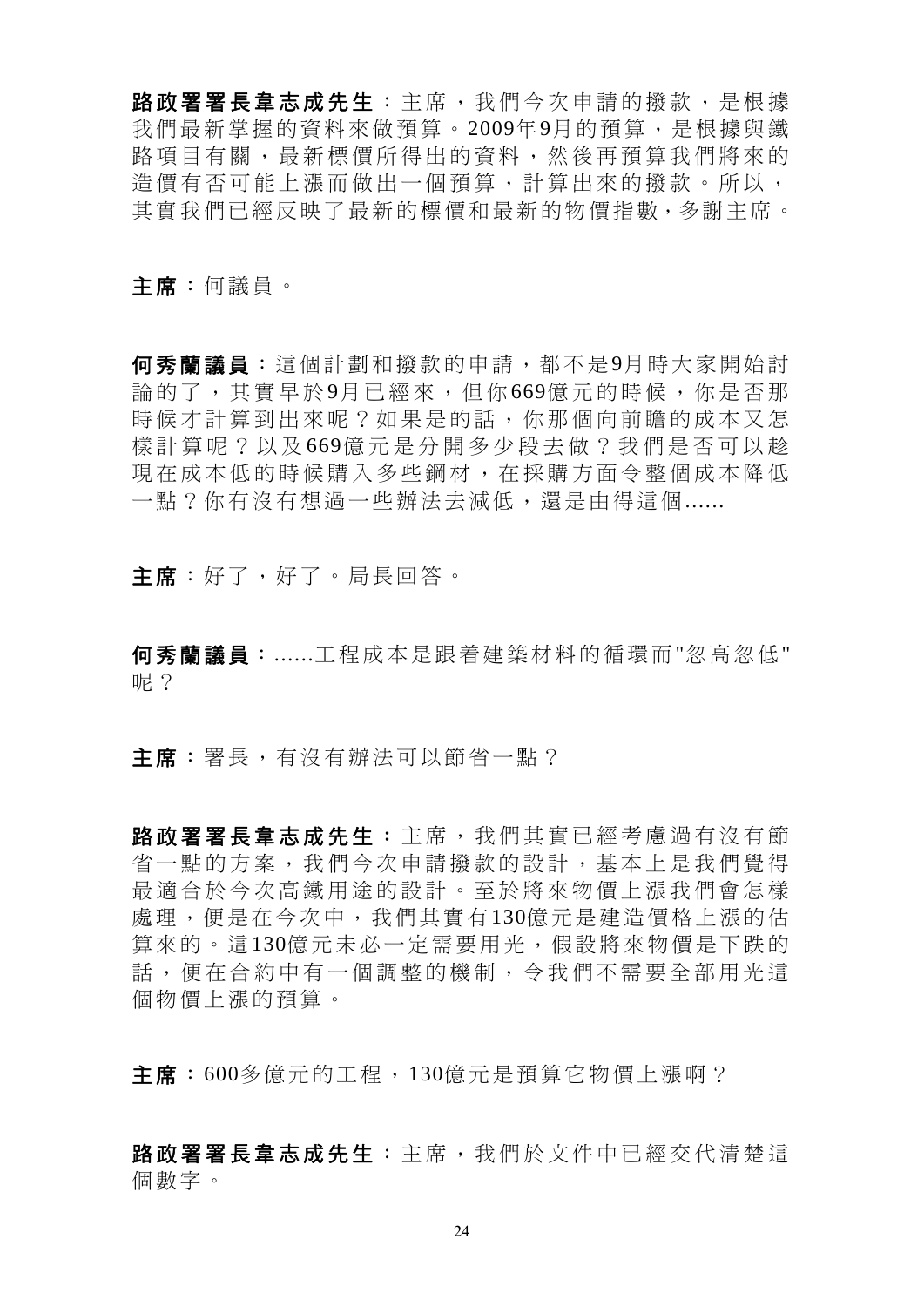**路政署署長韋志成先生**：主席，我們今次申請的撥款，是根據我們最新掌握的資料來做預算。2009年9月的預算，是根據與鐵路項目有關，最新標價所得出的資料，然後再預算我們將來的造價有否可能上漲而做出一個預算，計算出來的撥款。所以，其實我們已經反映了最新的標價和最新的物價指數，多謝主席。

**主席**：何議員。

**何秀蘭議員**：這個計劃和撥款的申請，都不是9月時大家開始討論的了，其實早於9月已經來，但你669億元的時候，你是否那時候才計算到出來呢？如果是的話，你那個向前瞻的成本又怎樣計算呢？以及669億元是分開多少段去做？我們是否可以趁現在成本低的時候購入多些鋼材，在採購方面令整個成本降低一點？你有沒有想過一些辦法去減低，還是由得這個......

**主席**：好了，好了。局長回答。

**何秀蘭議員**：......工程成本是跟着建築材料的循環而"忽高忽低"呢？

**主席**：署長，有沒有辦法可以節省一點？

**路政署署長韋志成先生**：主席，我們其實已經考慮過有沒有節省一點的方案，我們今次申請撥款的設計，基本上是我們覺得最適合於今次高鐵用途的設計。至於將來物價上漲我們會怎樣處理，便是在今次中，我們其實有130億元是建造價格上漲的估算來的。這130億元未必一定需要用光，假設將來物價是下跌的話，便在合約中有一個調整的機制，令我們不需要全部用光這個物價上漲的預算。

**主席**：600多億元的工程，130億元是預算它物價上漲啊？

**路政署署長韋志成先生**：主席，我們於文件中已經交代清楚這個數字。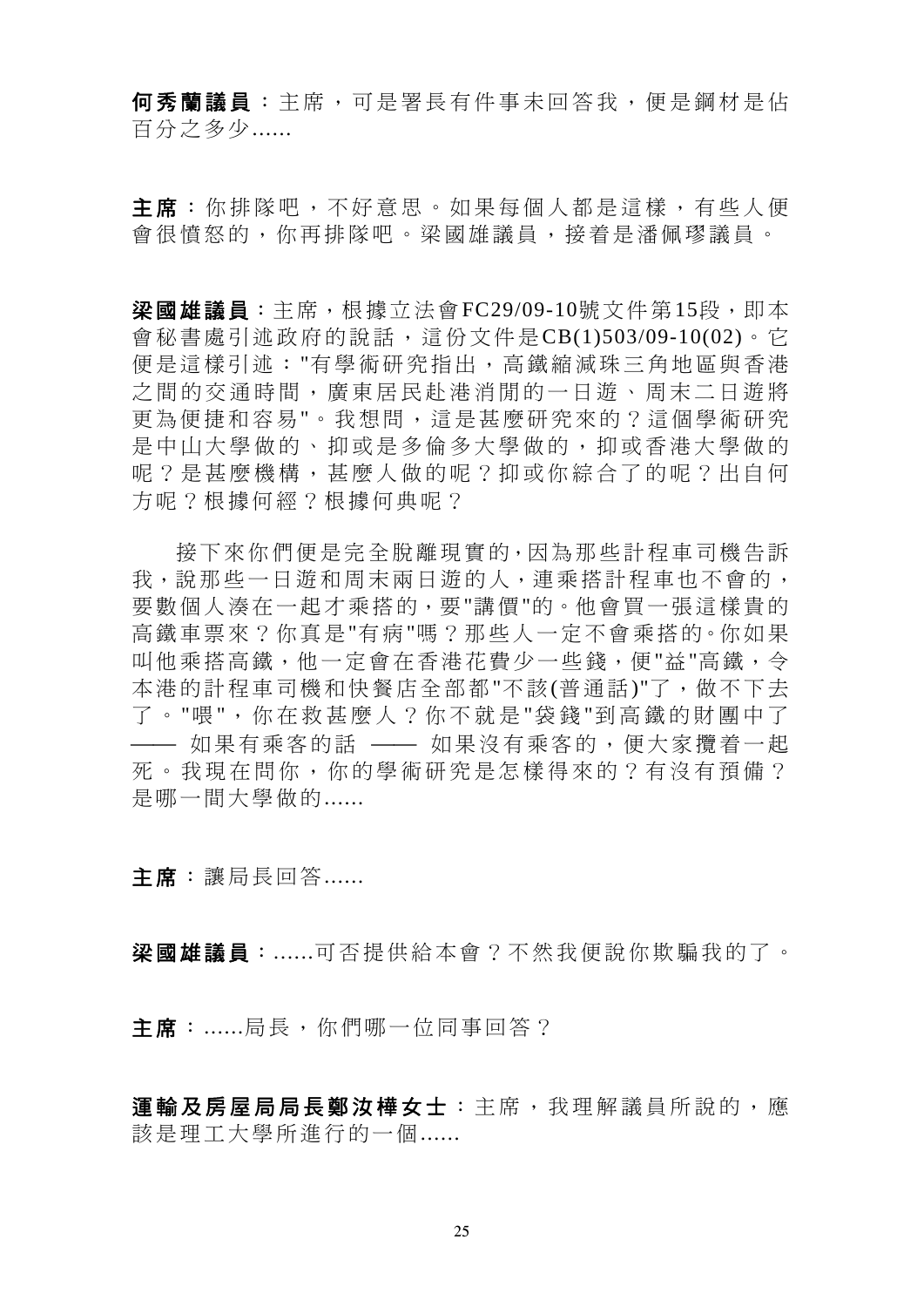**何秀蘭議員**：主席，可是署長有件事未回答我，便是鋼材是佔百分之多少......

**主席**：你排隊吧，不好意思。如果每個人都是這樣，有些人便會很憤怒的，你再排隊吧。梁國雄議員，接着是潘佩璆議員。

**梁國雄議員**：主席，根據立法會FC29/09-10號文件第15段，即本會秘書處引述政府的說話，這份文件是CB(1)503/09-10(02)。它便是這樣引述："有學術研究指出，高鐵縮減珠三角地區與香港之間的交通時間，廣東居民赴港消閒的一日遊、周末二日遊將更為便捷和容易"。我想問，這是甚麼研究來的？這個學術研究是中山大學做的、抑或是多倫多大學做的，抑或香港大學做的呢？是甚麼機構，甚麼人做的呢？抑或你綜合了的呢？出自何方呢？根據何經？根據何典呢？

接下來你們便是完全脫離現實的，因為那些計程車司機告訴我，說那些一日遊和周末兩日遊的人，連乘搭計程車也不會的，要數個人湊在一起才乘搭的，要"講價"的。他會買一張這樣貴的高鐵車票來？你真是"有病"嗎？那些人一定不會乘搭的。你如果叫他乘搭高鐵，他一定會在香港花費少一些錢，便"益"高鐵，令本港的計程車司機和快餐店全部都"不該(普通話)"了，做不下去了。"喂"，你在救甚麼人？你不就是"袋錢"到高鐵的財團中了 —— 如果有乘客的話 —— 如果沒有乘客的，便大家攬着一起死。我現在問你，你的學術研究是怎樣得來的？有沒有預備？是哪一間大學做的......

**主席**：讓局長回答......

**梁國雄議員**：......可否提供給本會？不然我便說你欺騙我的了。

**主席**：......局長，你們哪一位同事回答？

**運輸及房屋局局長鄭汝樺女士**：主席，我理解議員所說的，應該是理工大學所進行的一個......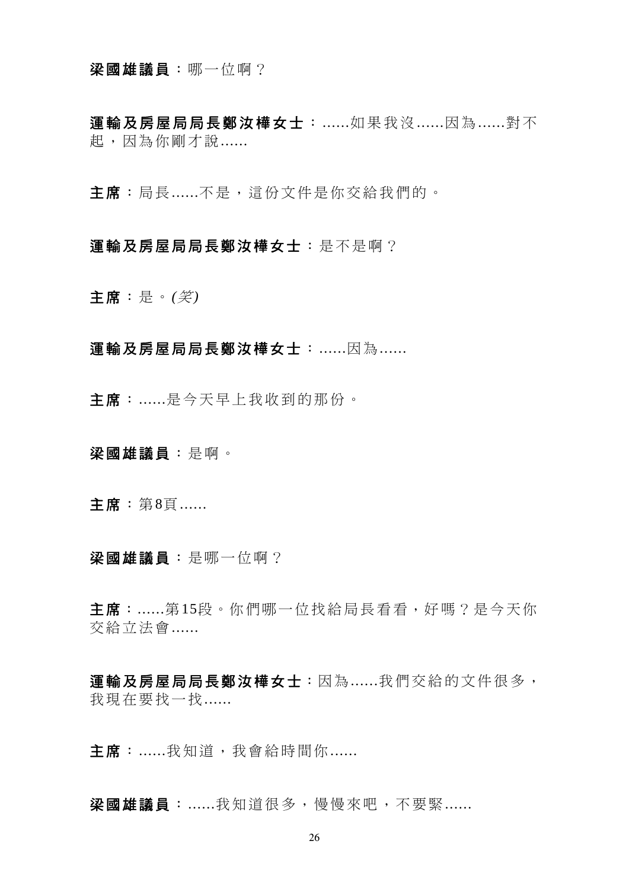**梁國雄議員**：哪一位啊？

**運輸及房屋局局長鄭汝樺女士**：......如果我沒......因為......對不起，因為你剛才說......

**主席**：局長......不是，這份文件是你交給我們的。

**運輸及房屋局局長鄭汝樺女士**：是不是啊？

**主席**：是。*(笑)*

**運輸及房屋局局長鄭汝樺女士**：......因為......

**主席**：......是今天早上我收到的那份。

**梁國雄議員**：是啊。

**主席**：第8頁......

**梁國雄議員**：是哪一位啊？

**主席**：......第15段。你們哪一位找給局長看看，好嗎？是今天你交給立法會......

**運輸及房屋局局長鄭汝樺女士**：因為......我們交給的文件很多，我現在要找一找......

**主席**：......我知道，我會給時間你......

**梁國雄議員**：......我知道很多，慢慢來吧，不要緊......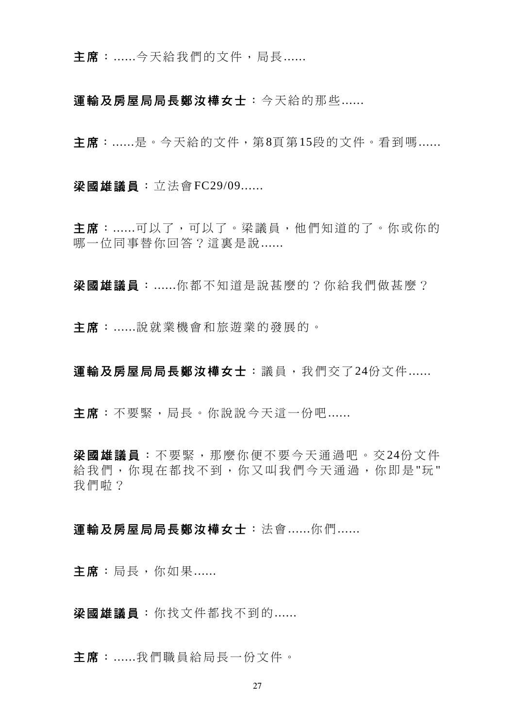**主席**：......今天給我們的文件，局長......

**運輸及房屋局局長鄭汝樺女士**：今天給的那些......

**主席**：......是。今天給的文件，第8頁第15段的文件。看到嗎......

**梁國雄議員**：立法會FC29/09......

**主席**：......可以了，可以了。梁議員，他們知道的了。你或你的哪一位同事替你回答？這裏是說......

**梁國雄議員**：......你都不知道是說甚麼的？你給我們做甚麼？

**主席**：......說就業機會和旅遊業的發展的。

**運輸及房屋局局長鄭汝樺女士**：議員，我們交了24份文件......

**主席**：不要緊，局長。你說說今天這一份吧......

**梁國雄議員**：不要緊，那麼你便不要今天通過吧。交24份文件給我們，你現在都找不到，你又叫我們今天通過，你即是"玩"我們啦？

**運輸及房屋局局長鄭汝樺女士**：法會......你們......

**主席**：局長，你如果......

**梁國雄議員**：你找文件都找不到的......

**主席**：......我們職員給局長一份文件。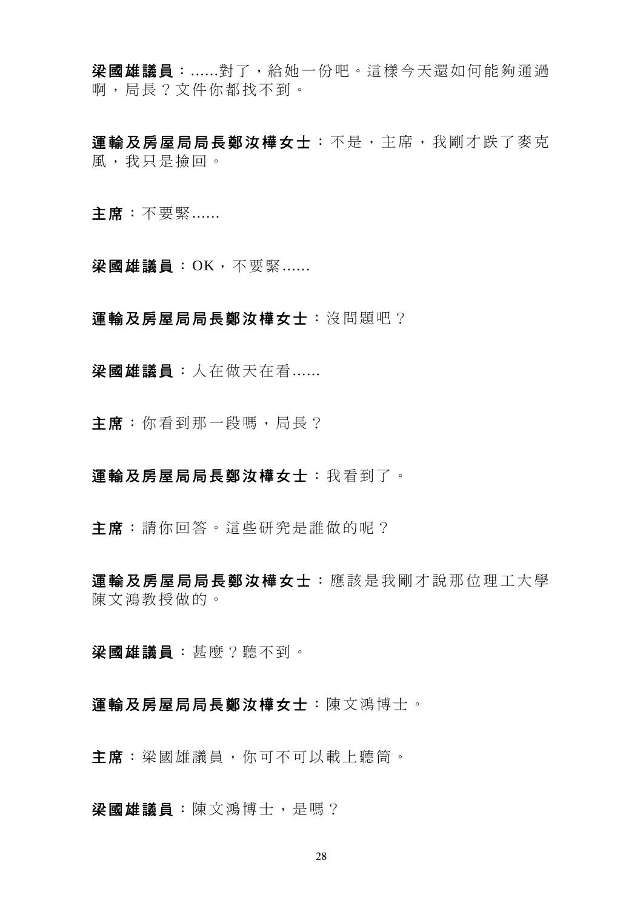**梁國雄議員**：......對了，給她一份吧。這樣今天還如何能夠通過啊，局長？文件你都找不到。

**運輸及房屋局局長鄭汝樺女士**：不是，主席，我剛才跌了麥克風，我只是撿回。

**主席**：不要緊......

**梁國雄議員**：OK，不要緊......

**運輸及房屋局局長鄭汝樺女士**：沒問題吧？

**梁國雄議員**：人在做天在看......

**主席**：你看到那一段嗎，局長？

**運輸及房屋局局長鄭汝樺女士**：我看到了。

**主席**：請你回答。這些研究是誰做的呢？

**運輸及房屋局局長鄭汝樺女士**：應該是我剛才說那位理工大學陳文鴻教授做的。

**梁國雄議員**：甚麼？聽不到。

**運輸及房屋局局長鄭汝樺女士**：陳文鴻博士。

**主席**：梁國雄議員，你可不可以戴上聽筒。

**梁國雄議員**：陳文鴻博士，是嗎？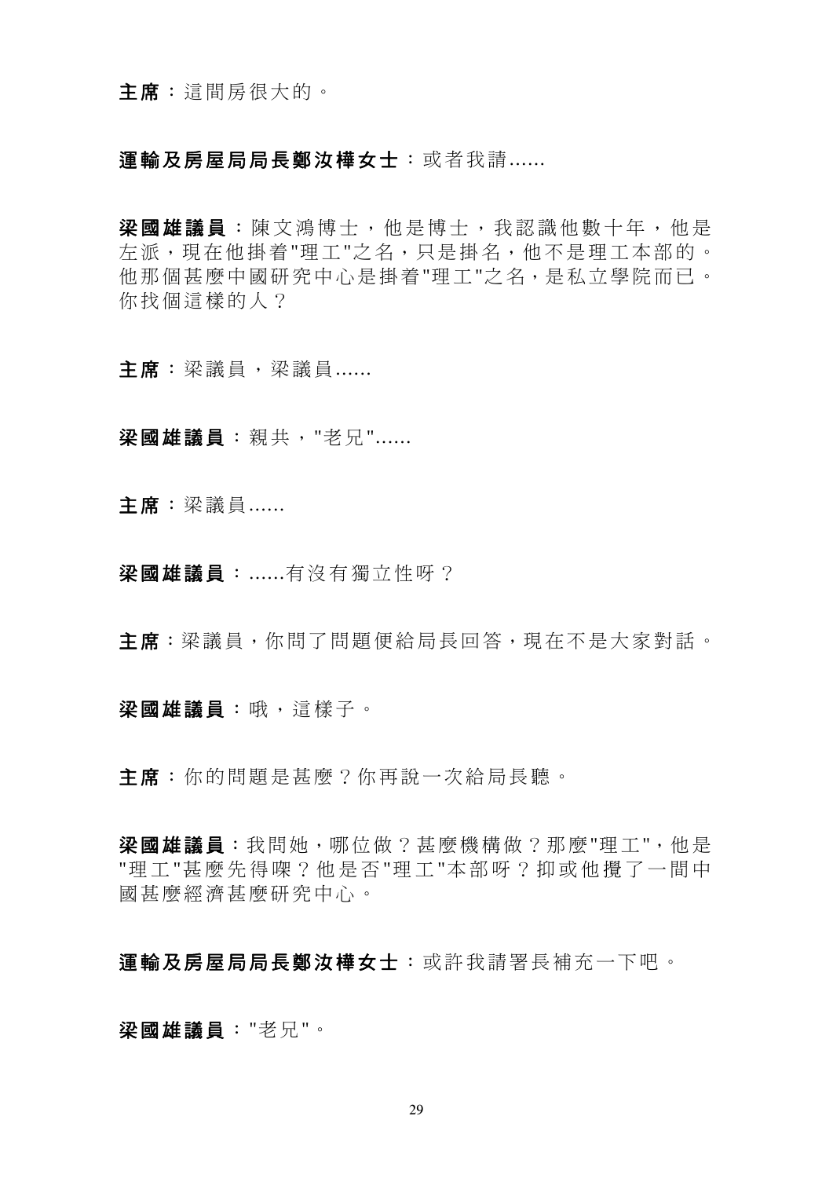**主席**：這間房很大的。

**運輸及房屋局局長鄭汝樺女士**：或者我請......

**梁國雄議員**：陳文鴻博士，他是博士，我認識他數十年，他是左派，現在他掛着"理工"之名，只是掛名，他不是理工本部的。他那個甚麼中國研究中心是掛着"理工"之名，是私立學院而已。你找個這樣的人？

**主席**：梁議員，梁議員......

**梁國雄議員**：親共，"老兄"......

**主席**：梁議員......

**梁國雄議員**：......有沒有獨立性呀？

**主席**：梁議員，你問了問題便給局長回答，現在不是大家對話。

**梁國雄議員**：哦，這樣子。

**主席**：你的問題是甚麼？你再說一次給局長聽。

**梁國雄議員**：我問她，哪位做？甚麼機構做？那麼"理工"，他是"理工"甚麼先得㗎？他是否"理工"本部呀？抑或他攪了一間中國甚麼經濟甚麼研究中心。

**運輸及房屋局局長鄭汝樺女士**：或許我請署長補充一下吧。

**梁國雄議員**："老兄"。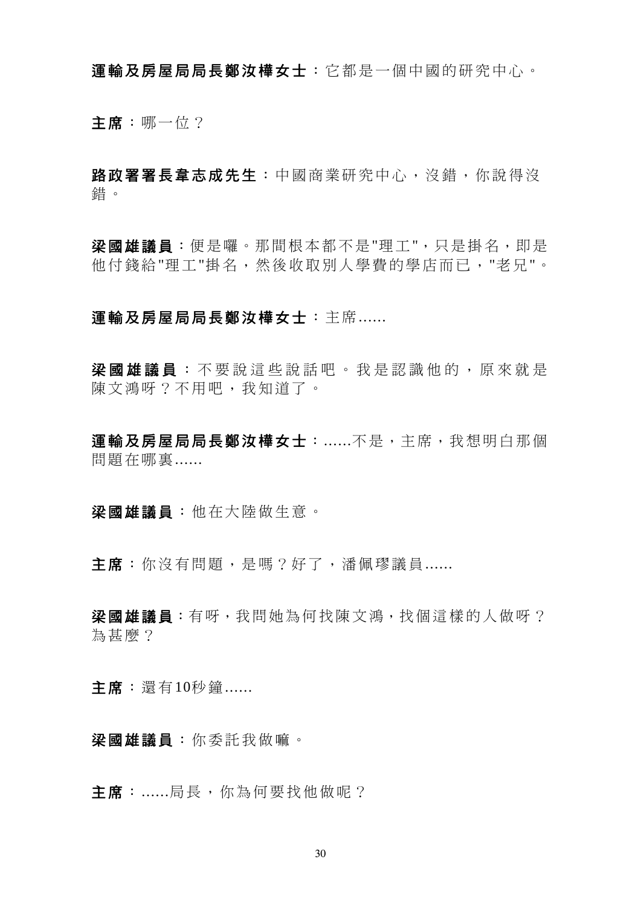**運輸及房屋局局長鄭汝樺女士**：它都是一個中國的研究中心。

**主席**：哪一位？

**路政署署長韋志成先生**：中國商業研究中心，沒錯，你說得沒錯。

**梁國雄議員**：便是囉。那間根本都不是"理工"，只是掛名，即是他付錢給"理工"掛名，然後收取別人學費的學店而已，"老兄"。

**運輸及房屋局局長鄭汝樺女士**：主席......

**梁國雄議員**：不要說這些說話吧。我是認識他的，原來就是陳文鴻呀？不用吧，我知道了。

**運輸及房屋局局長鄭汝樺女士**：......不是，主席，我想明白那個問題在哪裏......

**梁國雄議員**：他在大陸做生意。

**主席**：你沒有問題，是嗎？好了，潘佩璆議員......

**梁國雄議員**：有呀，我問她為何找陳文鴻，找個這樣的人做呀？為甚麼？

**主席**：還有10秒鐘......

**梁國雄議員**：你委託我做嘛。

**主席**：......局長，你為何要找他做呢？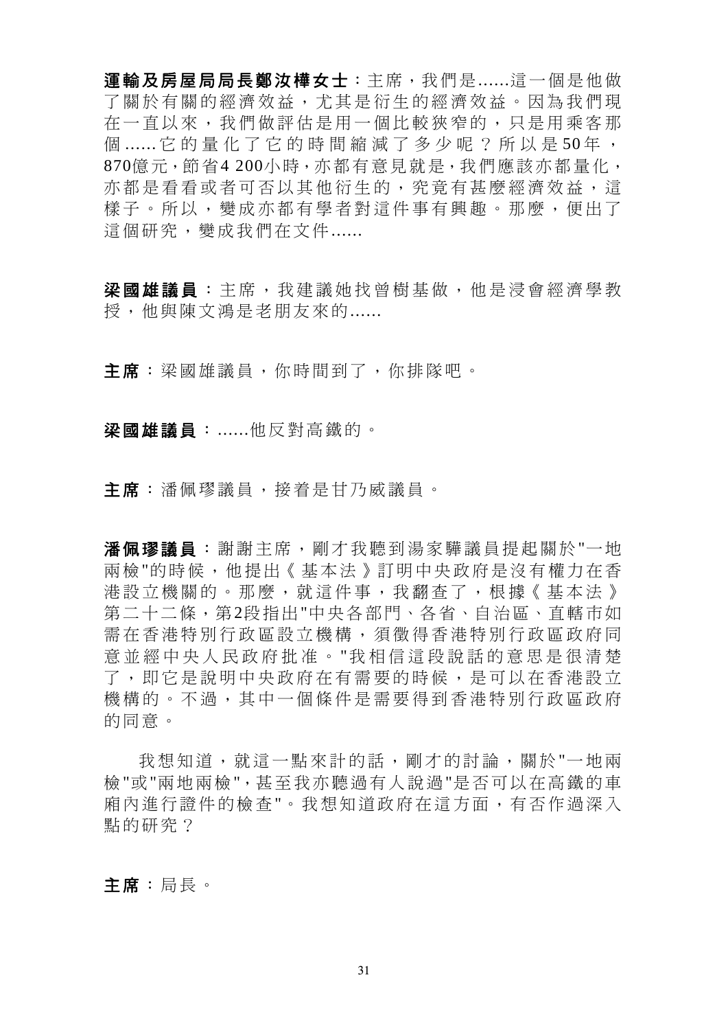**運輸及房屋局局長鄭汝樺女士**：主席，我們是......這一個是他做了關於有關的經濟效益，尤其是衍生的經濟效益。因為我們現在一直以來，我們做評估是用一個比較狹窄的，只是用乘客那個......它的量化了它的時間縮減了多少呢？所以是50年，870億元，節省4 200小時，亦都有意見就是，我們應該亦都量化，亦都是看看或者可否以其他衍生的，究竟有甚麼經濟效益，這樣子。所以，變成亦都有學者對這件事有興趣。那麼，便出了這個研究，變成我們在文件......

**梁國雄議員**：主席，我建議她找曾樹基做，他是浸會經濟學教授，他與陳文鴻是老朋友來的......

**主席**：梁國雄議員，你時間到了，你排隊吧。

**梁國雄議員**：......他反對高鐵的。

**主席**：潘佩璆議員，接着是甘乃威議員。

**潘佩璆議員**：謝謝主席，剛才我聽到湯家驊議員提起關於"一地兩檢"的時候，他提出《基本法》訂明中央政府是沒有權力在香港設立機關的。那麼，就這件事，我翻查了，根據《基本法》第二十二條，第2段指出"中央各部門、各省、自治區、直轄市如需在香港特別行政區設立機構，須徵得香港特別行政區政府同意並經中央人民政府批准。"我相信這段說話的意思是很清楚了，即它是說明中央政府在有需要的時候，是可以在香港設立機構的。不過，其中一個條件是需要得到香港特別行政區政府的同意。

我想知道，就這一點來計的話，剛才的討論，關於"一地兩檢"或"兩地兩檢"，甚至我亦聽過有人說過"是否可以在高鐵的車廂內進行證件的檢查"。我想知道政府在這方面，有否作過深入點的研究？

**主席**：局長。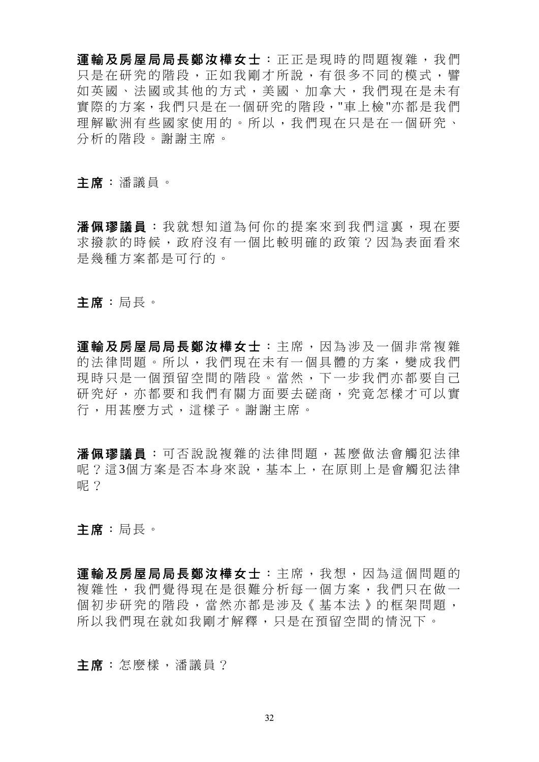**運輸及房屋局局長鄭汝樺女士**：正正是現時的問題複雜，我們只是在研究的階段，正如我剛才所說，有很多不同的模式，譬如英國、法國或其他的方式，美國、加拿大，我們現在是未有實際的方案，我們只是在一個研究的階段，"車上檢"亦都是我們理解歐洲有些國家使用的。所以，我們現在只是在一個研究、分析的階段。謝謝主席。

**主席**：潘議員。

**潘佩璆議員**：我就想知道為何你的提案來到我們這裏，現在要求撥款的時候，政府沒有一個比較明確的政策？因為表面看來是幾種方案都是可行的。

**主席**：局長。

**運輸及房屋局局長鄭汝樺女士**：主席，因為涉及一個非常複雜的法律問題。所以，我們現在未有一個具體的方案，變成我們現時只是一個預留空間的階段。當然，下一步我們亦都要自己研究好，亦都要和我們有關方面要去磋商，究竟怎樣才可以實行，用甚麼方式，這樣子。謝謝主席。

**潘佩璆議員**：可否說說複雜的法律問題，甚麼做法會觸犯法律呢？這3個方案是否本身來說，基本上，在原則上是會觸犯法律呢？

**主席**：局長。

**運輸及房屋局局長鄭汝樺女士**：主席，我想，因為這個問題的複雜性，我們覺得現在是很難分析每一個方案，我們只在做一個初步研究的階段，當然亦都是涉及《基本法》的框架問題，所以我們現在就如我剛才解釋，只是在預留空間的情況下。

**主席**：怎麼樣，潘議員？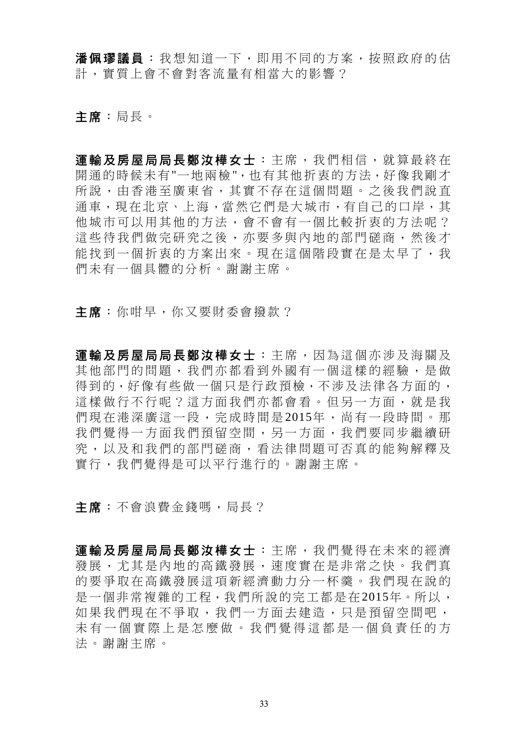**潘佩璆議員**：我想知道一下，即用不同的方案，按照政府的估計，實質上會不會對客流量有相當大的影響？

**主席**：局長。

**運輸及房屋局局長鄭汝樺女士**：主席，我們相信，就算最終在開通的時候未有"一地兩檢"，也有其他折衷的方法，好像我剛才所說，由香港至廣東省，其實不存在這個問題。之後我們說直通車，現在北京、上海，當然它們是大城市，有自己的口岸，其他城市可以用其他的方法，會不會有一個比較折衷的方法呢？這些待我們做完研究之後，亦要多與內地的部門磋商，然後才能找到一個折衷的方案出來。現在這個階段實在是太早了，我們未有一個具體的分析。謝謝主席。

**主席**：你咁早，你又要財委會撥款？

**運輸及房屋局局長鄭汝樺女士**：主席，因為這個亦涉及海關及其他部門的問題，我們亦都看到外國有一個這樣的經驗，是做得到的，好像有些做一個只是行政預檢，不涉及法律各方面的，這樣做行不行呢？這方面我們亦都會看。但另一方面，就是我們現在港深廣這一段，完成時間是2015年，尚有一段時間。那我們覺得一方面我們預留空間，另一方面，我們要同步繼續研究，以及和我們的部門磋商，看法律問題可否真的能夠解釋及實行，我們覺得是可以平行進行的。謝謝主席。

**主席**：不會浪費金錢嗎，局長？

**運輸及房屋局局長鄭汝樺女士**：主席，我們覺得在未來的經濟發展，尤其是內地的高鐵發展，速度實在是非常之快。我們真的要爭取在高鐵發展這項新經濟動力分一杯羹。我們現在說的是一個非常複雜的工程，我們所說的完工都是在2015年。所以，如果我們現在不爭取，我們一方面去建造，只是預留空間吧，未有一個實際上是怎麼做。我們覺得這都是一個負責任的方法。謝謝主席。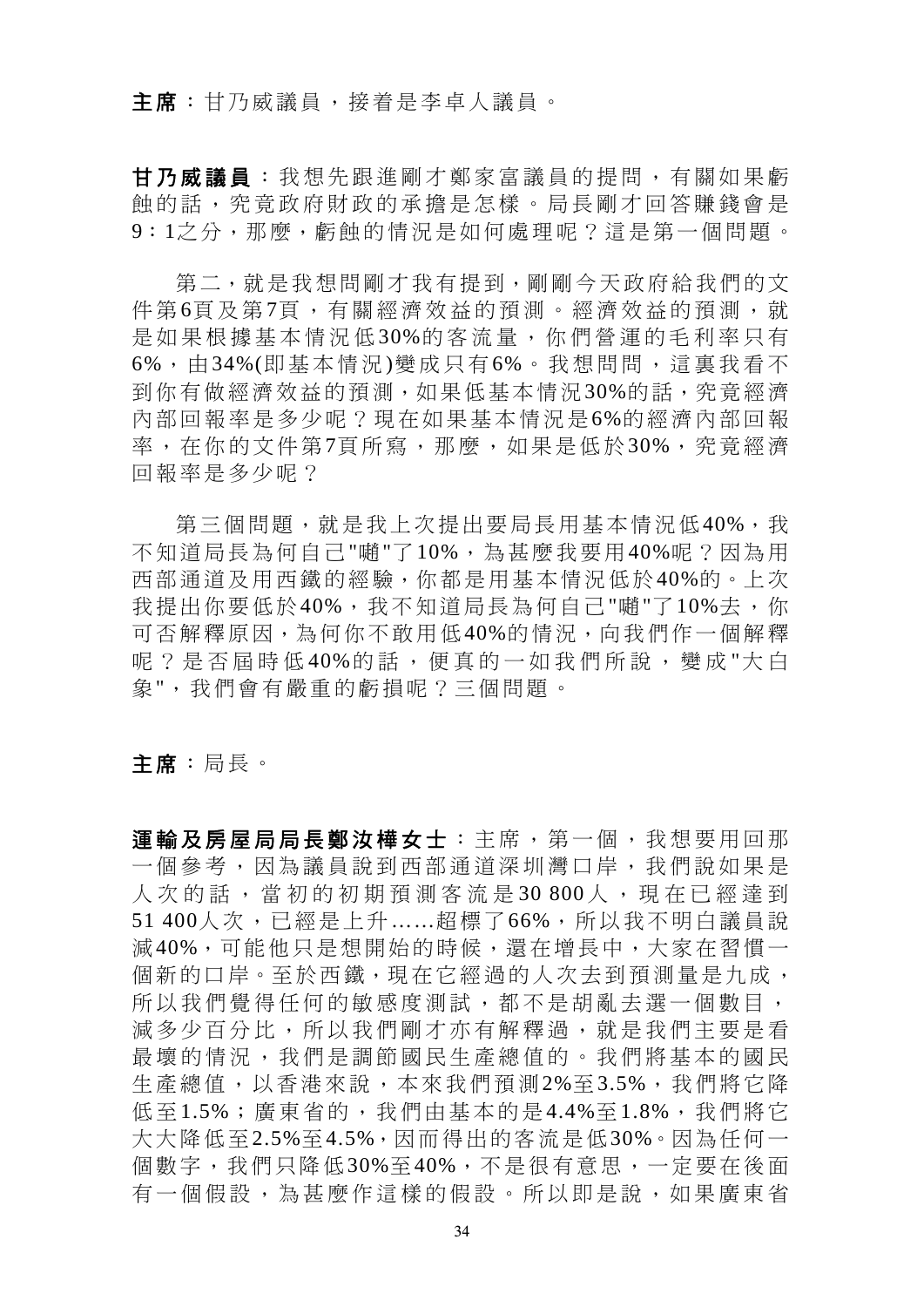**主席**：甘乃威議員，接着是李卓人議員。

**甘乃威議員**：我想先跟進剛才鄭家富議員的提問，有關如果虧蝕的話，究竟政府財政的承擔是怎樣。局長剛才回答賺錢會是9：1之分，那麼，虧蝕的情況是如何處理呢？這是第一個問題。

第二，就是我想問剛才我有提到，剛剛今天政府給我們的文件第6頁及第7頁，有關經濟效益的預測。經濟效益的預測，就是如果根據基本情況低30%的客流量，你們營運的毛利率只有6%，由34%(即基本情況)變成只有6%。我想問問，這裏我看不到你有做經濟效益的預測，如果低基本情況30%的話，究竟經濟內部回報率是多少呢？現在如果基本情況是6%的經濟內部回報率，在你的文件第7頁所寫，那麼，如果是低於30%，究竟經濟回報率是多少呢？

第三個問題，就是我上次提出要局長用基本情況低40%，我不知道局長為何自己"𠴕"了10%，為甚麼我要用40%呢？因為用西部通道及用西鐵的經驗，你都是用基本情況低於40%的。上次我提出你要低於40%，我不知道局長為何自己"𠴕"了10%去，你可否解釋原因，為何你不敢用低40%的情況，向我們作一個解釋呢？是否屆時低40%的話，便真的一如我們所說，變成"大白象"，我們會有嚴重的虧損呢？三個問題。

**主席**：局長。

**運輸及房屋局局長鄭汝樺女士**：主席，第一個，我想要用回那一個參考，因為議員說到西部通道深圳灣口岸，我們說如果是人次的話，當初的初期預測客流是30 800人，現在已經達到51 400人次，已經是上升......超標了66%，所以我不明白議員說減40%，可能他只是想開始的時候，還在增長中，大家在習慣一個新的口岸。至於西鐵，現在它經過的人次去到預測量是九成，所以我們覺得任何的敏感度測試，都不是胡亂去選一個數目，減多少百分比，所以我們剛才亦有解釋過，就是我們主要是看最壞的情況，我們是調節國民生產總值的。我們將基本的國民生產總值，以香港來說，本來我們預測2%至3.5%，我們將它降低至1.5%；廣東省的，我們由基本的是4.4%至1.8%，我們將它大大降低至2.5%至4.5%，因而得出的客流是低30%。因為任何一個數字，我們只降低30%至40%，不是很有意思，一定要在後面有一個假設，為甚麼作這樣的假設。所以即是說，如果廣東省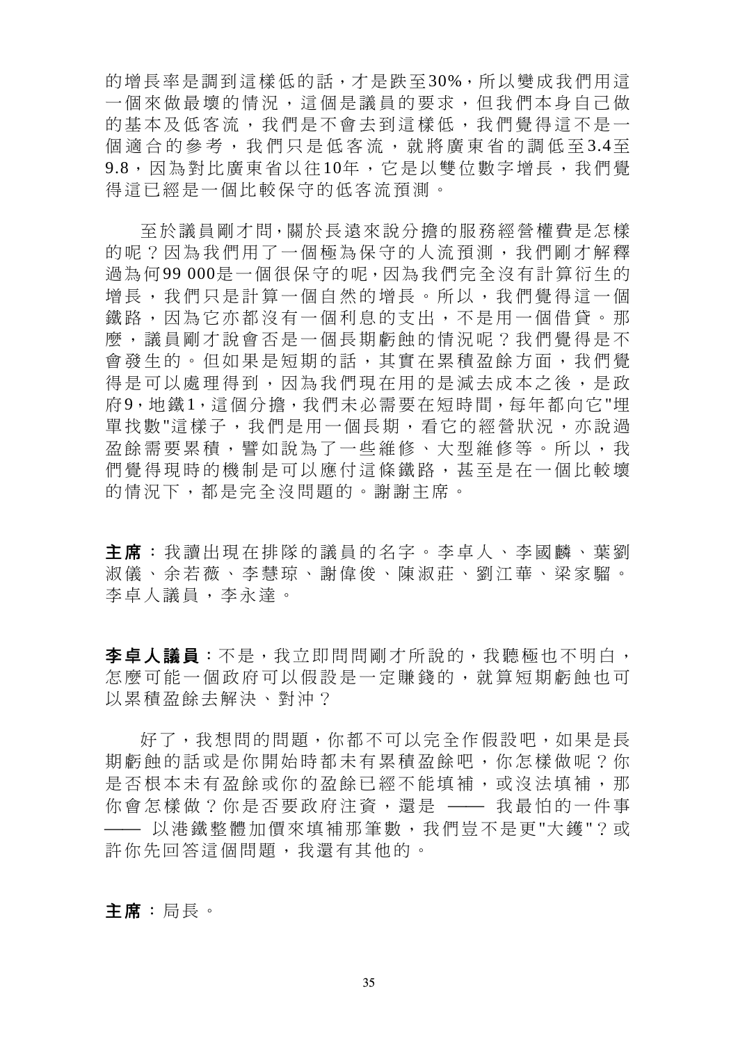的增長率是調到這樣低的話，才是跌至30%，所以變成我們用這一個來做最壞的情況，這個是議員的要求，但我們本身自己做的基本及低客流，我們是不會去到這樣低，我們覺得這不是一個適合的參考，我們只是低客流，就將廣東省的調低至3.4至9.8，因為對比廣東省以往10年，它是以雙位數字增長，我們覺得這已經是一個比較保守的低客流預測。

至於議員剛才問，關於長遠來說分擔的服務經營權費是怎樣的呢？因為我們用了一個極為保守的人流預測，我們剛才解釋過為何99 000是一個很保守的呢，因為我們完全沒有計算衍生的增長，我們只是計算一個自然的增長。所以，我們覺得這一個鐵路，因為它亦都沒有一個利息的支出，不是用一個借貸。那麼，議員剛才說會否是一個長期虧蝕的情況呢？我們覺得是不會發生的。但如果是短期的話，其實在累積盈餘方面，我們覺得是可以處理得到，因為我們現在用的是減去成本之後，是政府9，地鐵1，這個分擔，我們未必需要在短時間，每年都向它"埋單找數"這樣子，我們是用一個長期，看它的經營狀況，亦說過盈餘需要累積，譬如說為了一些維修、大型維修等。所以，我們覺得現時的機制是可以應付這條鐵路，甚至是在一個比較壞的情況下，都是完全沒問題的。謝謝主席。

**主席**：我讀出現在排隊的議員的名字。李卓人、李國麟、葉劉淑儀、余若薇、李慧琼、謝偉俊、陳淑莊、劉江華、梁家騮。李卓人議員，李永達。

**李卓人議員**：不是，我立即問問剛才所說的，我聽極也不明白，怎麼可能一個政府可以假設是一定賺錢的，就算短期虧蝕也可以累積盈餘去解決、對沖？

好了，我想問的問題，你都不可以完全作假設吧，如果是長期虧蝕的話或是你開始時都未有累積盈餘吧，你怎樣做呢？你是否根本未有盈餘或你的盈餘已經不能填補，或沒法填補，那你會怎樣做？你是否要政府注資，還是 —— 我最怕的一件事 —— 以港鐵整體加價來填補那筆數，我們豈不是更"大鑊"？或許你先回答這個問題，我還有其他的。

**主席**：局長。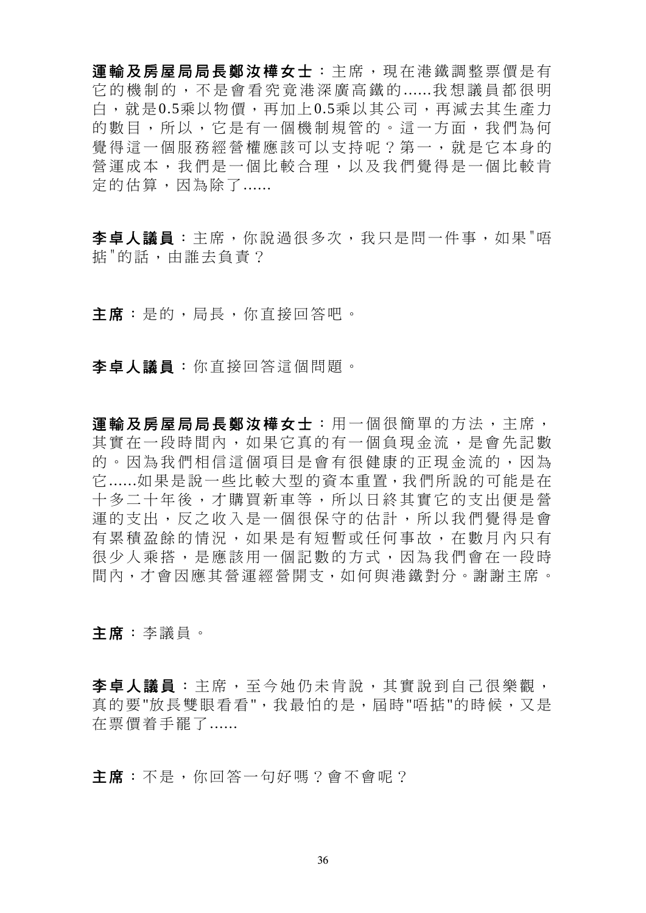**運輸及房屋局局長鄭汝樺女士**：主席，現在港鐵調整票價是有它的機制的，不是會看究竟港深廣高鐵的......我想議員都很明白，就是0.5乘以物價，再加上0.5乘以其公司，再減去其生產力的數目，所以，它是有一個機制規管的。這一方面，我們為何覺得這一個服務經營權應該可以支持呢？第一，就是它本身的營運成本，我們是一個比較合理，以及我們覺得是一個比較肯定的估算，因為除了......

**李卓人議員**：主席，你說過很多次，我只是問一件事，如果"唔掂"的話，由誰去負責？

**主席**：是的，局長，你直接回答吧。

**李卓人議員**：你直接回答這個問題。

**運輸及房屋局局長鄭汝樺女士**：用一個很簡單的方法，主席，其實在一段時間內，如果它真的有一個負現金流，是會先記數的。因為我們相信這個項目是會有很健康的正現金流的，因為它......如果是說一些比較大型的資本重置，我們所說的可能是在十多二十年後，才購買新車等，所以日終其實它的支出便是營運的支出，反之收入是一個很保守的估計，所以我們覺得是會有累積盈餘的情況，如果是有短暫或任何事故，在數月內只有很少人乘搭，是應該用一個記數的方式，因為我們會在一段時間內，才會因應其營運經營開支，如何與港鐵對分。謝謝主席。

**主席**：李議員。

**李卓人議員**：主席，至今她仍未肯說，其實說到自己很樂觀，真的要"放長雙眼看看"，我最怕的是，屆時"唔掂"的時候，又是在票價着手罷了......

**主席**：不是，你回答一句好嗎？會不會呢？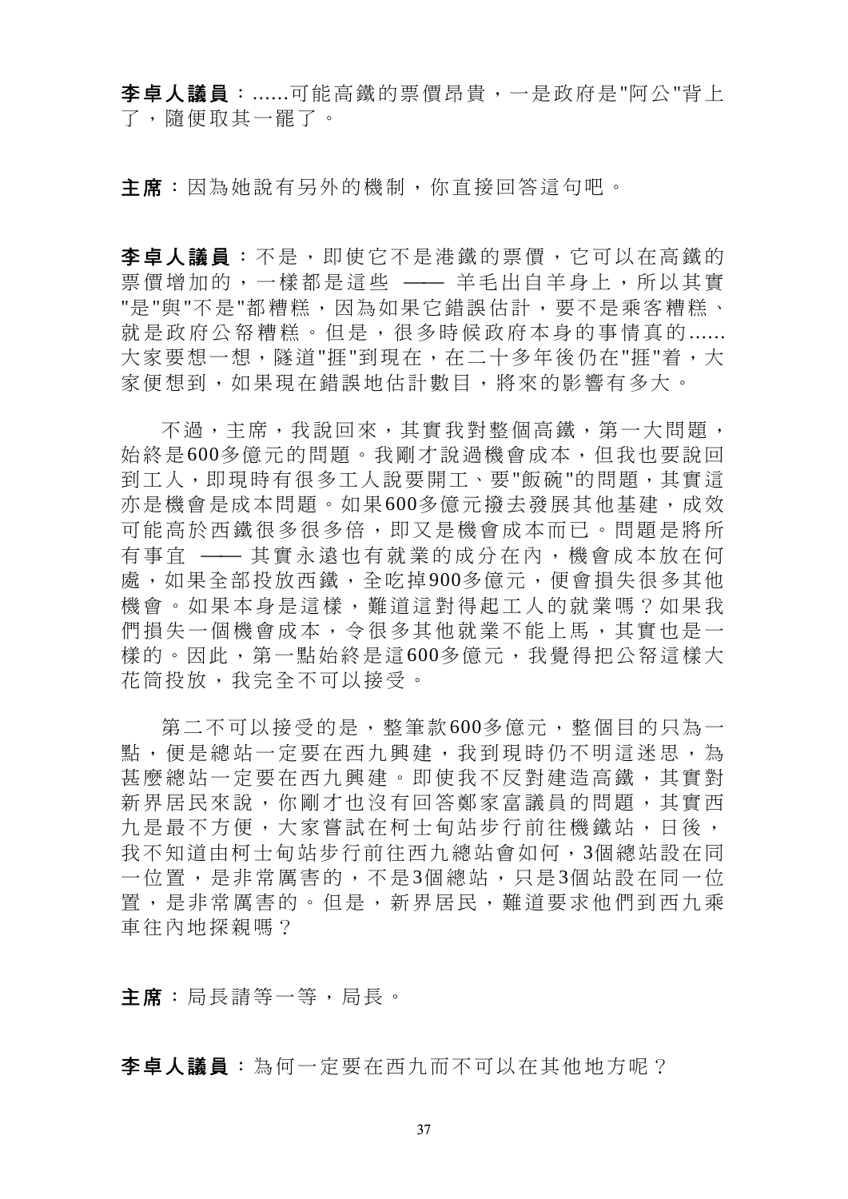**李卓人議員**：......可能高鐵的票價昂貴，一是政府是"阿公"背上了，隨便取其一罷了。

**主席**：因為她說有另外的機制，你直接回答這句吧。

**李卓人議員**：不是，即使它不是港鐵的票價，它可以在高鐵的票價增加的，一樣都是這些 —— 羊毛出自羊身上，所以其實"是"與"不是"都糟糕，因為如果它錯誤估計，要不是乘客糟糕、就是政府公帑糟糕。但是，很多時候政府本身的事情真的......大家要想一想，隧道"捱"到現在，在二十多年後仍在"捱"着，大家便想到，如果現在錯誤地估計數目，將來的影響有多大。

不過，主席，我說回來，其實我對整個高鐵，第一大問題，始終是600多億元的問題。我剛才說過機會成本，但我也要說回到工人，即現時有很多工人說要開工、要"飯碗"的問題，其實這亦是機會是成本問題。如果600多億元撥去發展其他基建，成效可能高於西鐵很多很多倍，即又是機會成本而已。問題是將所有事宜 —— 其實永遠也有就業的成分在內，機會成本放在何處，如果全部投放西鐵，全吃掉900多億元，便會損失很多其他機會。如果本身是這樣，難道這對得起工人的就業嗎？如果我們損失一個機會成本，令很多其他就業不能上馬，其實也是一樣的。因此，第一點始終是這600多億元，我覺得把公帑這樣大花筒投放，我完全不可以接受。

第二不可以接受的是，整筆款600多億元，整個目的只為一點，便是總站一定要在西九興建，我到現時仍不明這迷思，為甚麼總站一定要在西九興建。即使我不反對建造高鐵，其實對新界居民來說，你剛才也沒有回答鄭家富議員的問題，其實西九是最不方便，大家嘗試在柯士甸站步行前往機鐵站，日後，我不知道由柯士甸站步行前往西九總站會如何，3個總站設在同一位置，是非常厲害的，不是3個總站，只是3個站設在同一位置，是非常厲害的。但是，新界居民，難道要求他們到西九乘車往內地探親嗎？

**主席**：局長請等一等，局長。

**李卓人議員**：為何一定要在西九而不可以在其他地方呢？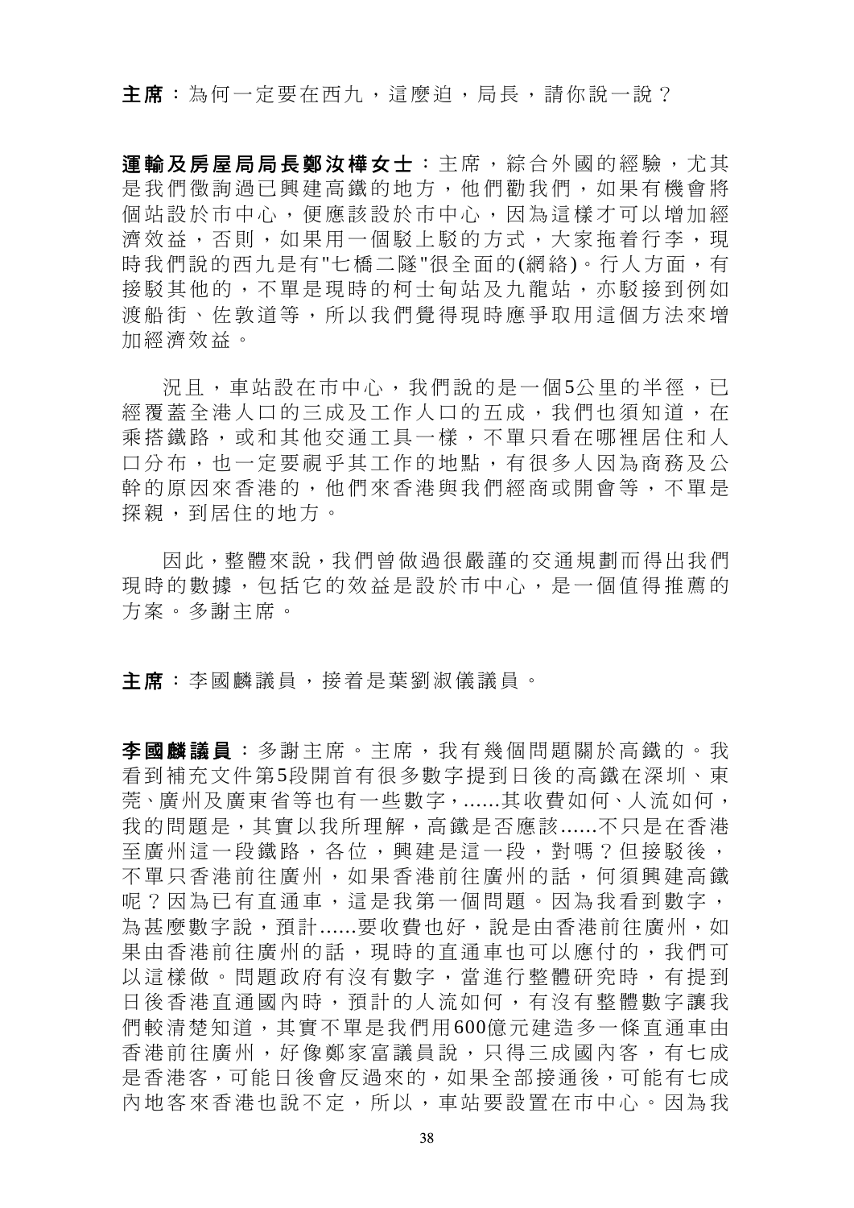**主席**：為何一定要在西九，這麼迫，局長，請你說一說？

**運輸及房屋局局長鄭汝樺女士**：主席，綜合外國的經驗，尤其是我們徵詢過已興建高鐵的地方，他們勸我們，如果有機會將個站設於市中心，便應該設於市中心，因為這樣才可以增加經濟效益，否則，如果用一個駁上駁的方式，大家拖着行李，現時我們說的西九是有"七橋二隧"很全面的(網絡)。行人方面，有接駁其他的，不單是現時的柯士甸站及九龍站，亦駁接到例如渡船街、佐敦道等，所以我們覺得現時應爭取用這個方法來增加經濟效益。

況且，車站設在市中心，我們說的是一個5公里的半徑，已經覆蓋全港人口的三成及工作人口的五成，我們也須知道，在乘搭鐵路，或和其他交通工具一樣，不單只看在哪裡居住和人口分布，也一定要視乎其工作的地點，有很多人因為商務及公幹的原因來香港的，他們來香港與我們經商或開會等，不單是探親，到居住的地方。

因此，整體來說，我們曾做過很嚴謹的交通規劃而得出我們現時的數據，包括它的效益是設於市中心，是一個值得推薦的方案。多謝主席。

**主席**：李國麟議員，接着是葉劉淑儀議員。

**李國麟議員**：多謝主席。主席，我有幾個問題關於高鐵的。我看到補充文件第5段開首有很多數字提到日後的高鐵在深圳、東莞、廣州及廣東省等也有一些數字，......其收費如何、人流如何，我的問題是，其實以我所理解，高鐵是否應該......不只是在香港至廣州這一段鐵路，各位，興建是這一段，對嗎？但接駁後，不單只香港前往廣州，如果香港前往廣州的話，何須興建高鐵呢？因為已有直通車，這是我第一個問題。因為我看到數字，為甚麼數字說，預計......要收費也好，說是由香港前往廣州，如果由香港前往廣州的話，現時的直通車也可以應付的，我們可以這樣做。問題政府有沒有數字，當進行整體研究時，有提到日後香港直通國內時，預計的人流如何，有沒有整體數字讓我們較清楚知道，其實不單是我們用600億元建造多一條直通車由香港前往廣州，好像鄭家富議員說，只得三成國內客，有七成是香港客，可能日後會反過來的，如果全部接通後，可能有七成內地客來香港也說不定，所以，車站要設置在市中心。因為我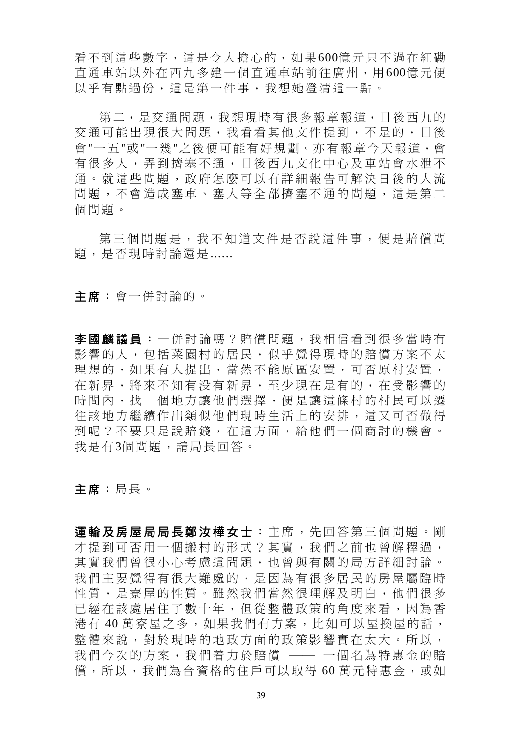看不到這些數字，這是令人擔心的，如果600億元只不過在紅磡直通車站以外在西九多建一個直通車站前往廣州，用600億元便似乎有點過份，這是第一件事，我想她澄清這一點。

第二，是交通問題，我想現時有很多報章報道，日後西九的交通可能出現很大問題，我看看其他文件提到，不是的，日後會"一五"或"一幾"之後便可能有好規劃。亦有報章今天報道，會有很多人，弄到擠塞不通，日後西九文化中心及車站會水泄不通。就這些問題，政府怎麼可以有詳細報告可解決日後的人流問題，不會造成塞車、塞人等全部擠塞不通的問題，這是第二個問題。

第三個問題是，我不知道文件是否說這件事，便是賠償問題，是否現時討論還是......

**主席**：會一併討論的。

**李國麟議員**：一併討論嗎？賠償問題，我相信看到很多當時有影響的人，包括菜園村的居民，似乎覺得現時的賠償方案不太理想的，如果有人提出，當然不能原區安置，可否原村安置，在新界，將來不知有沒有新界，至少現在是有的，在受影響的時間內，找一個地方讓他們選擇，便是讓這條村的村民可以遷往該地方繼續作出類似他們現時生活上的安排，這又可否做得到呢？不要只是說賠錢，在這方面，給他們一個商討的機會。我是有3個問題，請局長回答。

**主席**：局長。

**運輸及房屋局局長鄭汝樺女士**：主席，先回答第三個問題。剛才提到可否用一個搬村的形式？其實，我們之前也曾解釋過，其實我們曾很小心考慮這問題，也曾與有關的局方詳細討論。我們主要覺得有很大難處的，是因為有很多居民的房屋屬臨時性質，是寮屋的性質。雖然我們當然很理解及明白，他們很多已經在該處居住了數十年，但從整體政策的角度來看，因為香港有 40 萬寮屋之多，如果我們有方案，比如可以屋換屋的話，整體來說，對於現時的地政方面的政策影響實在太大。所以，我們今次的方案，我們着力於賠償 —— 一個名為特惠金的賠償，所以，我們為合資格的住戶可以取得 60 萬元特惠金，或如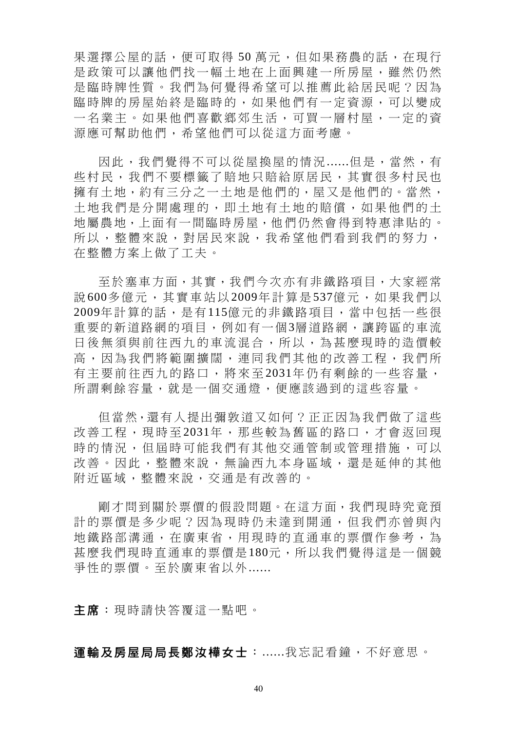果選擇公屋的話，便可取得 50 萬元，但如果務農的話，在現行是政策可以讓他們找一幅土地在上面興建一所房屋，雖然仍然是臨時牌性質。我們為何覺得希望可以推薦此給居民呢？因為臨時牌的房屋始終是臨時的，如果他們有一定資源，可以變成一名業主。如果他們喜歡鄉郊生活，可買一層村屋，一定的資源應可幫助他們，希望他們可以從這方面考慮。

因此，我們覺得不可以從屋換屋的情況......但是，當然，有些村民，我們不要標籤了賠地只賠給原居民，其實很多村民也擁有土地，約有三分之一土地是他們的，屋又是他們的。當然，土地我們是分開處理的，即土地有土地的賠償，如果他們的土地屬農地，上面有一間臨時房屋，他們仍然會得到特惠津貼的。所以，整體來說，對居民來說，我希望他們看到我們的努力，在整體方案上做了工夫。

至於塞車方面，其實，我們今次亦有非鐵路項目，大家經常說600多億元，其實車站以2009年計算是537億元，如果我們以2009年計算的話，是有115億元的非鐵路項目，當中包括一些很重要的新道路網的項目，例如有一個3層道路網，讓跨區的車流日後無須與前往西九的車流混合，所以，為甚麼現時的造價較高，因為我們將範圍擴闊，連同我們其他的改善工程，我們所有主要前往西九的路口，將來至2031年仍有剩餘的一些容量，所謂剩餘容量，就是一個交通燈，便應該過到的這些容量。

但當然，還有人提出彌敦道又如何？正正因為我們做了這些改善工程，現時至2031年，那些較為舊區的路口，才會返回現時的情況，但屆時可能我們有其他交通管制或管理措施，可以改善。因此，整體來說，無論西九本身區域，還是延伸的其他附近區域，整體來說，交通是有改善的。

剛才問到關於票價的假設問題。在這方面，我們現時究竟預計的票價是多少呢？因為現時仍未達到開通，但我們亦曾與內地鐵路部溝通，在廣東省，用現時的直通車的票價作參考，為甚麼我們現時直通車的票價是180元，所以我們覺得這是一個競爭性的票價。至於廣東省以外......

**主席**：現時請快答覆這一點吧。

**運輸及房屋局局長鄭汝樺女士**：......我忘記看鐘，不好意思。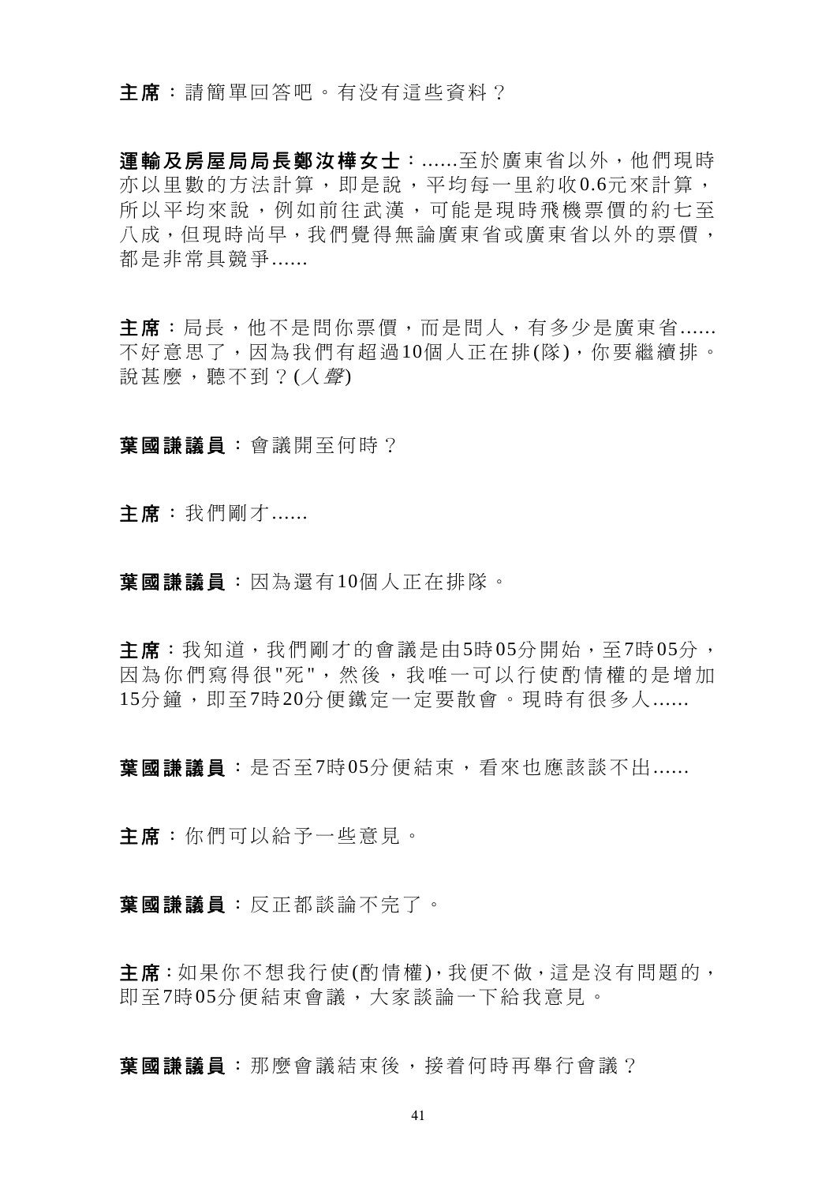**主席**：請簡單回答吧。有沒有這些資料？

**運輸及房屋局局長鄭汝樺女士**：......至於廣東省以外，他們現時亦以里數的方法計算，即是說，平均每一里約收0.6元來計算，所以平均來說，例如前往武漢，可能是現時飛機票價的約七至八成，但現時尚早，我們覺得無論廣東省或廣東省以外的票價，都是非常具競爭......

**主席**：局長，他不是問你票價，而是問人，有多少是廣東省......不好意思了，因為我們有超過10個人正在排(隊)，你要繼續排。說甚麼，聽不到？(*人聲*)

**葉國謙議員**：會議開至何時？

**主席**：我們剛才......

**葉國謙議員**：因為還有10個人正在排隊。

**主席**：我知道，我們剛才的會議是由5時05分開始，至7時05分，因為你們寫得很"死"，然後，我唯一可以行使酌情權的是增加15分鐘，即至7時20分便鐵定一定要散會。現時有很多人......

**葉國謙議員**：是否至7時05分便結束，看來也應該談不出......

**主席**：你們可以給予一些意見。

**葉國謙議員**：反正都談論不完了。

**主席**：如果你不想我行使(酌情權)，我便不做，這是沒有問題的，即至7時05分便結束會議，大家談論一下給我意見。

**葉國謙議員**：那麼會議結束後，接着何時再舉行會議？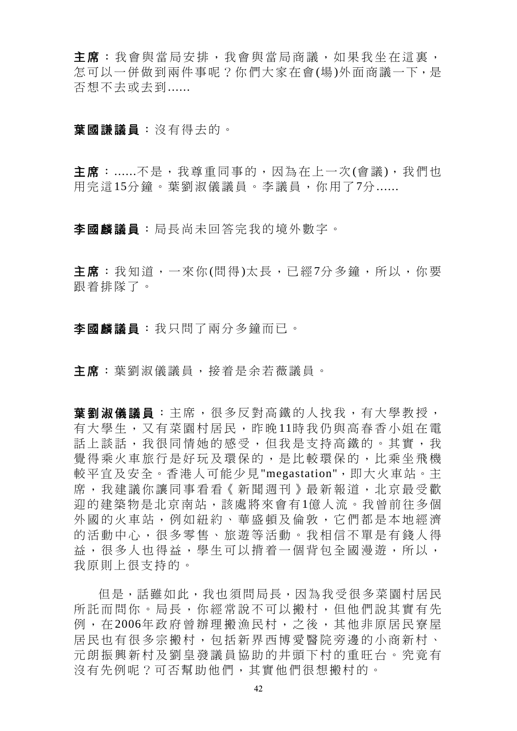**主席**：我會與當局安排，我會與當局商議，如果我坐在這裏，怎可以一併做到兩件事呢？你們大家在會(場)外面商議一下，是否想不去或去到......

**葉國謙議員**：沒有得去的。

**主席**：......不是，我尊重同事的，因為在上一次(會議)，我們也用完這15分鐘。葉劉淑儀議員。李議員，你用了7分......

**李國麟議員**：局長尚未回答完我的境外數字。

**主席**：我知道，一來你(問得)太長，已經7分多鐘，所以，你要跟着排隊了。

**李國麟議員**：我只問了兩分多鐘而已。

**主席**：葉劉淑儀議員，接着是余若薇議員。

**葉劉淑儀議員**：主席，很多反對高鐵的人找我，有大學教授，有大學生，又有菜園村居民，昨晚11時我仍與高春香小姐在電話上談話，我很同情她的感受，但我是支持高鐵的。其實，我覺得乘火車旅行是好玩及環保的，是比較環保的，比乘坐飛機較平宜及安全。香港人可能少見"megastation"，即大火車站。主席，我建議你讓同事看看《新聞週刊》最新報道，北京最受歡迎的建築物是北京南站，該處將來會有1億人流。我曾前往多個外國的火車站，例如紐約、華盛頓及倫敦，它們都是本地經濟的活動中心，很多零售、旅遊等活動。我相信不單是有錢人得益，很多人也得益，學生可以揹着一個背包全國漫遊，所以，我原則上很支持的。

但是，話雖如此，我也須問局長，因為我受很多菜園村居民所託而問你。局長，你經常說不可以搬村，但他們說其實有先例，在2006年政府曾辦理搬漁民村，之後，其他非原居民寮屋居民也有很多宗搬村，包括新界西博愛醫院旁邊的小商新村、元朗振興新村及劉皇發議員協助的井頭下村的重旺台。究竟有沒有先例呢？可否幫助他們，其實他們很想搬村的。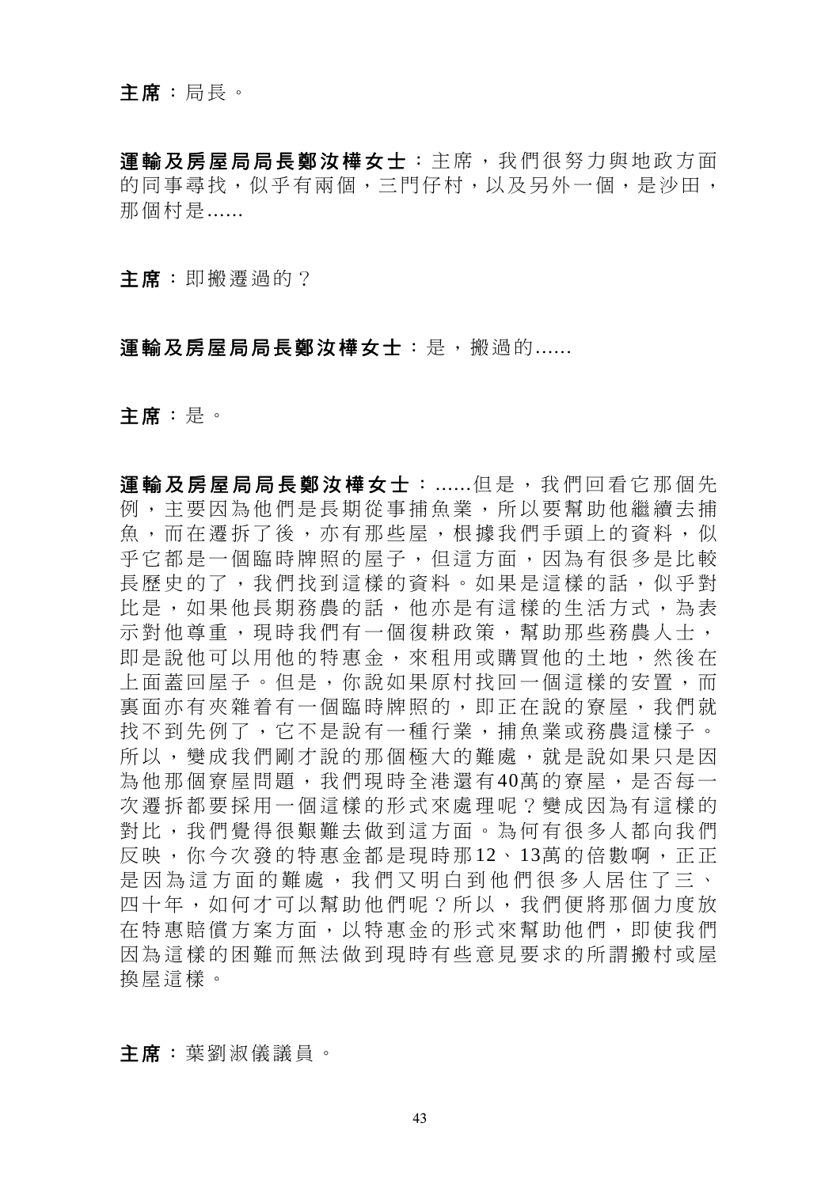**主席**：局長。

**運輸及房屋局局長鄭汝樺女士**：主席，我們很努力與地政方面的同事尋找，似乎有兩個，三門仔村，以及另外一個，是沙田，那個村是......

**主席**：即搬遷過的？

**運輸及房屋局局長鄭汝樺女士**：是，搬過的......

**主席**：是。

**運輸及房屋局局長鄭汝樺女士**：......但是，我們回看它那個先例，主要因為他們是長期從事捕魚業，所以要幫助他繼續去捕魚，而在遷拆了後，亦有那些屋，根據我們手頭上的資料，似乎它都是一個臨時牌照的屋子，但這方面，因為有很多是比較長歷史的了，我們找到這樣的資料。如果是這樣的話，似乎對比是，如果他長期務農的話，他亦是有這樣的生活方式，為表示對他尊重，現時我們有一個復耕政策，幫助那些務農人士，即是說他可以用他的特惠金，來租用或購買他的土地，然後在上面蓋回屋子。但是，你說如果原村找回一個這樣的安置，而裏面亦有夾雜着有一個臨時牌照的，即正在說的寮屋，我們就找不到先例了，它不是說有一種行業，捕魚業或務農這樣子。所以，變成我們剛才說的那個極大的難處，就是說如果只是因為他那個寮屋問題，我們現時全港還有40萬的寮屋，是否每一次遷拆都要採用一個這樣的形式來處理呢？變成因為有這樣的對比，我們覺得很艱難去做到這方面。為何有很多人都向我們反映，你今次發的特惠金都是現時那12、13萬的倍數啊，正正是因為這方面的難處，我們又明白到他們很多人居住了三、四十年，如何才可以幫助他們呢？所以，我們便將那個力度放在特惠賠償方案方面，以特惠金的形式來幫助他們，即使我們因為這樣的困難而無法做到現時有些意見要求的所謂搬村或屋換屋這樣。

**主席**：葉劉淑儀議員。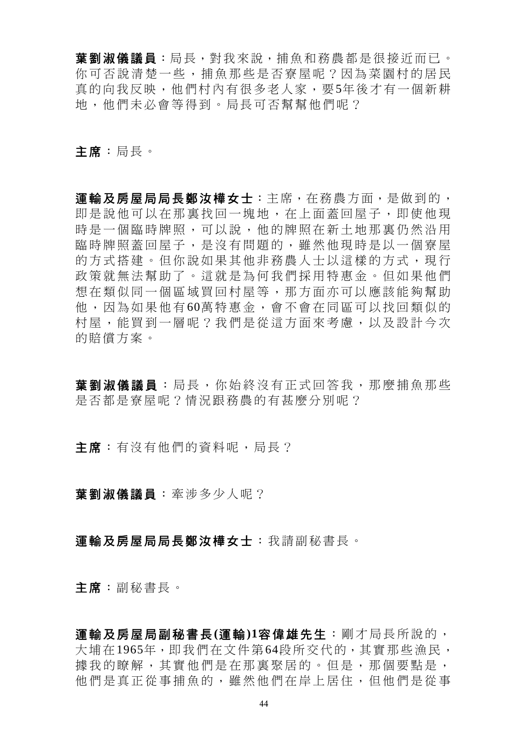**葉劉淑儀議員**：局長，對我來說，捕魚和務農都是很接近而已。你可否說清楚一些，捕魚那些是否寮屋呢？因為菜園村的居民真的向我反映，他們村內有很多老人家，要5年後才有一個新耕地，他們未必會等得到。局長可否幫幫他們呢？

**主席**：局長。

**運輸及房屋局局長鄭汝樺女士**：主席，在務農方面，是做到的，即是說他可以在那裏找回一塊地，在上面蓋回屋子，即使他現時是一個臨時牌照，可以說，他的牌照在新土地那裏仍然沿用臨時牌照蓋回屋子，是沒有問題的，雖然他現時是以一個寮屋的方式搭建。但你說如果其他非務農人士以這樣的方式，現行政策就無法幫助了。這就是為何我們採用特惠金。但如果他們想在類似同一個區域買回村屋等，那方面亦可以應該能夠幫助他，因為如果他有60萬特惠金，會不會在同區可以找回類似的村屋，能買到一層呢？我們是從這方面來考慮，以及設計今次的賠償方案。

**葉劉淑儀議員**：局長，你始終沒有正式回答我，那麼捕魚那些是否都是寮屋呢？情況跟務農的有甚麼分別呢？

**主席**：有沒有他們的資料呢，局長？

**葉劉淑儀議員**：牽涉多少人呢？

**運輸及房屋局局長鄭汝樺女士**：我請副秘書長。

**主席**：副秘書長。

**運輸及房屋局副秘書長(運輸)1容偉雄先生**：剛才局長所說的，大埔在1965年，即我們在文件第64段所交代的，其實那些漁民，據我的瞭解，其實他們是在那裏聚居的。但是，那個要點是，他們是真正從事捕魚的，雖然他們在岸上居住，但他們是從事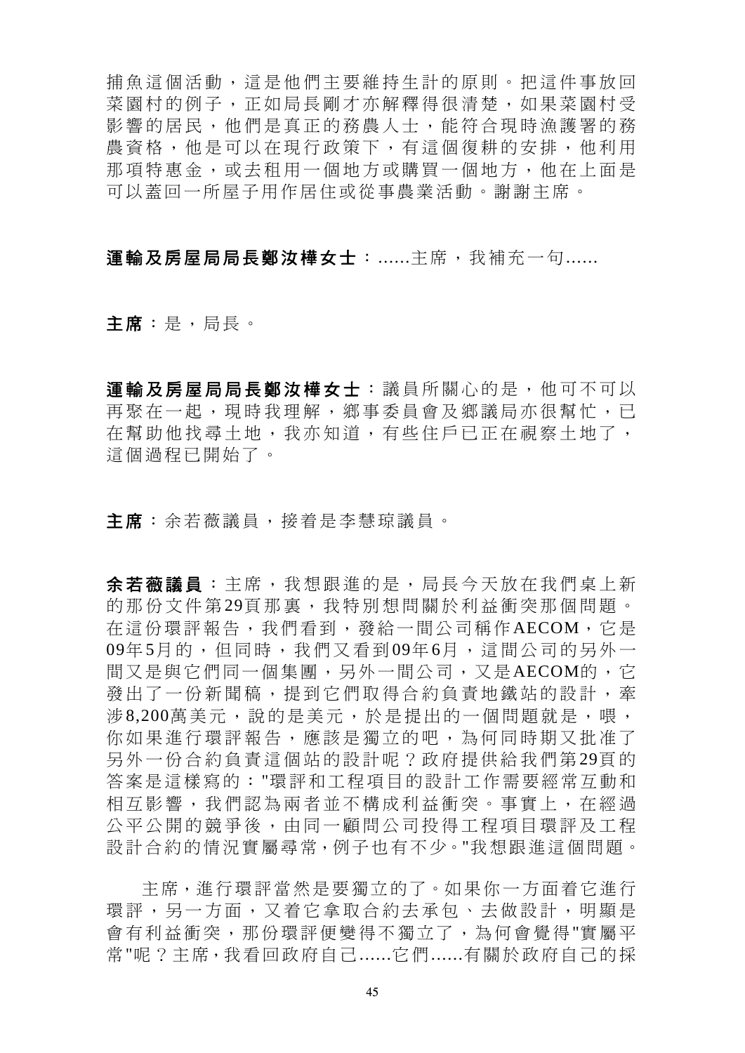捕魚這個活動，這是他們主要維持生計的原則。把這件事放回菜園村的例子，正如局長剛才亦解釋得很清楚，如果菜園村受影響的居民，他們是真正的務農人士，能符合現時漁護署的務農資格，他是可以在現行政策下，有這個復耕的安排，他利用那項特惠金，或去租用一個地方或購買一個地方，他在上面是可以蓋回一所屋子用作居住或從事農業活動。謝謝主席。

**運輸及房屋局局長鄭汝樺女士**：......主席，我補充一句......

**主席**：是，局長。

**運輸及房屋局局長鄭汝樺女士**：議員所關心的是，他可不可以再聚在一起，現時我理解，鄉事委員會及鄉議局亦很幫忙，已在幫助他找尋土地，我亦知道，有些住戶已正在視察土地了，這個過程已開始了。

**主席**：余若薇議員，接着是李慧琼議員。

**余若薇議員**：主席，我想跟進的是，局長今天放在我們桌上新的那份文件第29頁那裏，我特別想問關於利益衝突那個問題。在這份環評報告，我們看到，發給一間公司稱作AECOM，它是09年5月的，但同時，我們又看到09年6月，這間公司的另外一間又是與它們同一個集團，另外一間公司，又是AECOM的，它發出了一份新聞稿，提到它們取得合約負責地鐵站的設計，牽涉8,200萬美元，說的是美元，於是提出的一個問題就是，喂，你如果進行環評報告，應該是獨立的吧，為何同時期又批准了另外一份合約負責這個站的設計呢？政府提供給我們第29頁的答案是這樣寫的："環評和工程項目的設計工作需要經常互動和相互影響，我們認為兩者並不構成利益衝突。事實上，在經過公平公開的競爭後，由同一顧問公司投得工程項目環評及工程設計合約的情況實屬尋常，例子也有不少。"我想跟進這個問題。

主席，進行環評當然是要獨立的了。如果你一方面着它進行環評，另一方面，又着它拿取合約去承包、去做設計，明顯是會有利益衝突，那份環評便變得不獨立了，為何會覺得"實屬平常"呢？主席，我看回政府自己......它們......有關於政府自己的採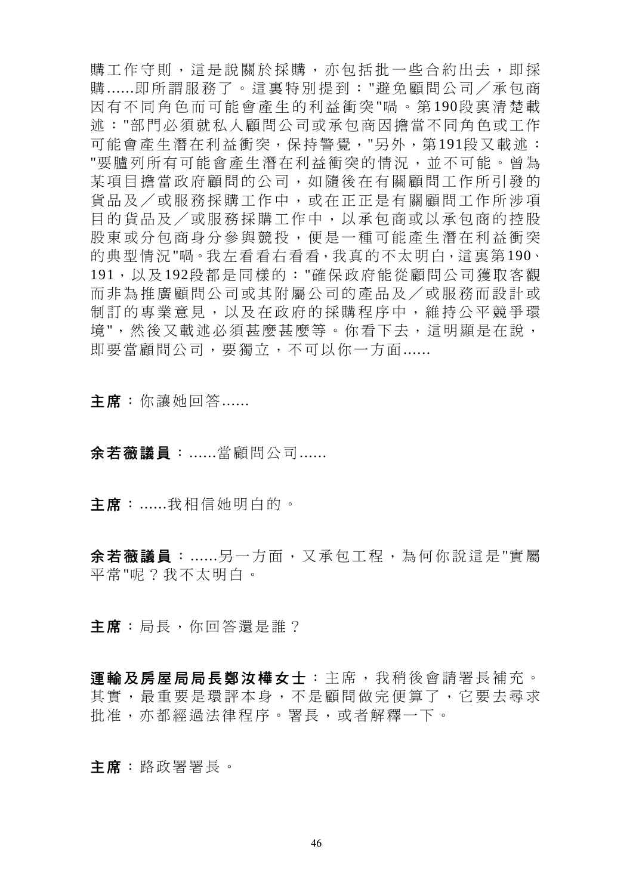購工作守則，這是說關於採購，亦包括批一些合約出去，即採購......即所謂服務了。這裏特別提到："避免顧問公司／承包商因有不同角色而可能會產生的利益衝突"喎。第190段裏清楚載述："部門必須就私人顧問公司或承包商因擔當不同角色或工作可能會產生潛在利益衝突，保持警覺，"另外，第191段又載述："要臚列所有可能會產生潛在利益衝突的情況，並不可能。曾為某項目擔當政府顧問的公司，如隨後在有關顧問工作所引發的貨品及／或服務採購工作中，或在正正是有關顧問工作所涉項目的貨品及／或服務採購工作中，以承包商或以承包商的控股股東或分包商身分參與競投，便是一種可能產生潛在利益衝突的典型情況"喎。我左看看右看看，我真的不太明白，這裏第190、191，以及192段都是同樣的："確保政府能從顧問公司獲取客觀而非為推廣顧問公司或其附屬公司的產品及／或服務而設計或制訂的專業意見，以及在政府的採購程序中，維持公平競爭環境"，然後又載述必須甚麼甚麼等。你看下去，這明顯是在說，即要當顧問公司，要獨立，不可以你一方面......

**主席**：你讓她回答......

**余若薇議員**：......當顧問公司......

**主席**：......我相信她明白的。

**余若薇議員**：......另一方面，又承包工程，為何你說這是"實屬平常"呢？我不太明白。

**主席**：局長，你回答還是誰？

**運輸及房屋局局長鄭汝樺女士**：主席，我稍後會請署長補充。其實，最重要是環評本身，不是顧問做完便算了，它要去尋求批准，亦都經過法律程序。署長，或者解釋一下。

**主席**：路政署署長。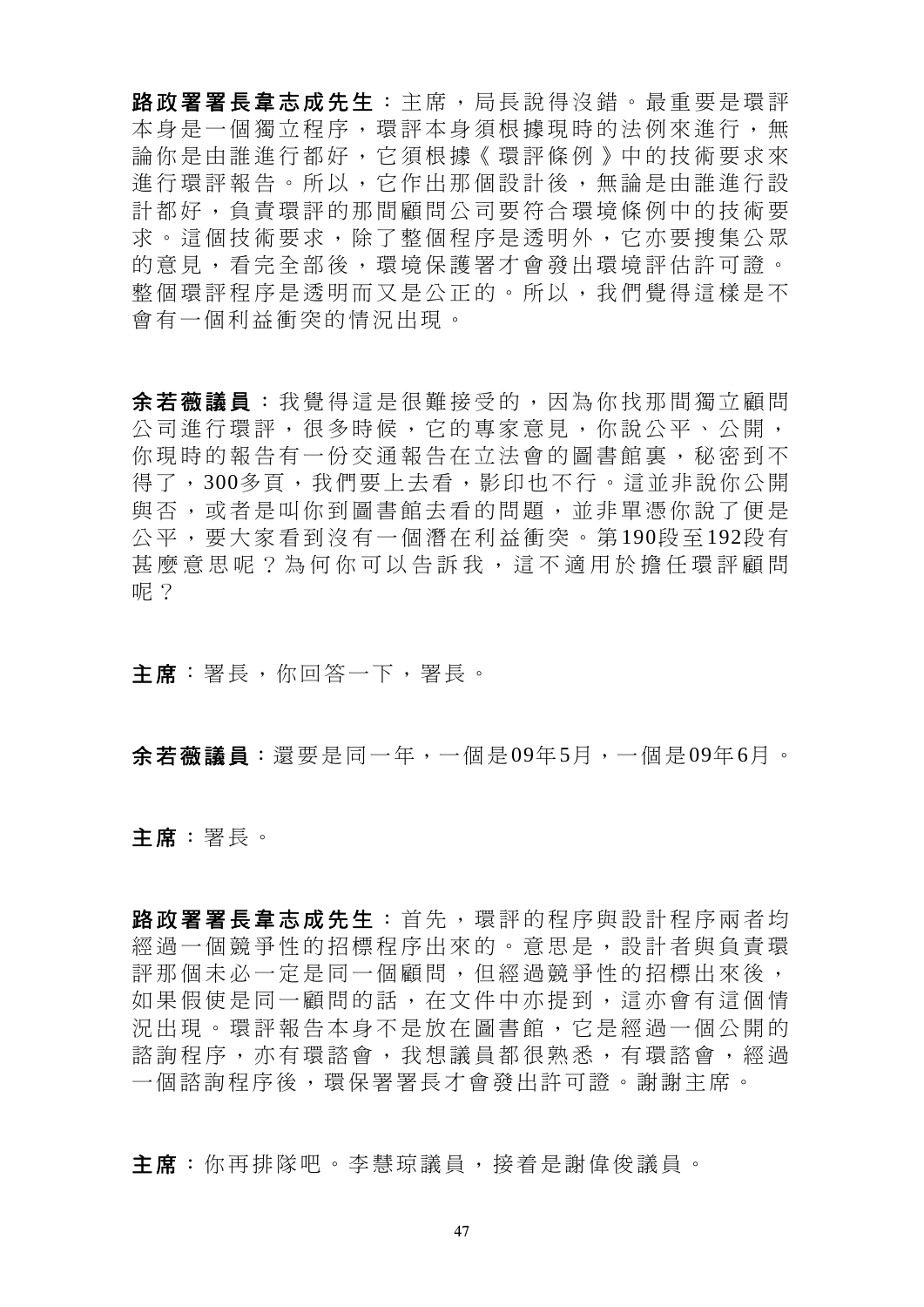**路政署署長韋志成先生**：主席，局長說得沒錯。最重要是環評本身是一個獨立程序，環評本身須根據現時的法例來進行，無論你是由誰進行都好，它須根據《環評條例》中的技術要求來進行環評報告。所以，它作出那個設計後，無論是由誰進行設計都好，負責環評的那間顧問公司要符合環境條例中的技術要求。這個技術要求，除了整個程序是透明外，它亦要搜集公眾的意見，看完全部後，環境保護署才會發出環境評估許可證。整個環評程序是透明而又是公正的。所以，我們覺得這樣是不會有一個利益衝突的情況出現。

**余若薇議員**：我覺得這是很難接受的，因為你找那間獨立顧問公司進行環評，很多時候，它的專家意見，你說公平、公開，你現時的報告有一份交通報告在立法會的圖書館裏，秘密到不得了，300多頁，我們要上去看，影印也不行。這並非說你公開與否，或者是叫你到圖書館去看的問題，並非單憑你說了便是公平，要大家看到沒有一個潛在利益衝突。第190段至192段有甚麼意思呢？為何你可以告訴我，這不適用於擔任環評顧問呢？

**主席**：署長，你回答一下，署長。

**余若薇議員**：還要是同一年，一個是09年5月，一個是09年6月。

**主席**：署長。

**路政署署長韋志成先生**：首先，環評的程序與設計程序兩者均經過一個競爭性的招標程序出來的。意思是，設計者與負責環評那個未必一定是同一個顧問，但經過競爭性的招標出來後，如果假使是同一顧問的話，在文件中亦提到，這亦會有這個情況出現。環評報告本身不是放在圖書館，它是經過一個公開的諮詢程序，亦有環諮會，我想議員都很熟悉，有環諮會，經過一個諮詢程序後，環保署署長才會發出許可證。謝謝主席。

**主席**：你再排隊吧。李慧琼議員，接着是謝偉俊議員。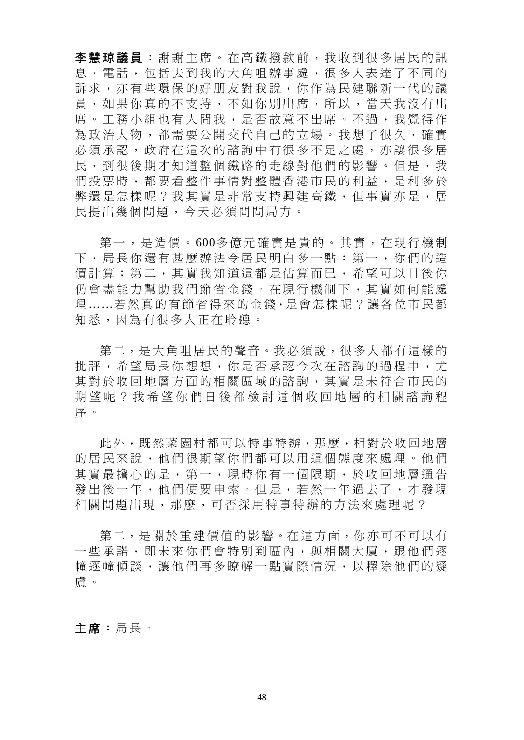**李慧琼議員**：謝謝主席。在高鐵撥款前，我收到很多居民的訊息、電話，包括去到我的大角咀辦事處，很多人表達了不同的訴求，亦有些環保的好朋友對我說，你作為民建聯新一代的議員，如果你真的不支持，不如你別出席，所以，當天我沒有出席。工務小組也有人問我，是否故意不出席。不過，我覺得作為政治人物，都需要公開交代自己的立場。我想了很久，確實必須承認，政府在這次的諮詢中有很多不足之處，亦讓很多居民，到很後期才知道整個鐵路的走線對他們的影響。但是，我們投票時，都要看整件事情對整體香港市民的利益，是利多於弊還是怎樣呢？我其實是非常支持興建高鐵，但事實亦是，居民提出幾個問題，今天必須問問局方。

第一，是造價。600多億元確實是貴的。其實，在現行機制下，局長你還有甚麼辦法令居民明白多一點：第一，你們的造價計算；第二，其實我知道這都是估算而已，希望可以日後你仍會盡能力幫助我們節省金錢。在現行機制下，其實如何能處理……若然真的有節省得來的金錢，是會怎樣呢？讓各位市民都知悉，因為有很多人正在聆聽。

第二，是大角咀居民的聲音。我必須說，很多人都有這樣的批評，希望局長你想想，你是否承認今次在諮詢的過程中，尤其對於收回地層方面的相關區域的諮詢，其實是未符合市民的期望呢？我希望你們日後都檢討這個收回地層的相關諮詢程序。

此外，既然菜園村都可以特事特辦，那麼，相對於收回地層的居民來說，他們很期望你們都可以用這個態度來處理。他們其實最擔心的是，第一，現時你有一個限期，於收回地層通告發出後一年，他們便要申索。但是，若然一年過去了，才發現相關問題出現，那麼，可否採用特事特辦的方法來處理呢？

第二，是關於重建價值的影響。在這方面，你亦可不可以有一些承諾，即未來你們會特別到區內，與相關大廈，跟他們逐幢逐幢傾談，讓他們再多瞭解一點實際情況，以釋除他們的疑慮。

**主席**：局長。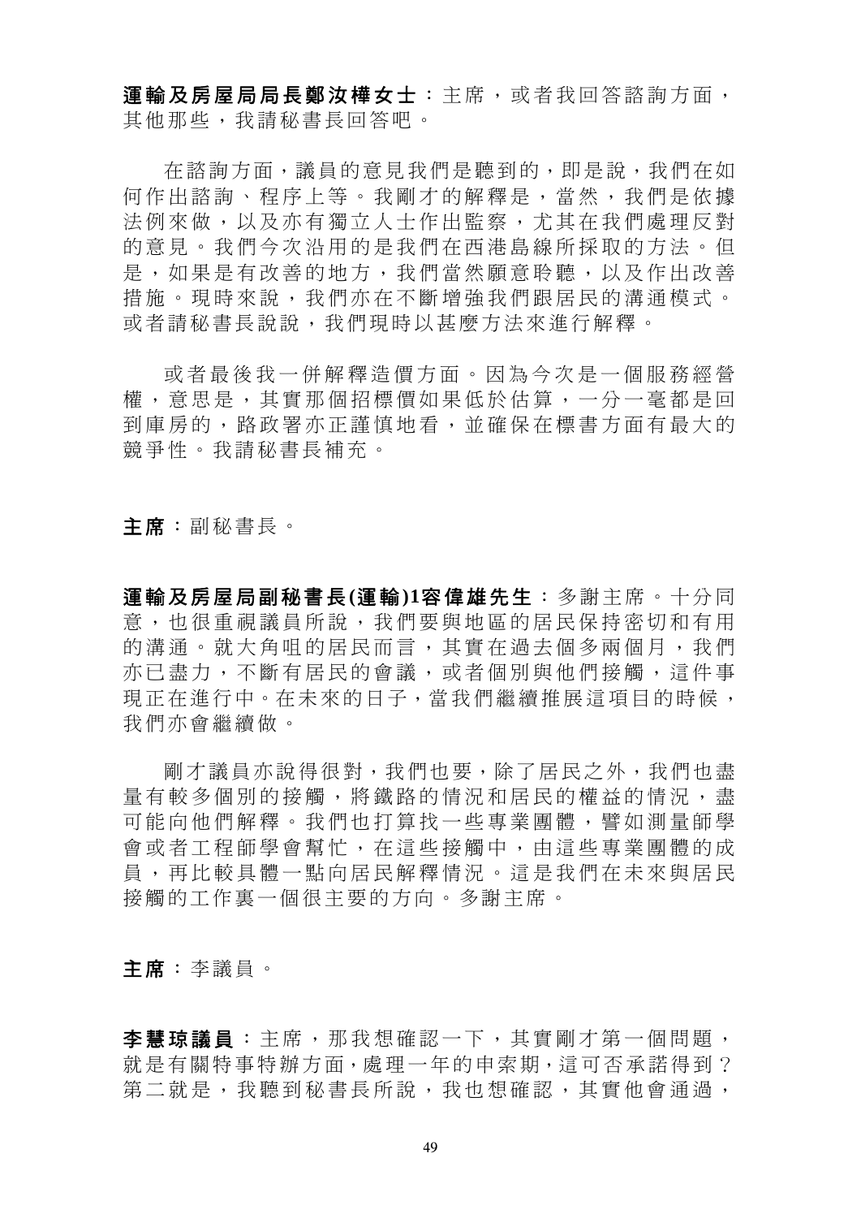**運輸及房屋局局長鄭汝樺女士**：主席，或者我回答諮詢方面，其他那些，我請秘書長回答吧。

在諮詢方面，議員的意見我們是聽到的，即是說，我們在如何作出諮詢、程序上等。我剛才的解釋是，當然，我們是依據法例來做，以及亦有獨立人士作出監察，尤其在我們處理反對的意見。我們今次沿用的是我們在西港島線所採取的方法。但是，如果是有改善的地方，我們當然願意聆聽，以及作出改善措施。現時來說，我們亦在不斷增強我們跟居民的溝通模式。或者請秘書長說說，我們現時以甚麼方法來進行解釋。

或者最後我一併解釋造價方面。因為今次是一個服務經營權，意思是，其實那個招標價如果低於估算，一分一毫都是回到庫房的，路政署亦正謹慎地看，並確保在標書方面有最大的競爭性。我請秘書長補充。

**主席**：副秘書長。

**運輸及房屋局副秘書長(運輸)1容偉雄先生**：多謝主席。十分同意，也很重視議員所說，我們要與地區的居民保持密切和有用的溝通。就大角咀的居民而言，其實在過去個多兩個月，我們亦已盡力，不斷有居民的會議，或者個別與他們接觸，這件事現正在進行中。在未來的日子，當我們繼續推展這項目的時候，我們亦會繼續做。

剛才議員亦說得很對，我們也要，除了居民之外，我們也盡量有較多個別的接觸，將鐵路的情況和居民的權益的情況，盡可能向他們解釋。我們也打算找一些專業團體，譬如測量師學會或者工程師學會幫忙，在這些接觸中，由這些專業團體的成員，再比較具體一點向居民解釋情況。這是我們在未來與居民接觸的工作裏一個很主要的方向。多謝主席。

**主席**：李議員。

**李慧琼議員**：主席，那我想確認一下，其實剛才第一個問題，就是有關特事特辦方面，處理一年的申索期，這可否承諾得到？第二就是，我聽到秘書長所說，我也想確認，其實他會通過，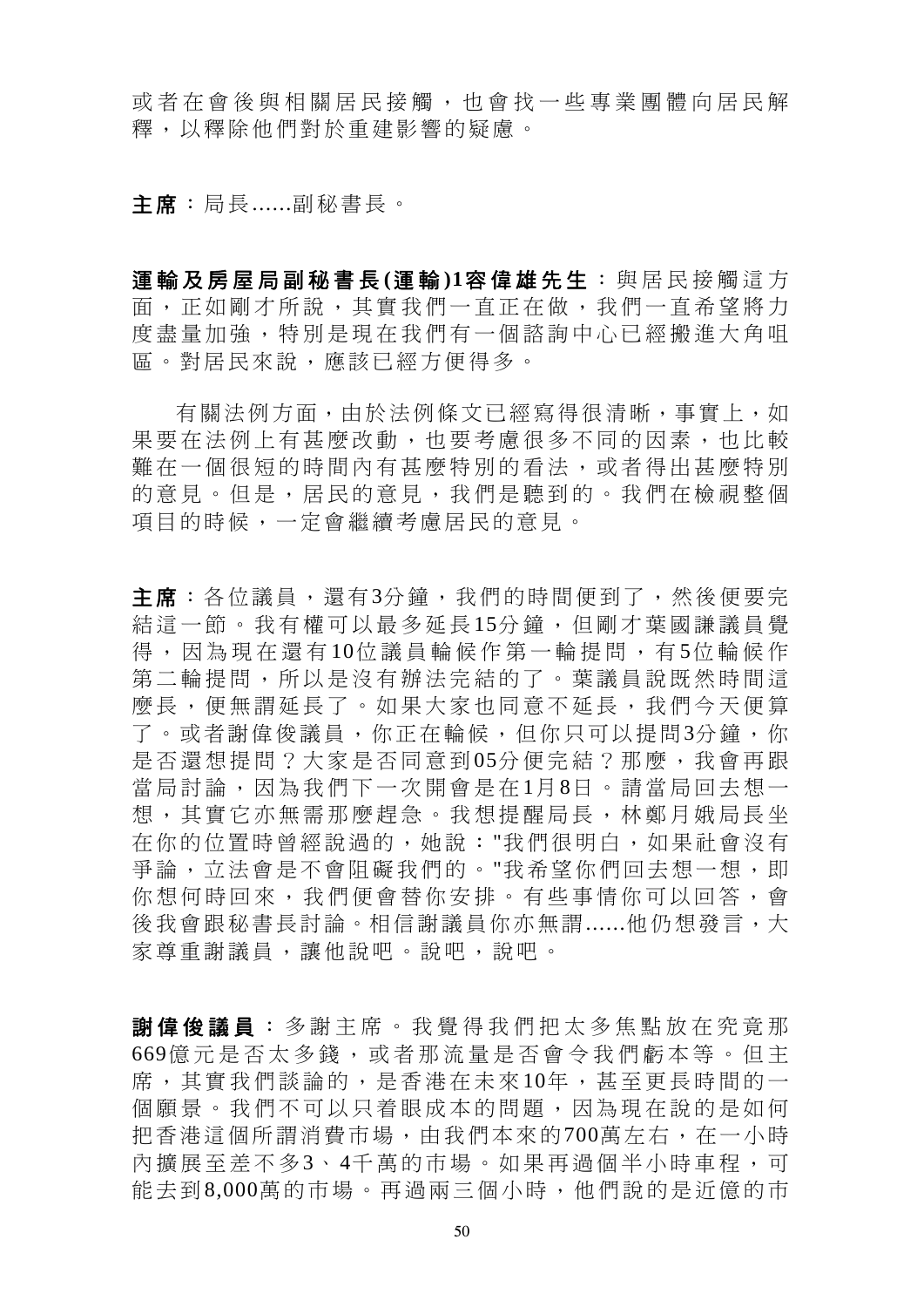或者在會後與相關居民接觸，也會找一些專業團體向居民解釋，以釋除他們對於重建影響的疑慮。

**主席**：局長......副秘書長。

**運輸及房屋局副秘書長(運輸)1容偉雄先生**：與居民接觸這方面，正如剛才所說，其實我們一直正在做，我們一直希望將力度盡量加強，特別是現在我們有一個諮詢中心已經搬進大角咀區。對居民來說，應該已經方便得多。

有關法例方面，由於法例條文已經寫得很清晰，事實上，如果要在法例上有甚麼改動，也要考慮很多不同的因素，也比較難在一個很短的時間內有甚麼特別的看法，或者得出甚麼特別的意見。但是，居民的意見，我們是聽到的。我們在檢視整個項目的時候，一定會繼續考慮居民的意見。

**主席**：各位議員，還有3分鐘，我們的時間便到了，然後便要完結這一節。我有權可以最多延長15分鐘，但剛才葉國謙議員覺得，因為現在還有10位議員輪候作第一輪提問，有5位輪候作第二輪提問，所以是沒有辦法完結的了。葉議員說既然時間這麼長，便無謂延長了。如果大家也同意不延長，我們今天便算了。或者謝偉俊議員，你正在輪候，但你只可以提問3分鐘，你是否還想提問？大家是否同意到05分便完結？那麼，我會再跟當局討論，因為我們下一次開會是在1月8日。請當局回去想一想，其實它亦無需那麼趕急。我想提醒局長，林鄭月娥局長坐在你的位置時曾經說過的，她說："我們很明白，如果社會沒有爭論，立法會是不會阻礙我們的。"我希望你們回去想一想，即你想何時回來，我們便會替你安排。有些事情你可以回答，會後我會跟秘書長討論。相信謝議員你亦無謂......他仍想發言，大家尊重謝議員，讓他說吧。說吧，說吧。

**謝偉俊議員**：多謝主席。我覺得我們把太多焦點放在究竟那669億元是否太多錢，或者那流量是否會令我們虧本等。但主席，其實我們談論的，是香港在未來10年，甚至更長時間的一個願景。我們不可以只着眼成本的問題，因為現在說的是如何把香港這個所謂消費市場，由我們本來的700萬左右，在一小時內擴展至差不多3、4千萬的市場。如果再過個半小時車程，可能去到8,000萬的市場。再過兩三個小時，他們說的是近億的市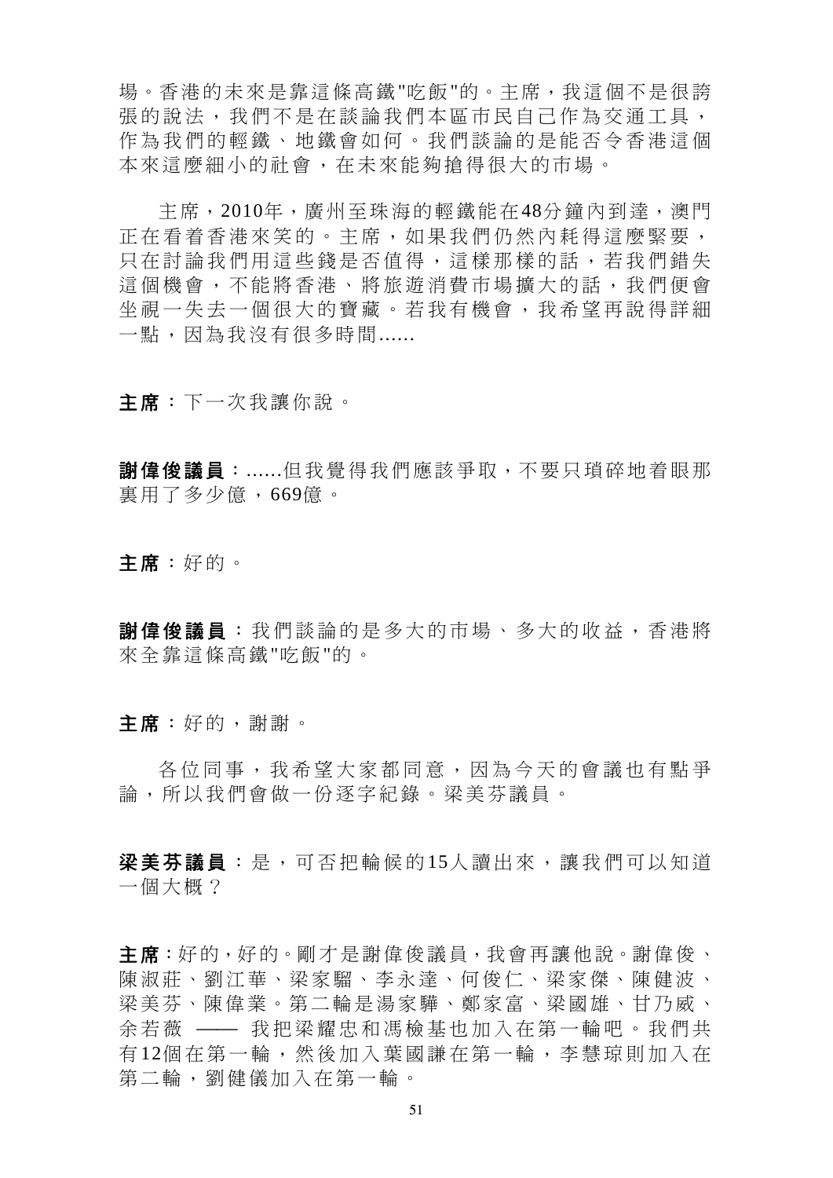場。香港的未來是靠這條高鐵"吃飯"的。主席，我這個不是很誇張的說法，我們不是在談論我們本區市民自己作為交通工具，作為我們的輕鐵、地鐵會如何。我們談論的是能否令香港這個本來這麼細小的社會，在未來能夠搶得很大的市場。

主席，2010年，廣州至珠海的輕鐵能在48分鐘內到達，澳門正在看着香港來笑的。主席，如果我們仍然內耗得這麼緊要，只在討論我們用這些錢是否值得，這樣那樣的話，若我們錯失這個機會，不能將香港、將旅遊消費市場擴大的話，我們便會坐視一失去一個很大的寶藏。若我有機會，我希望再說得詳細一點，因為我沒有很多時間......

**主席**：下一次我讓你說。

**謝偉俊議員**：......但我覺得我們應該爭取，不要只瑣碎地着眼那裏用了多少億，669億。

**主席**：好的。

**謝偉俊議員**：我們談論的是多大的市場、多大的收益，香港將來全靠這條高鐵"吃飯"的。

**主席**：好的，謝謝。

各位同事，我希望大家都同意，因為今天的會議也有點爭論，所以我們會做一份逐字紀錄。梁美芬議員。

**梁美芬議員**：是，可否把輪候的15人讀出來，讓我們可以知道一個大概？

**主席**：好的，好的。剛才是謝偉俊議員，我會再讓他說。謝偉俊、陳淑莊、劉江華、梁家騮、李永達、何俊仁、梁家傑、陳健波、梁美芬、陳偉業。第二輪是湯家驊、鄭家富、梁國雄、甘乃威、余若薇 —— 我把梁耀忠和馮檢基也加入在第一輪吧。我們共有12個在第一輪，然後加入葉國謙在第一輪，李慧琼則加入在第二輪，劉健儀加入在第一輪。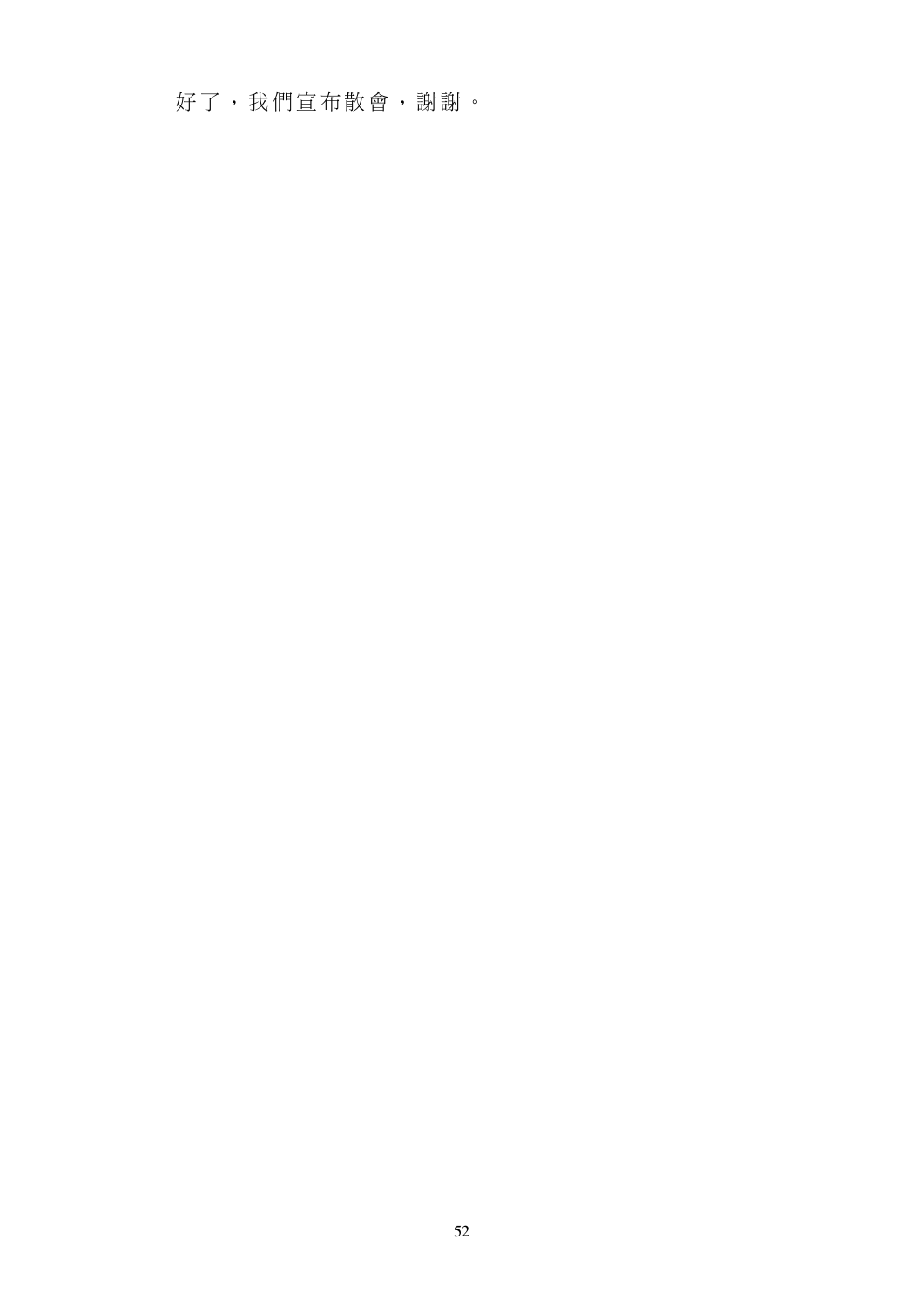好了，我們宣布散會，謝謝。